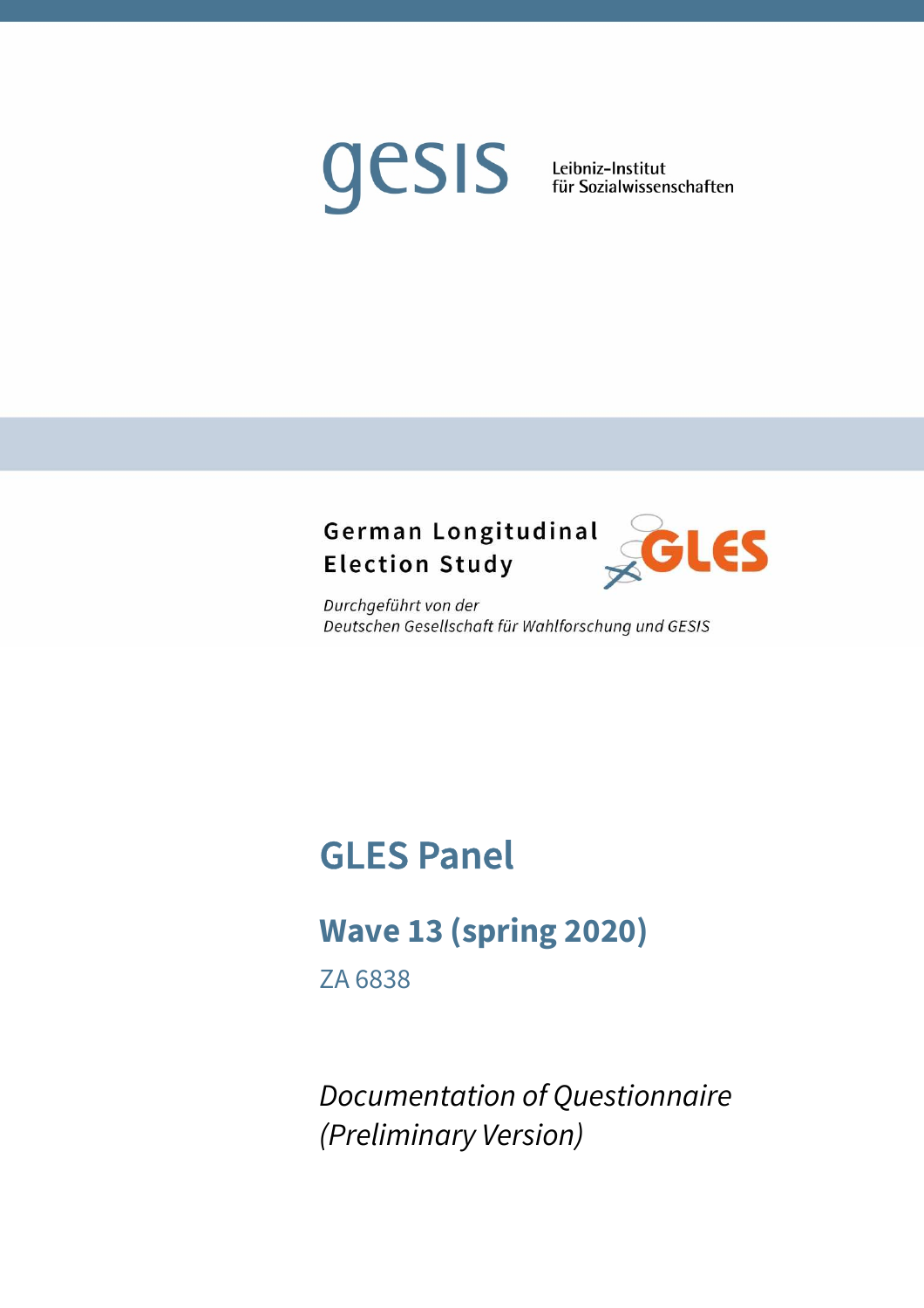gesis

Leibniz-Institut
für Sozialwissenschaften

German Longitudinal
Election Study

GLES

*Durchgeführt von der*
*Deutschen Gesellschaft für Wahlforschung und GESIS*

# GLES Panel

## Wave 13 (spring 2020)

ZA 6838

*Documentation of Questionnaire*
*(Preliminary Version)*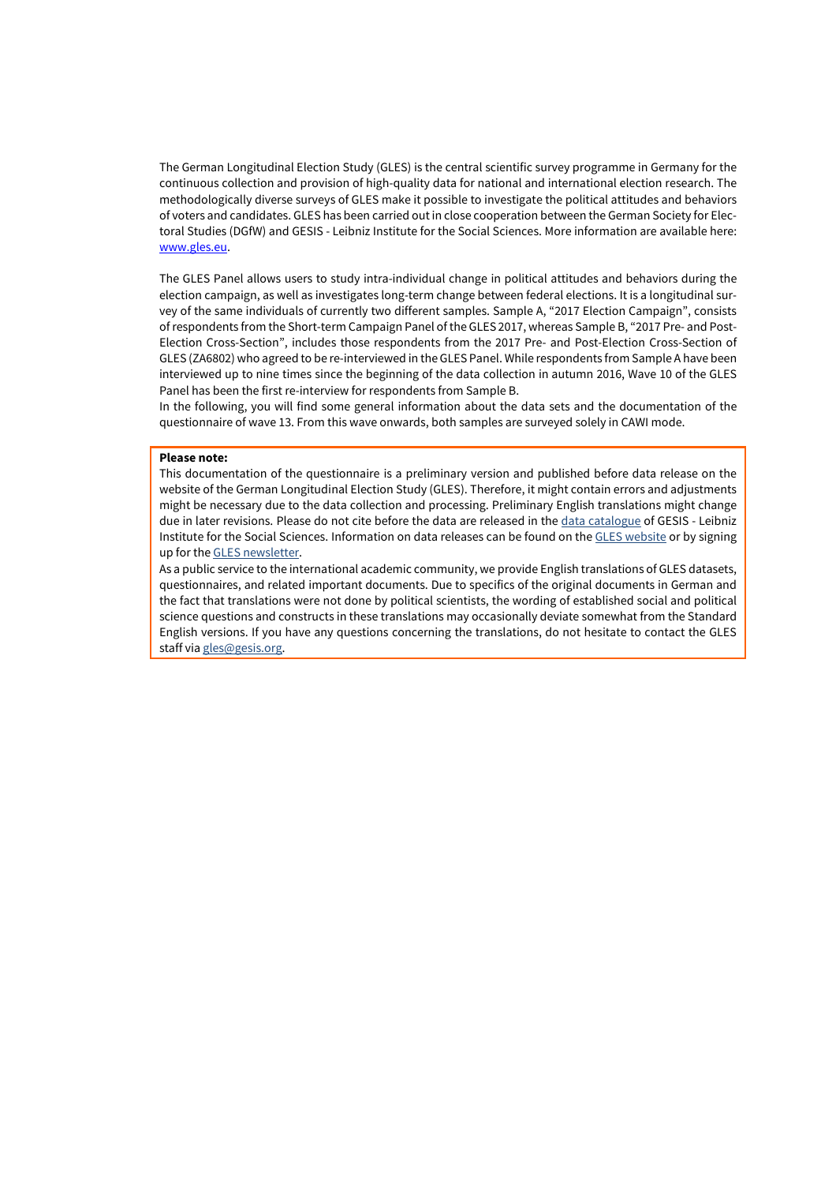The German Longitudinal Election Study (GLES) is the central scientific survey programme in Germany for the continuous collection and provision of high-quality data for national and international election research. The methodologically diverse surveys of GLES make it possible to investigate the political attitudes and behaviors of voters and candidates. GLES has been carried out in close cooperation between the German Society for Electoral Studies (DGfW) and GESIS - Leibniz Institute for the Social Sciences. More information are available here: [www.gles.eu](www.gles.eu).

The GLES Panel allows users to study intra-individual change in political attitudes and behaviors during the election campaign, as well as investigates long-term change between federal elections. It is a longitudinal survey of the same individuals of currently two different samples. Sample A, "2017 Election Campaign", consists of respondents from the Short-term Campaign Panel of the GLES 2017, whereas Sample B, "2017 Pre- and Post-Election Cross-Section", includes those respondents from the 2017 Pre- and Post-Election Cross-Section of GLES (ZA6802) who agreed to be re-interviewed in the GLES Panel. While respondents from Sample A have been interviewed up to nine times since the beginning of the data collection in autumn 2016, Wave 10 of the GLES Panel has been the first re-interview for respondents from Sample B.
In the following, you will find some general information about the data sets and the documentation of the questionnaire of wave 13. From this wave onwards, both samples are surveyed solely in CAWI mode.

**Please note:**
This documentation of the questionnaire is a preliminary version and published before data release on the website of the German Longitudinal Election Study (GLES). Therefore, it might contain errors and adjustments might be necessary due to the data collection and processing. Preliminary English translations might change due in later revisions. Please do not cite before the data are released in the data catalogue of GESIS - Leibniz Institute for the Social Sciences. Information on data releases can be found on the GLES website or by signing up for the GLES newsletter.
As a public service to the international academic community, we provide English translations of GLES datasets, questionnaires, and related important documents. Due to specifics of the original documents in German and the fact that translations were not done by political scientists, the wording of established social and political science questions and constructs in these translations may occasionally deviate somewhat from the Standard English versions. If you have any questions concerning the translations, do not hesitate to contact the GLES staff via gles@gesis.org.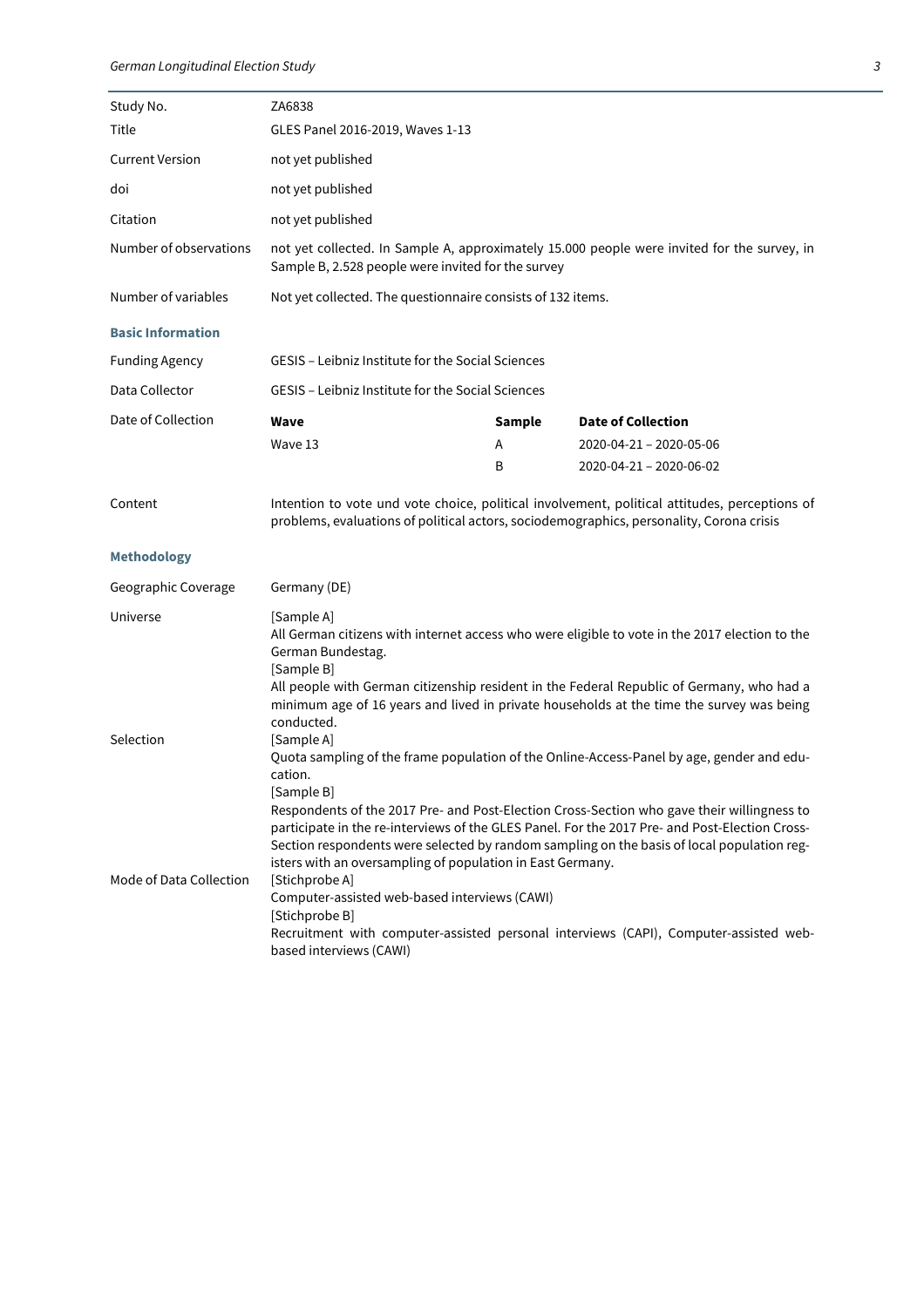| | |
|---|---|
| Study No. | ZA6838 |
| Title | GLES Panel 2016-2019, Waves 1-13 |
| Current Version | not yet published |
| doi | not yet published |
| Citation | not yet published |
| Number of observations | not yet collected. In Sample A, approximately 15.000 people were invited for the survey, in Sample B, 2.528 people were invited for the survey |
| Number of variables | Not yet collected. The questionnaire consists of 132 items. |

**Basic Information**

| | |
|---|---|
| Funding Agency | GESIS – Leibniz Institute for the Social Sciences |
| Data Collector | GESIS – Leibniz Institute for the Social Sciences |

Date of Collection

| Wave | Sample | Date of Collection |
|---|---|---|
| Wave 13 | A | 2020-04-21 – 2020-05-06 |
| | B | 2020-04-21 – 2020-06-02 |

| | |
|---|---|
| Content | Intention to vote und vote choice, political involvement, political attitudes, perceptions of problems, evaluations of political actors, sociodemographics, personality, Corona crisis |

**Methodology**

| | |
|---|---|
| Geographic Coverage | Germany (DE) |
| Universe | [Sample A] All German citizens with internet access who were eligible to vote in the 2017 election to the German Bundestag. [Sample B] All people with German citizenship resident in the Federal Republic of Germany, who had a minimum age of 16 years and lived in private households at the time the survey was being conducted. |
| Selection | [Sample A] Quota sampling of the frame population of the Online-Access-Panel by age, gender and education. [Sample B] Respondents of the 2017 Pre- and Post-Election Cross-Section who gave their willingness to participate in the re-interviews of the GLES Panel. For the 2017 Pre- and Post-Election Cross-Section respondents were selected by random sampling on the basis of local population registers with an oversampling of population in East Germany. |
| Mode of Data Collection | [Stichprobe A] Computer-assisted web-based interviews (CAWI) [Stichprobe B] Recruitment with computer-assisted personal interviews (CAPI), Computer-assisted web-based interviews (CAWI) |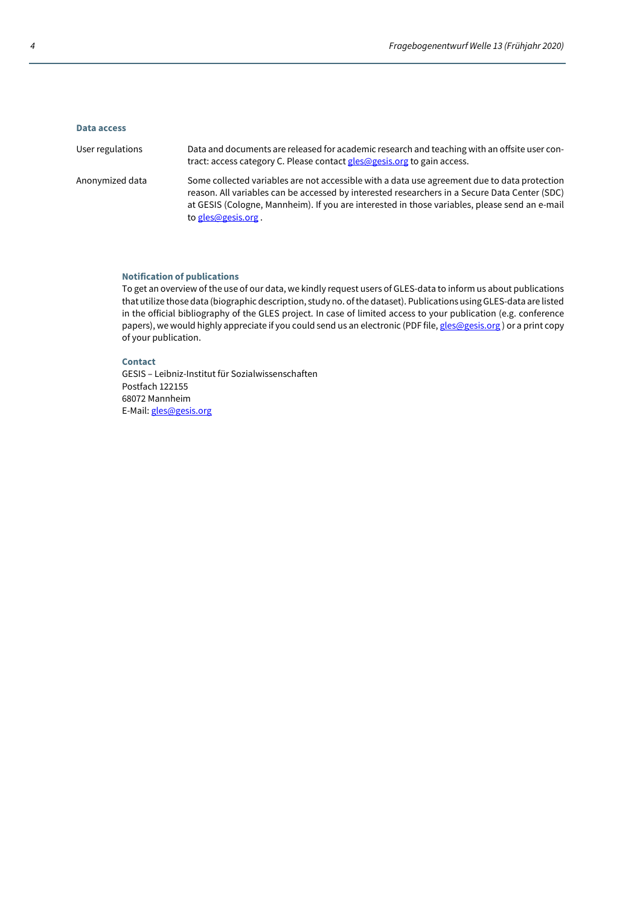**Data access**

| | |
|---|---|
| User regulations | Data and documents are released for academic research and teaching with an offsite user contract: access category C. Please contact gles@gesis.org to gain access. |
| Anonymized data | Some collected variables are not accessible with a data use agreement due to data protection reason. All variables can be accessed by interested researchers in a Secure Data Center (SDC) at GESIS (Cologne, Mannheim). If you are interested in those variables, please send an e-mail to gles@gesis.org . |

**Notification of publications**

To get an overview of the use of our data, we kindly request users of GLES-data to inform us about publications that utilize those data (biographic description, study no. of the dataset). Publications using GLES-data are listed in the official bibliography of the GLES project. In case of limited access to your publication (e.g. conference papers), we would highly appreciate if you could send us an electronic (PDF file, gles@gesis.org ) or a print copy of your publication.

**Contact**

GESIS – Leibniz-Institut für Sozialwissenschaften
Postfach 122155
68072 Mannheim
E-Mail: gles@gesis.org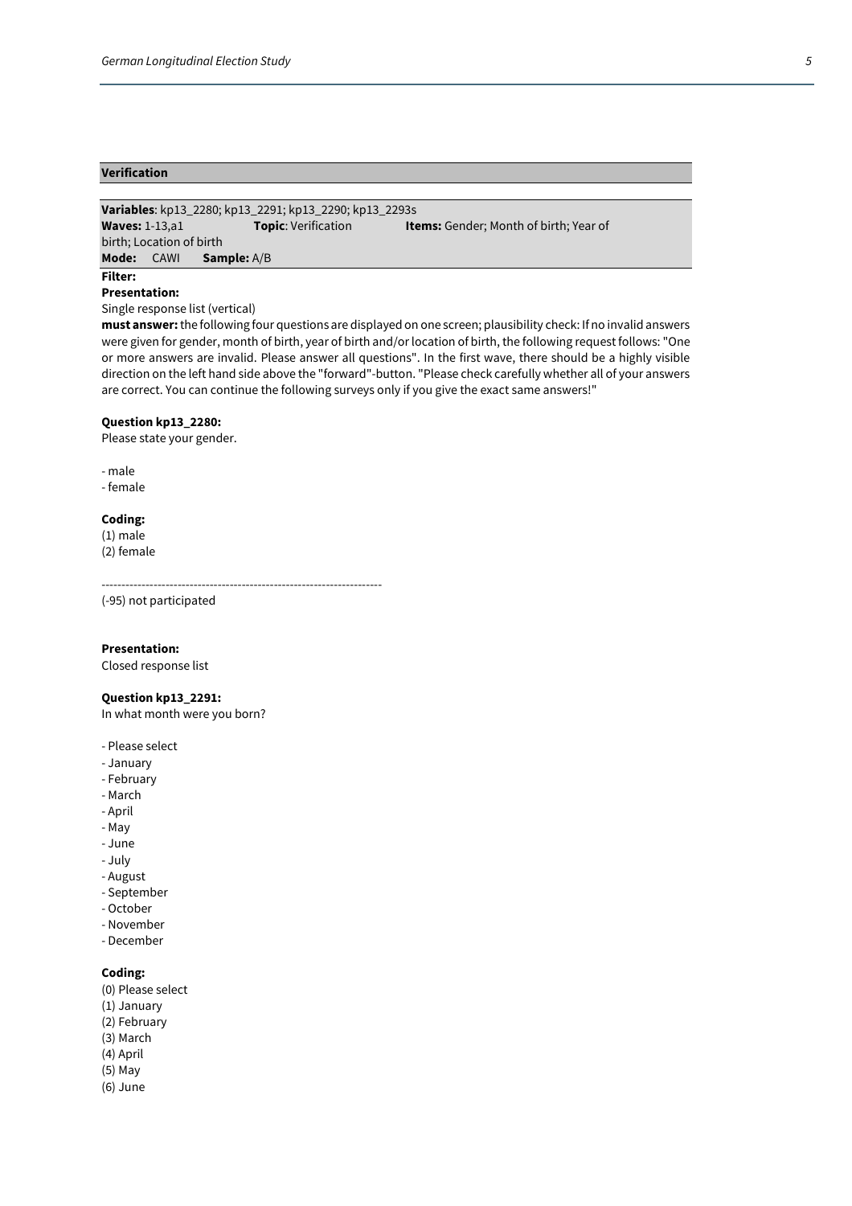## Verification

**Variables**: kp13_2280; kp13_2291; kp13_2290; kp13_2293s
**Waves:** 1-13,a1 **Topic**: Verification **Items:** Gender; Month of birth; Year of birth; Location of birth
**Mode:** CAWI **Sample:** A/B

**Filter:**

**Presentation:**
Single response list (vertical)
**must answer:** the following four questions are displayed on one screen; plausibility check: If no invalid answers were given for gender, month of birth, year of birth and/or location of birth, the following request follows: "One or more answers are invalid. Please answer all questions". In the first wave, there should be a highly visible direction on the left hand side above the "forward"-button. "Please check carefully whether all of your answers are correct. You can continue the following surveys only if you give the exact same answers!"

**Question kp13_2280:**
Please state your gender.

- male
- female

**Coding:**
(1) male
(2) female

----------------------------------------------------------------------
(-95) not participated

**Presentation:**
Closed response list

**Question kp13_2291:**
In what month were you born?

- Please select
- January
- February
- March
- April
- May
- June
- July
- August
- September
- October
- November
- December

**Coding:**
(0) Please select
(1) January
(2) February
(3) March
(4) April
(5) May
(6) June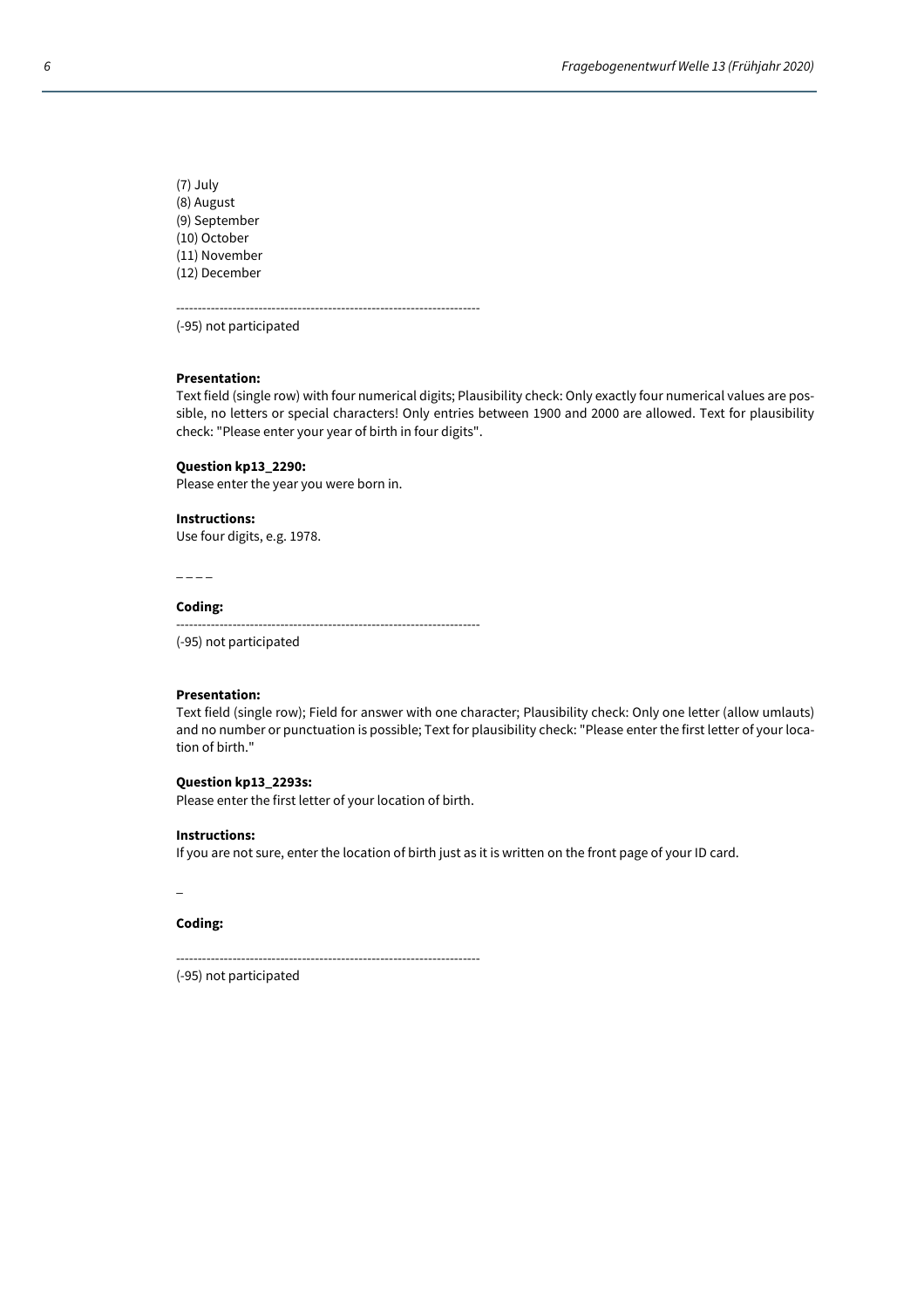(7) July
(8) August
(9) September
(10) October
(11) November
(12) December

--------------------------------------------------------------------
(-95) not participated

**Presentation:**
Text field (single row) with four numerical digits; Plausibility check: Only exactly four numerical values are possible, no letters or special characters! Only entries between 1900 and 2000 are allowed. Text for plausibility check: "Please enter your year of birth in four digits".

**Question kp13_2290:**
Please enter the year you were born in.

**Instructions:**
Use four digits, e.g. 1978.

_ _ _ _

**Coding:**
--------------------------------------------------------------------
(-95) not participated

**Presentation:**
Text field (single row); Field for answer with one character; Plausibility check: Only one letter (allow umlauts) and no number or punctuation is possible; Text for plausibility check: "Please enter the first letter of your location of birth."

**Question kp13_2293s:**
Please enter the first letter of your location of birth.

**Instructions:**
If you are not sure, enter the location of birth just as it is written on the front page of your ID card.

_

**Coding:**

--------------------------------------------------------------------
(-95) not participated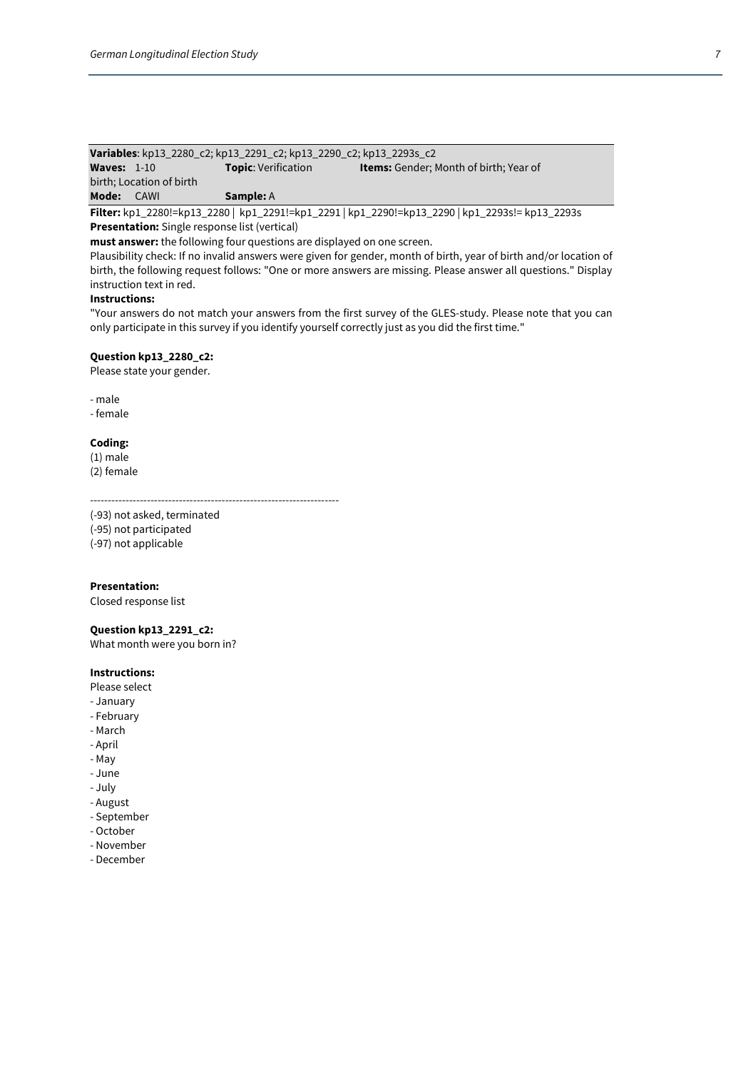**Variables**: kp13_2280_c2; kp13_2291_c2; kp13_2290_c2; kp13_2293s_c2
**Waves:** 1-10 **Topic**: Verification **Items:** Gender; Month of birth; Year of birth; Location of birth
**Mode:** CAWI **Sample:** A

**Filter:** kp1_2280!=kp13_2280 | kp1_2291!=kp1_2291 | kp1_2290!=kp13_2290 | kp1_2293s!= kp13_2293s
**Presentation:** Single response list (vertical)
**must answer:** the following four questions are displayed on one screen.
Plausibility check: If no invalid answers were given for gender, month of birth, year of birth and/or location of birth, the following request follows: "One or more answers are missing. Please answer all questions." Display instruction text in red.
**Instructions:**
"Your answers do not match your answers from the first survey of the GLES-study. Please note that you can only participate in this survey if you identify yourself correctly just as you did the first time."

**Question kp13_2280_c2:**
Please state your gender.

- male
- female

**Coding:**
(1) male
(2) female

----------------------------------------------------------------------
(-93) not asked, terminated
(-95) not participated
(-97) not applicable

**Presentation:**
Closed response list

**Question kp13_2291_c2:**
What month were you born in?

**Instructions:**
Please select
- January
- February
- March
- April
- May
- June
- July
- August
- September
- October
- November
- December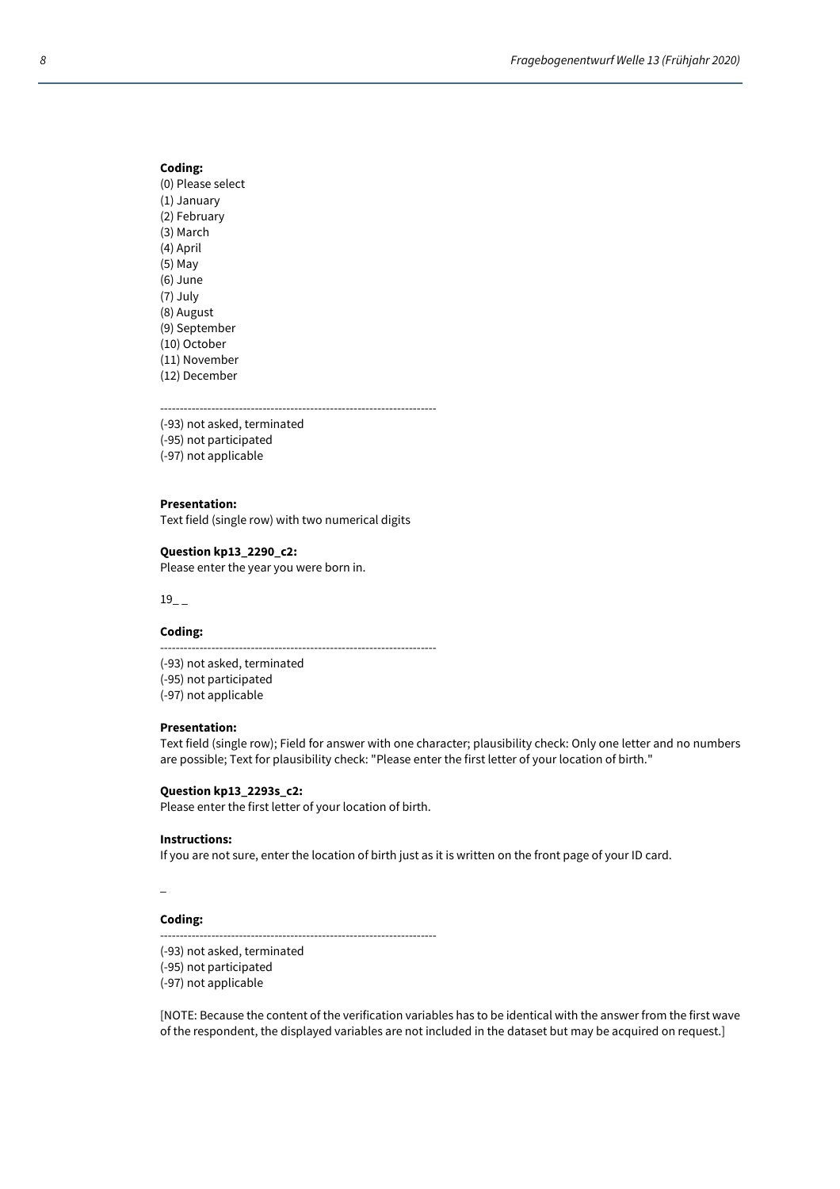**Coding:**
(0) Please select
(1) January
(2) February
(3) March
(4) April
(5) May
(6) June
(7) July
(8) August
(9) September
(10) October
(11) November
(12) December

---

(-93) not asked, terminated
(-95) not participated
(-97) not applicable

**Presentation:**
Text field (single row) with two numerical digits

**Question kp13_2290_c2:**
Please enter the year you were born in.

19_ _

**Coding:**

---

(-93) not asked, terminated
(-95) not participated
(-97) not applicable

**Presentation:**
Text field (single row); Field for answer with one character; plausibility check: Only one letter and no numbers are possible; Text for plausibility check: "Please enter the first letter of your location of birth."

**Question kp13_2293s_c2:**
Please enter the first letter of your location of birth.

**Instructions:**
If you are not sure, enter the location of birth just as it is written on the front page of your ID card.

_

**Coding:**

---

(-93) not asked, terminated
(-95) not participated
(-97) not applicable

[NOTE: Because the content of the verification variables has to be identical with the answer from the first wave of the respondent, the displayed variables are not included in the dataset but may be acquired on request.]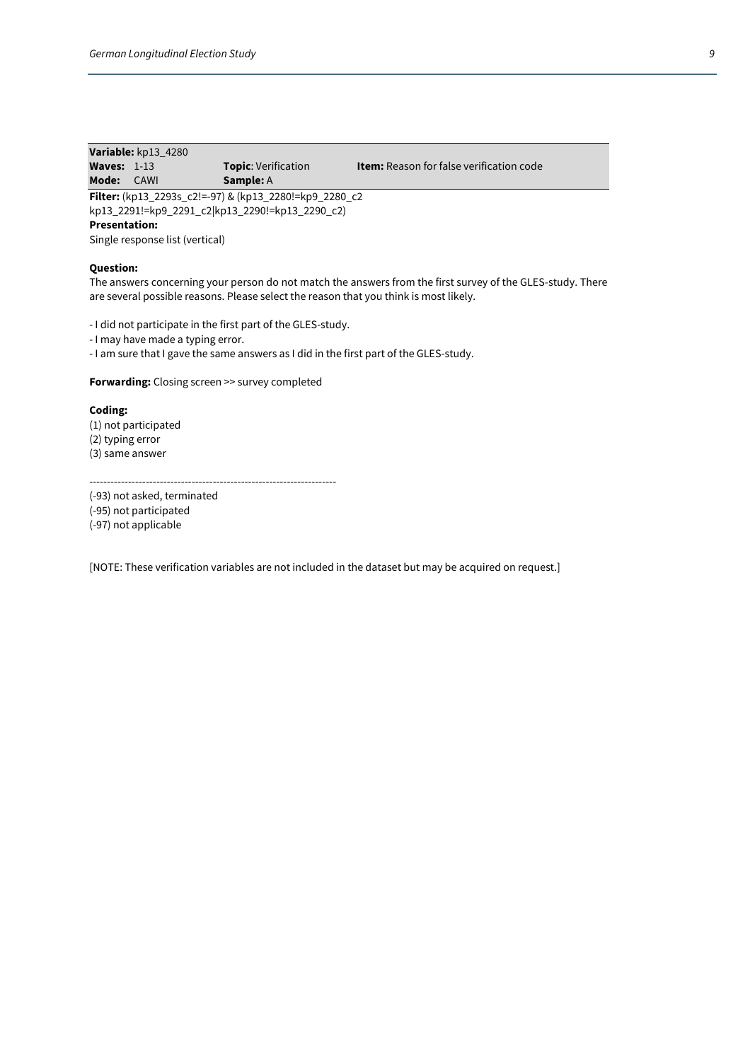**Variable:** kp13_4280

**Waves:** 1-13 **Topic**: Verification **Item:** Reason for false verification code

**Mode:** CAWI **Sample:** A

**Filter:** (kp13_2293s_c2!=-97) & (kp13_2280!=kp9_2280_c2
kp13_2291!=kp9_2291_c2|kp13_2290!=kp13_2290_c2)

**Presentation:**

Single response list (vertical)

**Question:**

The answers concerning your person do not match the answers from the first survey of the GLES-study. There are several possible reasons. Please select the reason that you think is most likely.

- I did not participate in the first part of the GLES-study.
- I may have made a typing error.
- I am sure that I gave the same answers as I did in the first part of the GLES-study.

**Forwarding:** Closing screen >> survey completed

**Coding:**

(1) not participated
(2) typing error
(3) same answer

---------------------------------------------------------------------

(-93) not asked, terminated
(-95) not participated
(-97) not applicable

[NOTE: These verification variables are not included in the dataset but may be acquired on request.]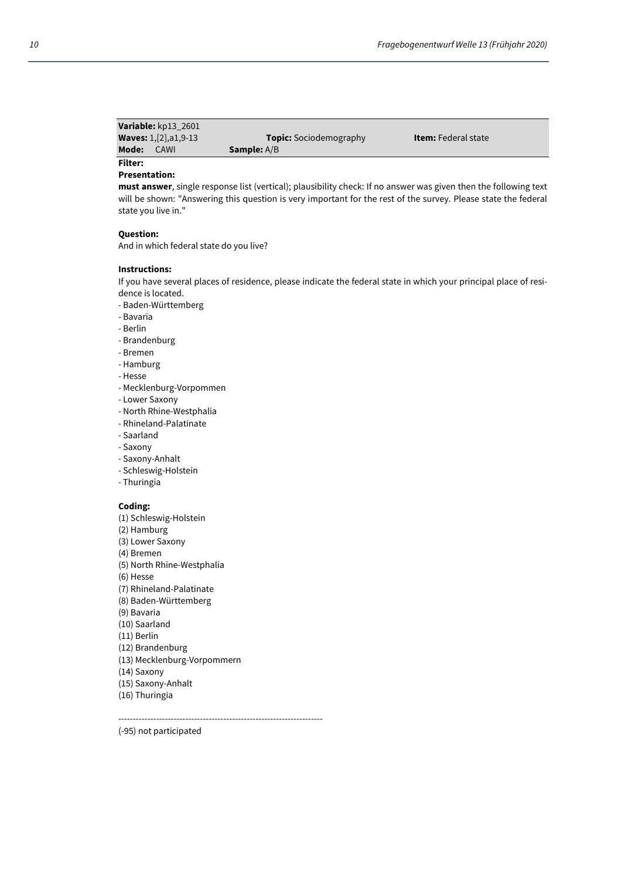**Variable:** kp13_2601
**Waves:** 1,[2],a1,9-13 **Topic:** Sociodemography **Item:** Federal state
**Mode:** CAWI **Sample:** A/B

**Filter:**

**Presentation:**

**must answer**, single response list (vertical); plausibility check: If no answer was given then the following text will be shown: "Answering this question is very important for the rest of the survey. Please state the federal state you live in."

**Question:**

And in which federal state do you live?

**Instructions:**

If you have several places of residence, please indicate the federal state in which your principal place of residence is located.

- Baden-Württemberg
- Bavaria
- Berlin
- Brandenburg
- Bremen
- Hamburg
- Hesse
- Mecklenburg-Vorpommen
- Lower Saxony
- North Rhine-Westphalia
- Rhineland-Palatinate
- Saarland
- Saxony
- Saxony-Anhalt
- Schleswig-Holstein
- Thuringia

**Coding:**

(1) Schleswig-Holstein
(2) Hamburg
(3) Lower Saxony
(4) Bremen
(5) North Rhine-Westphalia
(6) Hesse
(7) Rhineland-Palatinate
(8) Baden-Württemberg
(9) Bavaria
(10) Saarland
(11) Berlin
(12) Brandenburg
(13) Mecklenburg-Vorpommern
(14) Saxony
(15) Saxony-Anhalt
(16) Thuringia

---------------------------------------------------------------------

(-95) not participated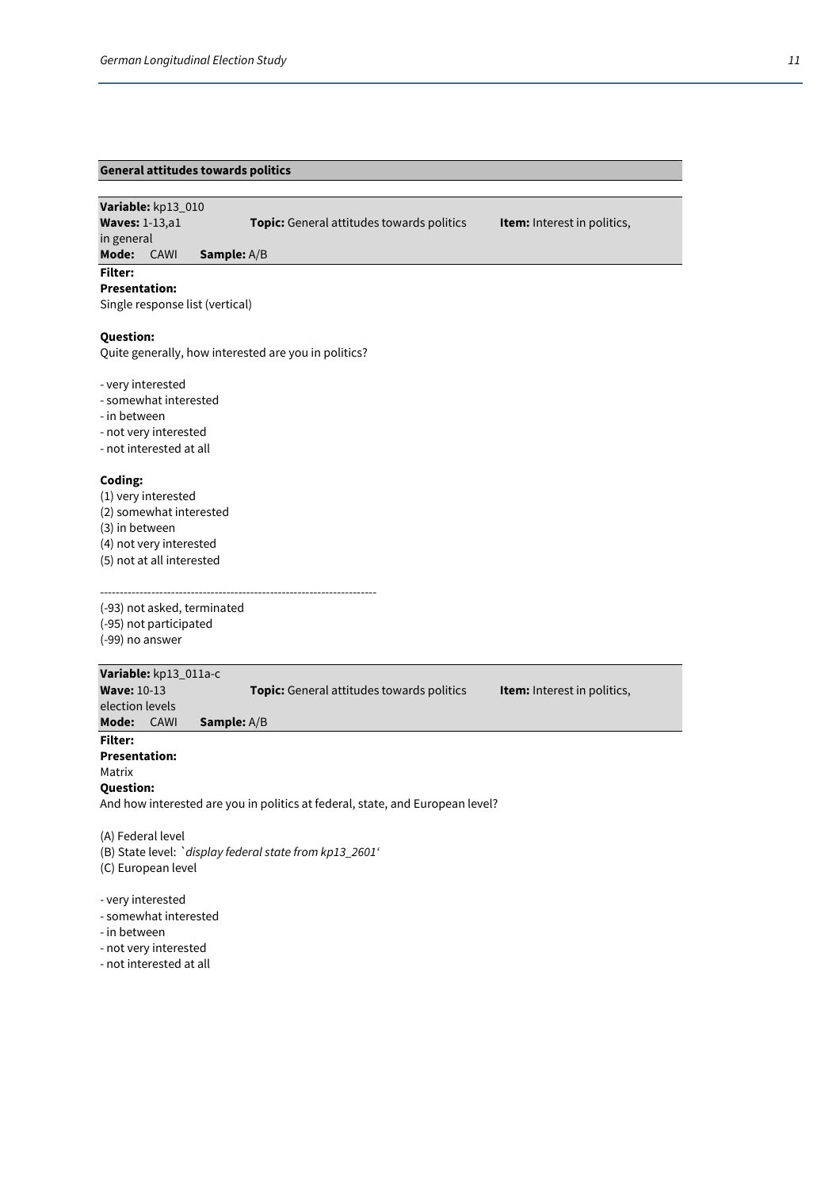## General attitudes towards politics

**Variable:** kp13_010
**Waves:** 1-13,a1 **Topic:** General attitudes towards politics **Item:** Interest in politics, in general
**Mode:** CAWI **Sample:** A/B

**Filter:**
**Presentation:**
Single response list (vertical)

**Question:**
Quite generally, how interested are you in politics?

- very interested
- somewhat interested
- in between
- not very interested
- not interested at all

**Coding:**
(1) very interested
(2) somewhat interested
(3) in between
(4) not very interested
(5) not at all interested

---------------------------------------------------------------------
(-93) not asked, terminated
(-95) not participated
(-99) no answer

**Variable:** kp13_011a-c
**Wave:** 10-13 **Topic:** General attitudes towards politics **Item:** Interest in politics, election levels
**Mode:** CAWI **Sample:** A/B

**Filter:**
**Presentation:**
Matrix
**Question:**
And how interested are you in politics at federal, state, and European level?

(A) Federal level
(B) State level: *`display federal state from kp13_2601'*
(C) European level

- very interested
- somewhat interested
- in between
- not very interested
- not interested at all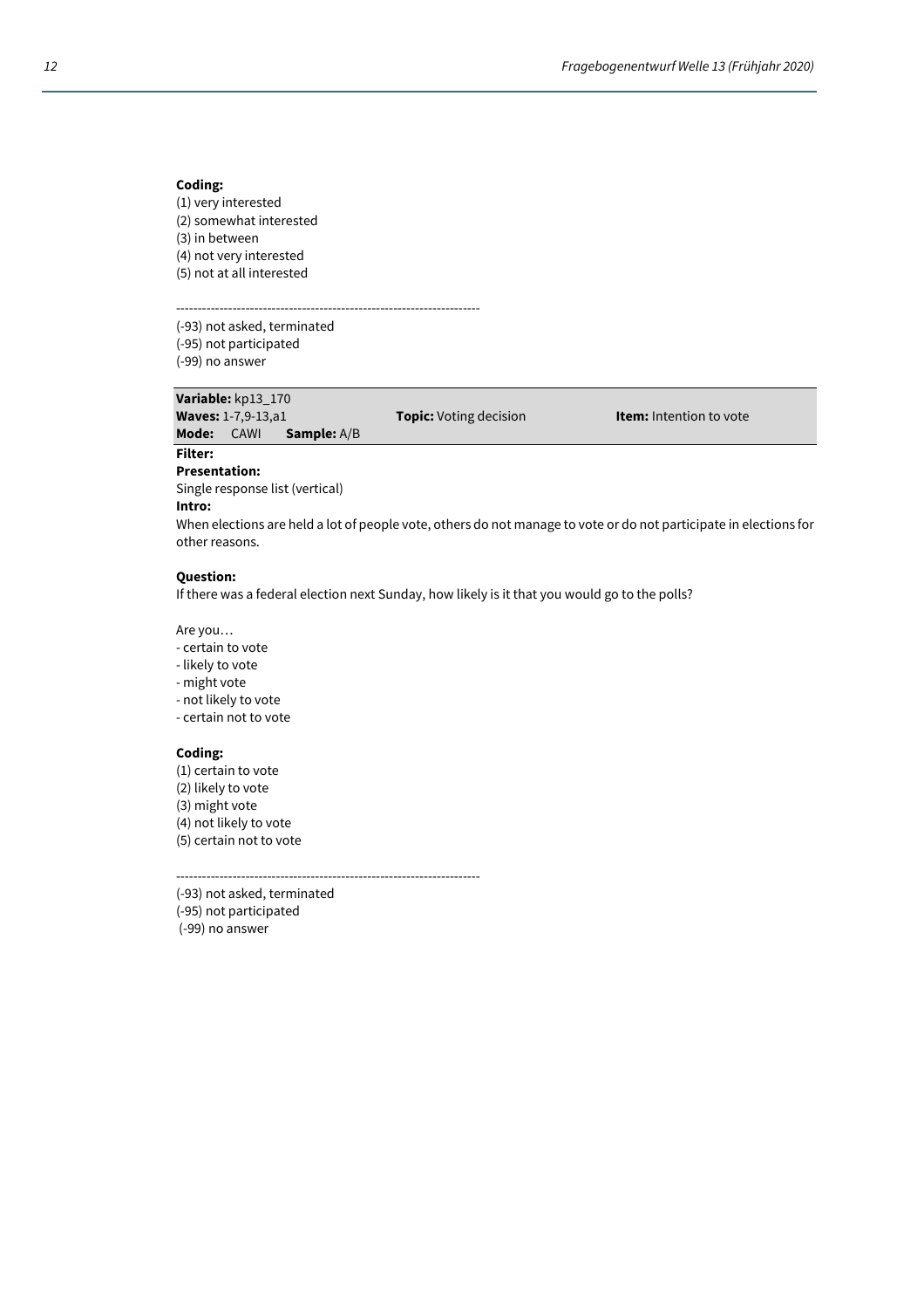**Coding:**
(1) very interested
(2) somewhat interested
(3) in between
(4) not very interested
(5) not at all interested

----------------------------------------------------------------------
(-93) not asked, terminated
(-95) not participated
(-99) no answer

| **Variable:** kp13_170 | | |
|---|---|---|
| **Waves:** 1-7,9-13,a1 | **Topic:** Voting decision | **Item:** Intention to vote |
| **Mode:** CAWI **Sample:** A/B | | |

**Filter:**

**Presentation:**
Single response list (vertical)

**Intro:**
When elections are held a lot of people vote, others do not manage to vote or do not participate in elections for other reasons.

**Question:**
If there was a federal election next Sunday, how likely is it that you would go to the polls?

Are you…
- certain to vote
- likely to vote
- might vote
- not likely to vote
- certain not to vote

**Coding:**
(1) certain to vote
(2) likely to vote
(3) might vote
(4) not likely to vote
(5) certain not to vote

----------------------------------------------------------------------
(-93) not asked, terminated
(-95) not participated
(-99) no answer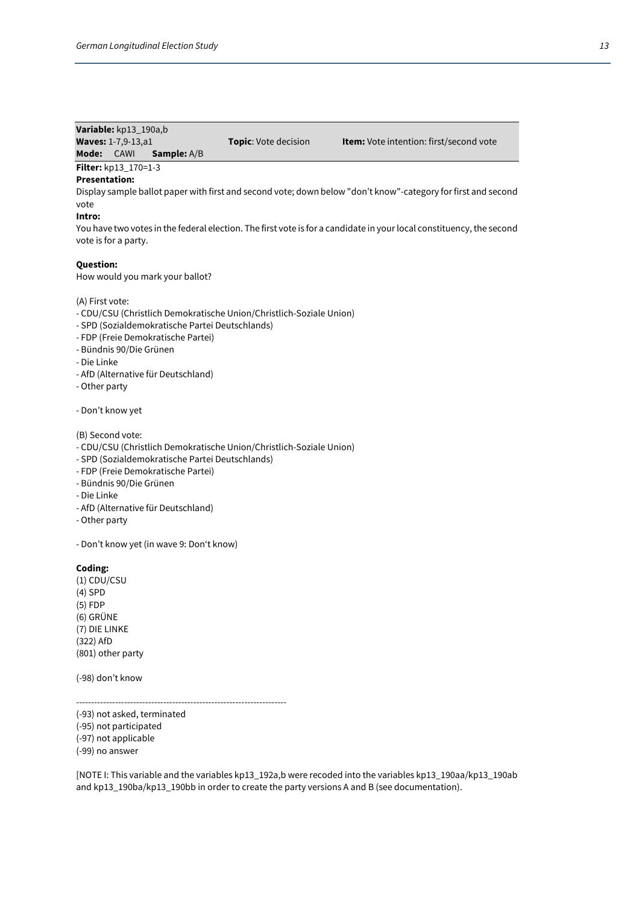**Variable:** kp13_190a,b
**Waves:** 1-7,9-13,a1 **Topic**: Vote decision **Item:** Vote intention: first/second vote
**Mode:** CAWI **Sample:** A/B

**Filter:** kp13_170=1-3

**Presentation:**
Display sample ballot paper with first and second vote; down below "don't know"-category for first and second vote

**Intro:**
You have two votes in the federal election. The first vote is for a candidate in your local constituency, the second vote is for a party.

**Question:**
How would you mark your ballot?

(A) First vote:
- CDU/CSU (Christlich Demokratische Union/Christlich-Soziale Union)
- SPD (Sozialdemokratische Partei Deutschlands)
- FDP (Freie Demokratische Partei)
- Bündnis 90/Die Grünen
- Die Linke
- AfD (Alternative für Deutschland)
- Other party

- Don't know yet

(B) Second vote:
- CDU/CSU (Christlich Demokratische Union/Christlich-Soziale Union)
- SPD (Sozialdemokratische Partei Deutschlands)
- FDP (Freie Demokratische Partei)
- Bündnis 90/Die Grünen
- Die Linke
- AfD (Alternative für Deutschland)
- Other party

- Don't know yet (in wave 9: Don't know)

**Coding:**
(1) CDU/CSU
(4) SPD
(5) FDP
(6) GRÜNE
(7) DIE LINKE
(322) AfD
(801) other party

(-98) don't know

----------------------------------------------------------------------
(-93) not asked, terminated
(-95) not participated
(-97) not applicable
(-99) no answer

[NOTE I: This variable and the variables kp13_192a,b were recoded into the variables kp13_190aa/kp13_190ab and kp13_190ba/kp13_190bb in order to create the party versions A and B (see documentation).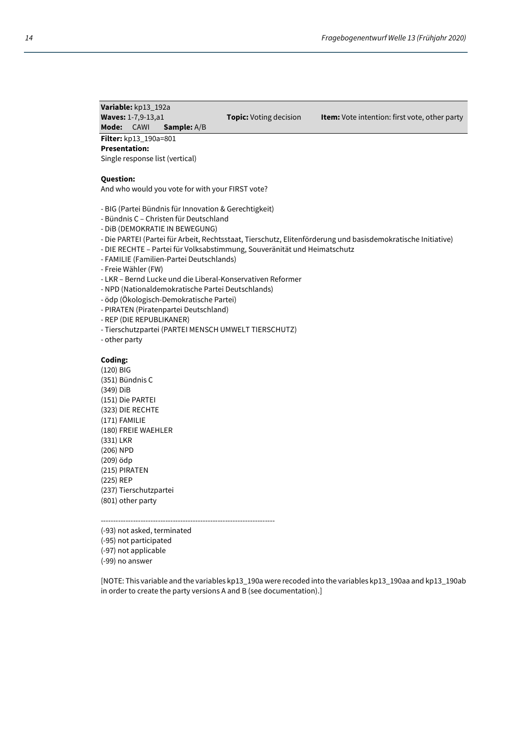**Variable:** kp13_192a
**Waves:** 1-7,9-13,a1 **Topic:** Voting decision **Item:** Vote intention: first vote, other party
**Mode:** CAWI **Sample:** A/B

**Filter:** kp13_190a=801
**Presentation:**
Single response list (vertical)

**Question:**
And who would you vote for with your FIRST vote?

- BIG (Partei Bündnis für Innovation & Gerechtigkeit)
- Bündnis C – Christen für Deutschland
- DiB (DEMOKRATIE IN BEWEGUNG)
- Die PARTEI (Partei für Arbeit, Rechtsstaat, Tierschutz, Elitenförderung und basisdemokratische Initiative)
- DIE RECHTE – Partei für Volksabstimmung, Souveränität und Heimatschutz
- FAMILIE (Familien-Partei Deutschlands)
- Freie Wähler (FW)
- LKR – Bernd Lucke und die Liberal-Konservativen Reformer
- NPD (Nationaldemokratische Partei Deutschlands)
- ödp (Ökologisch-Demokratische Partei)
- PIRATEN (Piratenpartei Deutschland)
- REP (DIE REPUBLIKANER)
- Tierschutzpartei (PARTEI MENSCH UMWELT TIERSCHUTZ)
- other party

**Coding:**
(120) BIG
(351) Bündnis C
(349) DiB
(151) Die PARTEI
(323) DIE RECHTE
(171) FAMILIE
(180) FREIE WAEHLER
(331) LKR
(206) NPD
(209) ödp
(215) PIRATEN
(225) REP
(237) Tierschutzpartei
(801) other party

--------------------------------------------------------------------
(-93) not asked, terminated
(-95) not participated
(-97) not applicable
(-99) no answer

[NOTE: This variable and the variables kp13_190a were recoded into the variables kp13_190aa and kp13_190ab in order to create the party versions A and B (see documentation).]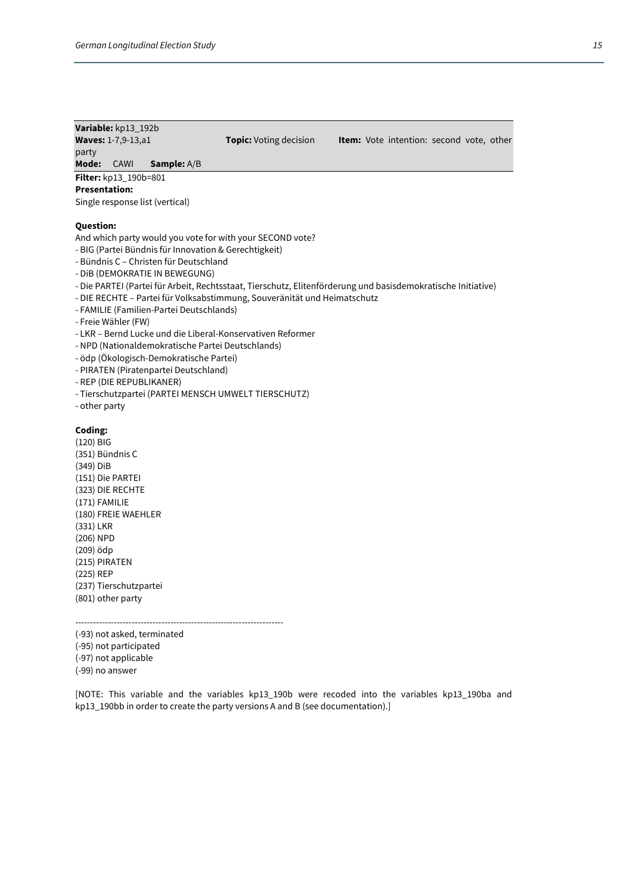**Variable:** kp13_192b
**Waves:** 1-7,9-13,a1 **Topic:** Voting decision **Item:** Vote intention: second vote, other party
**Mode:** CAWI **Sample:** A/B

**Filter:** kp13_190b=801
**Presentation:**
Single response list (vertical)

**Question:**
And which party would you vote for with your SECOND vote?
- BIG (Partei Bündnis für Innovation & Gerechtigkeit)
- Bündnis C – Christen für Deutschland
- DiB (DEMOKRATIE IN BEWEGUNG)
- Die PARTEI (Partei für Arbeit, Rechtsstaat, Tierschutz, Elitenförderung und basisdemokratische Initiative)
- DIE RECHTE – Partei für Volksabstimmung, Souveränität und Heimatschutz
- FAMILIE (Familien-Partei Deutschlands)
- Freie Wähler (FW)
- LKR – Bernd Lucke und die Liberal-Konservativen Reformer
- NPD (Nationaldemokratische Partei Deutschlands)
- ödp (Ökologisch-Demokratische Partei)
- PIRATEN (Piratenpartei Deutschland)
- REP (DIE REPUBLIKANER)
- Tierschutzpartei (PARTEI MENSCH UMWELT TIERSCHUTZ)
- other party

**Coding:**
(120) BIG
(351) Bündnis C
(349) DiB
(151) Die PARTEI
(323) DIE RECHTE
(171) FAMILIE
(180) FREIE WAEHLER
(331) LKR
(206) NPD
(209) ödp
(215) PIRATEN
(225) REP
(237) Tierschutzpartei
(801) other party

----------------------------------------------------------------------
(-93) not asked, terminated
(-95) not participated
(-97) not applicable
(-99) no answer

[NOTE: This variable and the variables kp13_190b were recoded into the variables kp13_190ba and kp13_190bb in order to create the party versions A and B (see documentation).]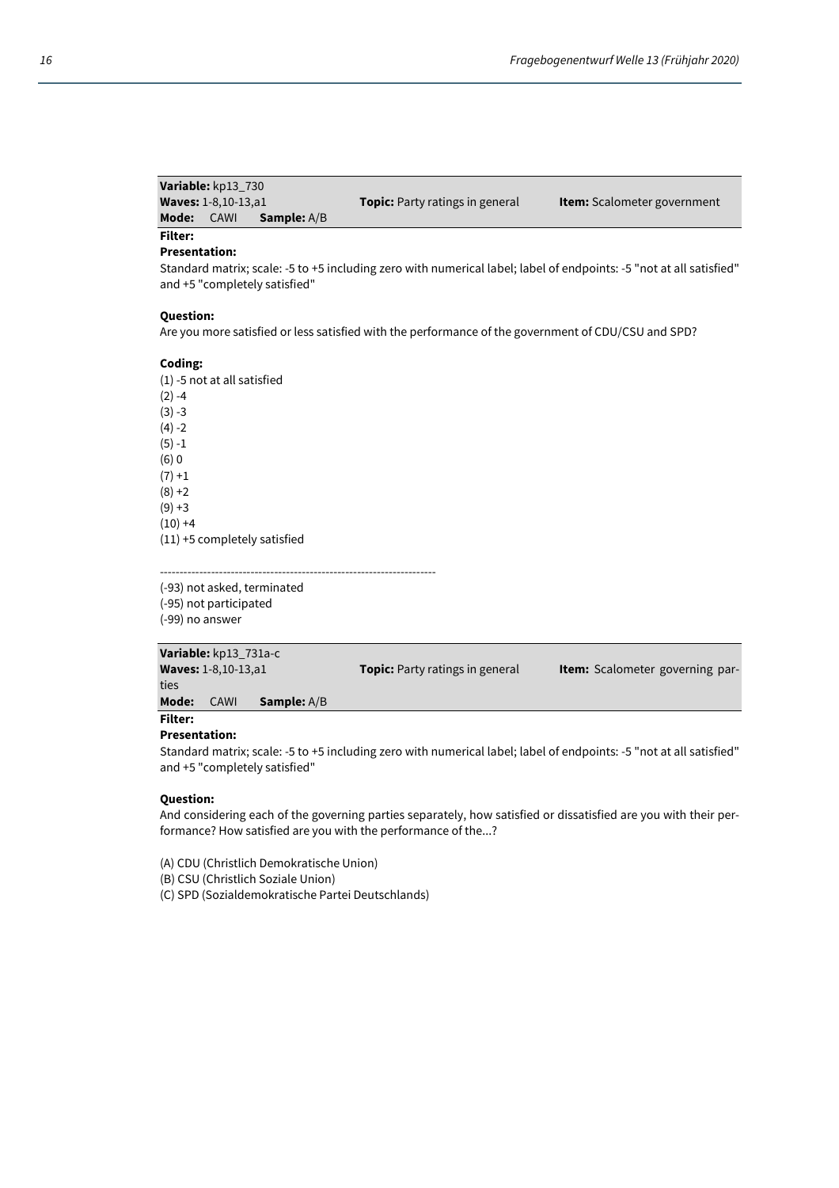**Variable:** kp13_730
**Waves:** 1-8,10-13,a1 **Topic:** Party ratings in general **Item:** Scalometer government
**Mode:** CAWI **Sample:** A/B

**Filter:**

**Presentation:**
Standard matrix; scale: -5 to +5 including zero with numerical label; label of endpoints: -5 "not at all satisfied" and +5 "completely satisfied"

**Question:**
Are you more satisfied or less satisfied with the performance of the government of CDU/CSU and SPD?

**Coding:**
(1) -5 not at all satisfied
(2) -4
(3) -3
(4) -2
(5) -1
(6) 0
(7) +1
(8) +2
(9) +3
(10) +4
(11) +5 completely satisfied

----------------------------------------------------------------------
(-93) not asked, terminated
(-95) not participated
(-99) no answer

**Variable:** kp13_731a-c
**Waves:** 1-8,10-13,a1 **Topic:** Party ratings in general **Item:** Scalometer governing parties
**Mode:** CAWI **Sample:** A/B

**Filter:**

**Presentation:**
Standard matrix; scale: -5 to +5 including zero with numerical label; label of endpoints: -5 "not at all satisfied" and +5 "completely satisfied"

**Question:**
And considering each of the governing parties separately, how satisfied or dissatisfied are you with their performance? How satisfied are you with the performance of the...?

(A) CDU (Christlich Demokratische Union)
(B) CSU (Christlich Soziale Union)
(C) SPD (Sozialdemokratische Partei Deutschlands)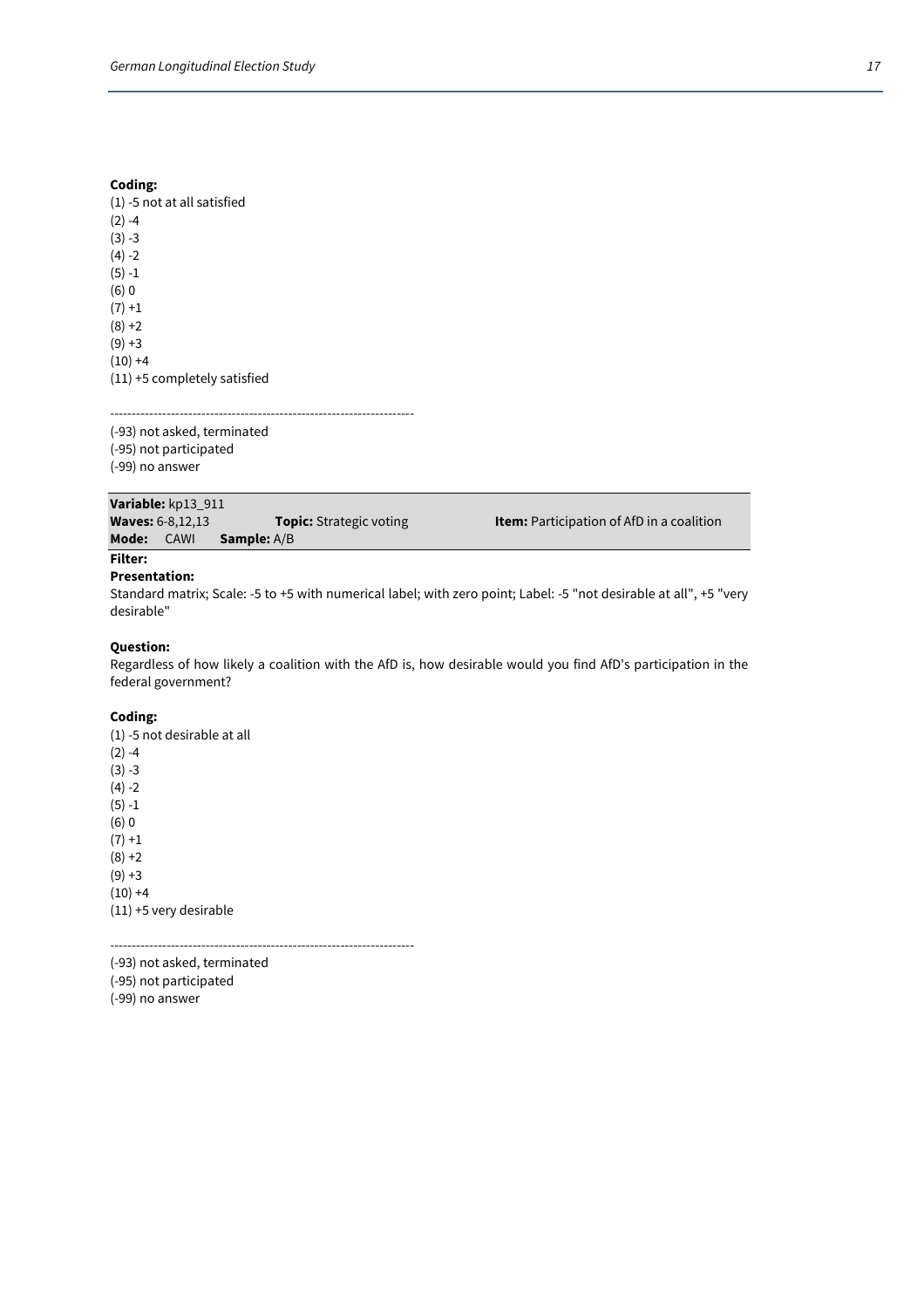**Coding:**

(1) -5 not at all satisfied
(2) -4
(3) -3
(4) -2
(5) -1
(6) 0
(7) +1
(8) +2
(9) +3
(10) +4
(11) +5 completely satisfied

---------------------------------------------------------------------

(-93) not asked, terminated
(-95) not participated
(-99) no answer

**Variable:** kp13_911
**Waves:** 6-8,12,13 **Topic:** Strategic voting **Item:** Participation of AfD in a coalition
**Mode:** CAWI **Sample:** A/B

**Filter:**

**Presentation:**

Standard matrix; Scale: -5 to +5 with numerical label; with zero point; Label: -5 "not desirable at all", +5 "very desirable"

**Question:**

Regardless of how likely a coalition with the AfD is, how desirable would you find AfD's participation in the federal government?

**Coding:**

(1) -5 not desirable at all
(2) -4
(3) -3
(4) -2
(5) -1
(6) 0
(7) +1
(8) +2
(9) +3
(10) +4
(11) +5 very desirable

---------------------------------------------------------------------

(-93) not asked, terminated
(-95) not participated
(-99) no answer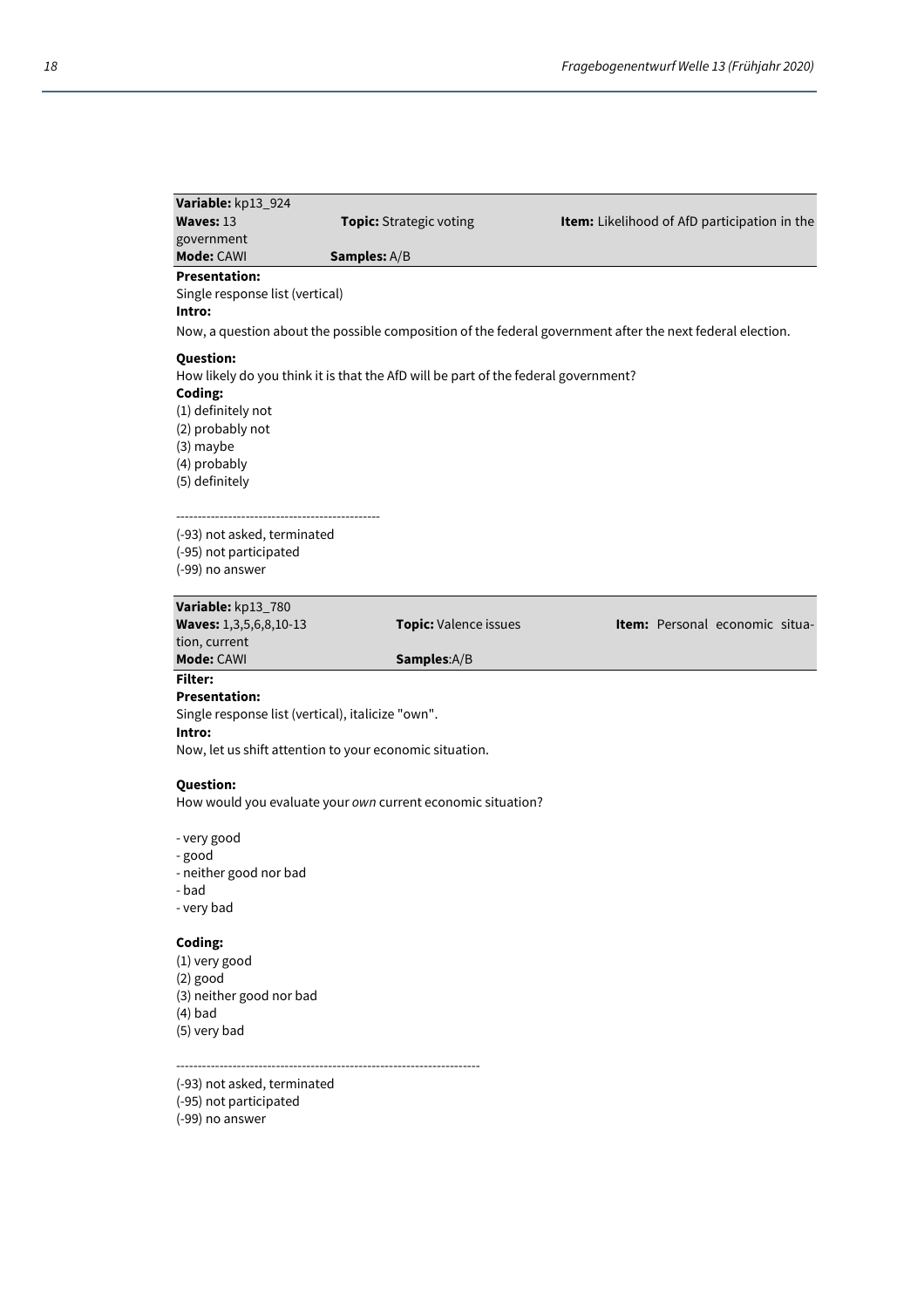**Variable:** kp13_924
**Waves:** 13 **Topic:** Strategic voting **Item:** Likelihood of AfD participation in the government
**Mode:** CAWI **Samples:** A/B

**Presentation:**
Single response list (vertical)

**Intro:**
Now, a question about the possible composition of the federal government after the next federal election.

**Question:**
How likely do you think it is that the AfD will be part of the federal government?

**Coding:**
(1) definitely not
(2) probably not
(3) maybe
(4) probably
(5) definitely

-----------------------------------------------
(-93) not asked, terminated
(-95) not participated
(-99) no answer

**Variable:** kp13_780
**Waves:** 1,3,5,6,8,10-13 **Topic:** Valence issues **Item:** Personal economic situation, current
**Mode:** CAWI **Samples**:A/B

**Filter:**

**Presentation:**
Single response list (vertical), italicize "own".

**Intro:**
Now, let us shift attention to your economic situation.

**Question:**
How would you evaluate your *own* current economic situation?

- very good
- good
- neither good nor bad
- bad
- very bad

**Coding:**
(1) very good
(2) good
(3) neither good nor bad
(4) bad
(5) very bad

---------------------------------------------------------------------
(-93) not asked, terminated
(-95) not participated
(-99) no answer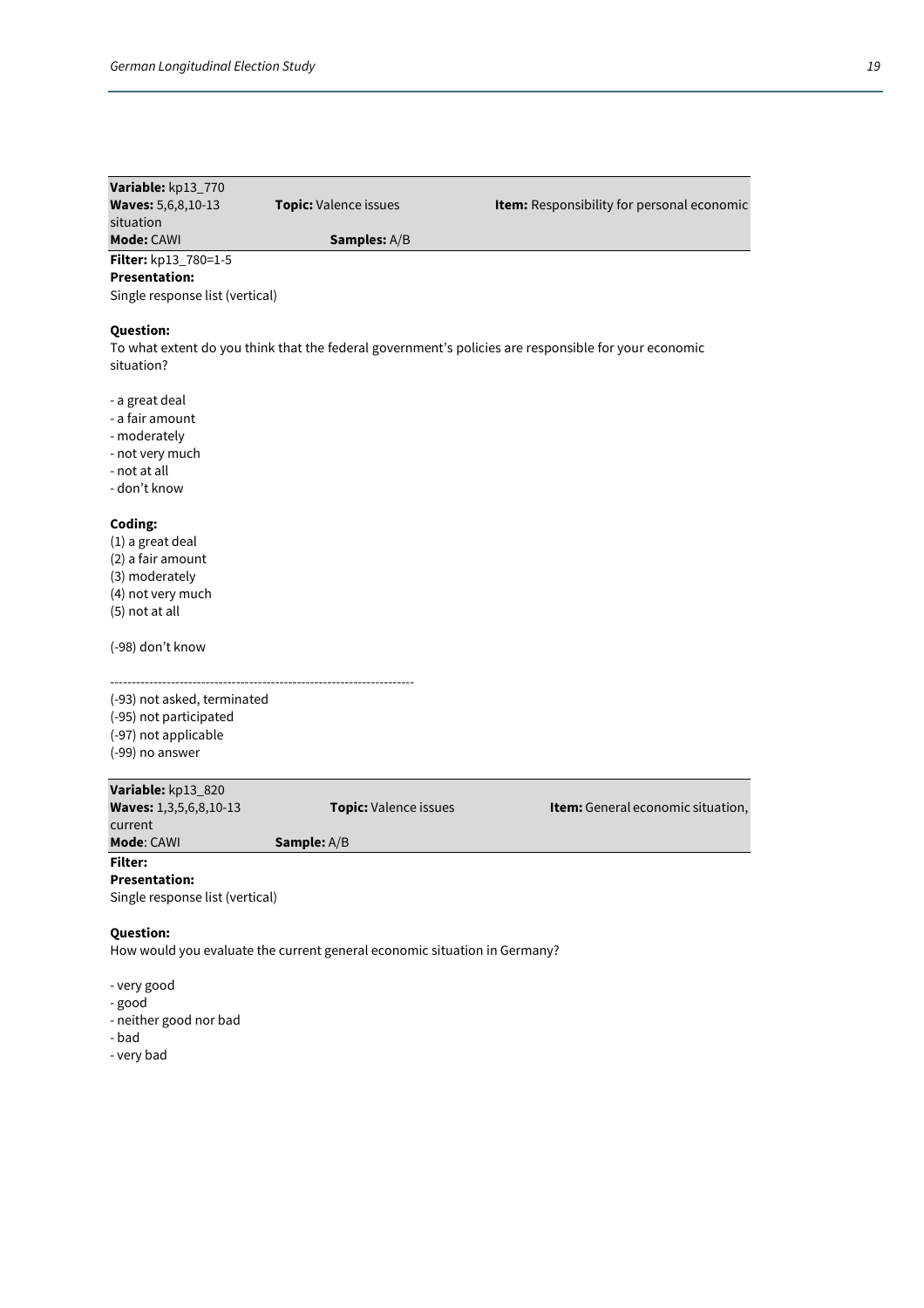**Variable:** kp13_770
**Waves:** 5,6,8,10-13 **Topic:** Valence issues **Item:** Responsibility for personal economic situation
**Mode:** CAWI **Samples:** A/B

**Filter:** kp13_780=1-5
**Presentation:**
Single response list (vertical)

**Question:**
To what extent do you think that the federal government's policies are responsible for your economic situation?

- a great deal
- a fair amount
- moderately
- not very much
- not at all
- don't know

**Coding:**
(1) a great deal
(2) a fair amount
(3) moderately
(4) not very much
(5) not at all

(-98) don't know

---------------------------------------------------------------------

(-93) not asked, terminated
(-95) not participated
(-97) not applicable
(-99) no answer

**Variable:** kp13_820
**Waves:** 1,3,5,6,8,10-13 **Topic:** Valence issues **Item:** General economic situation, current
**Mode**: CAWI **Sample:** A/B

**Filter:**
**Presentation:**
Single response list (vertical)

**Question:**
How would you evaluate the current general economic situation in Germany?

- very good
- good
- neither good nor bad
- bad
- very bad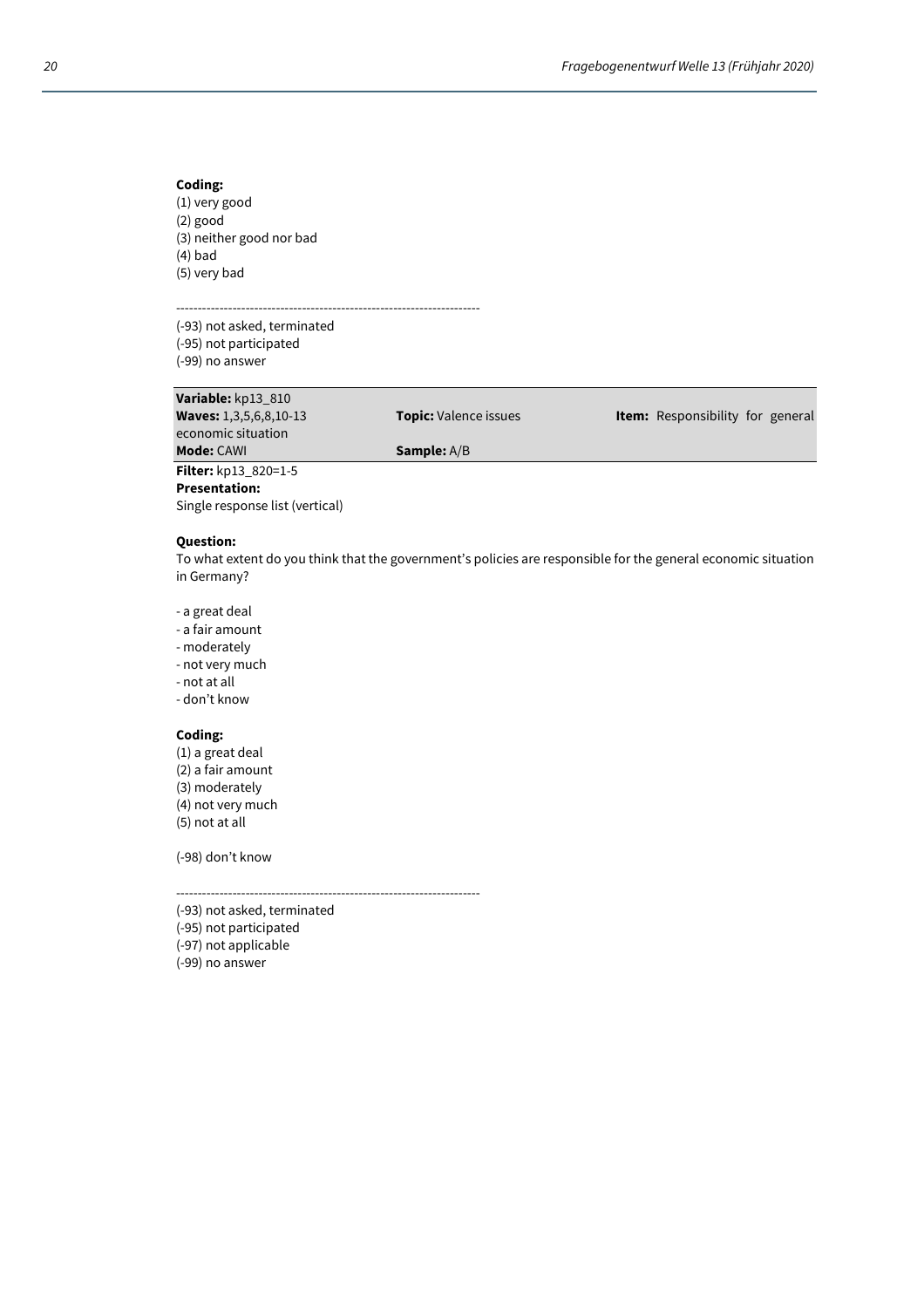**Coding:**
(1) very good
(2) good
(3) neither good nor bad
(4) bad
(5) very bad

---------------------------------------------------------------------

(-93) not asked, terminated
(-95) not participated
(-99) no answer

| **Variable:** kp13_810 | | |
|---|---|---|
| **Waves:** 1,3,5,6,8,10-13 | **Topic:** Valence issues | **Item:** Responsibility for general economic situation |
| **Mode:** CAWI | **Sample:** A/B | |

**Filter:** kp13_820=1-5
**Presentation:**
Single response list (vertical)

**Question:**
To what extent do you think that the government's policies are responsible for the general economic situation in Germany?

- a great deal
- a fair amount
- moderately
- not very much
- not at all
- don't know

**Coding:**
(1) a great deal
(2) a fair amount
(3) moderately
(4) not very much
(5) not at all

(-98) don't know

---------------------------------------------------------------------

(-93) not asked, terminated
(-95) not participated
(-97) not applicable
(-99) no answer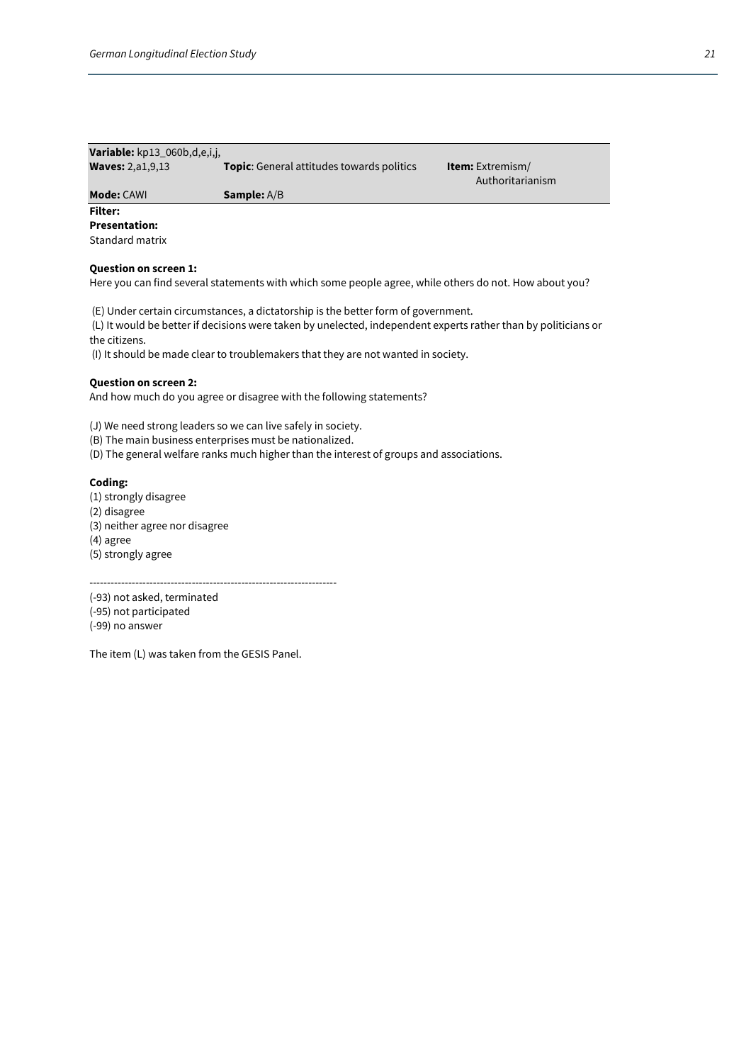| **Variable:** kp13_060b,d,e,i,j, | | |
|---|---|---|
| **Waves:** 2,a1,9,13 | **Topic**: General attitudes towards politics | **Item:** Extremism/ Authoritarianism |
| **Mode:** CAWI | **Sample:** A/B | |

**Filter:**

**Presentation:**

Standard matrix

**Question on screen 1:**

Here you can find several statements with which some people agree, while others do not. How about you?

(E) Under certain circumstances, a dictatorship is the better form of government.

(L) It would be better if decisions were taken by unelected, independent experts rather than by politicians or the citizens.

(I) It should be made clear to troublemakers that they are not wanted in society.

**Question on screen 2:**

And how much do you agree or disagree with the following statements?

(J) We need strong leaders so we can live safely in society.

(B) The main business enterprises must be nationalized.

(D) The general welfare ranks much higher than the interest of groups and associations.

**Coding:**

(1) strongly disagree

(2) disagree

(3) neither agree nor disagree

(4) agree

(5) strongly agree

----------------------------------------------------------------------

(-93) not asked, terminated

(-95) not participated

(-99) no answer

The item (L) was taken from the GESIS Panel.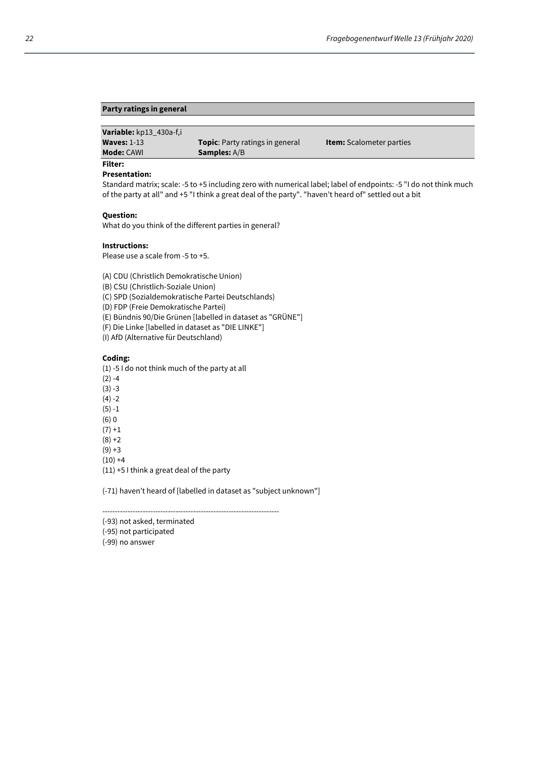## Party ratings in general

**Variable:** kp13_430a-f,i
**Waves:** 1-13 | **Topic**: Party ratings in general | **Item:** Scalometer parties
**Mode:** CAWI | **Samples:** A/B

**Filter:**

**Presentation:**
Standard matrix; scale: -5 to +5 including zero with numerical label; label of endpoints: -5 "I do not think much of the party at all" and +5 "I think a great deal of the party". "haven't heard of" settled out a bit

**Question:**
What do you think of the different parties in general?

**Instructions:**
Please use a scale from -5 to +5.

(A) CDU (Christlich Demokratische Union)
(B) CSU (Christlich-Soziale Union)
(C) SPD (Sozialdemokratische Partei Deutschlands)
(D) FDP (Freie Demokratische Partei)
(E) Bündnis 90/Die Grünen [labelled in dataset as "GRÜNE"]
(F) Die Linke [labelled in dataset as "DIE LINKE"]
(I) AfD (Alternative für Deutschland)

**Coding:**
(1) -5 I do not think much of the party at all
(2) -4
(3) -3
(4) -2
(5) -1
(6) 0
(7) +1
(8) +2
(9) +3
(10) +4
(11) +5 I think a great deal of the party

(-71) haven't heard of [labelled in dataset as "subject unknown"]

----------------------------------------------------------------------
(-93) not asked, terminated
(-95) not participated
(-99) no answer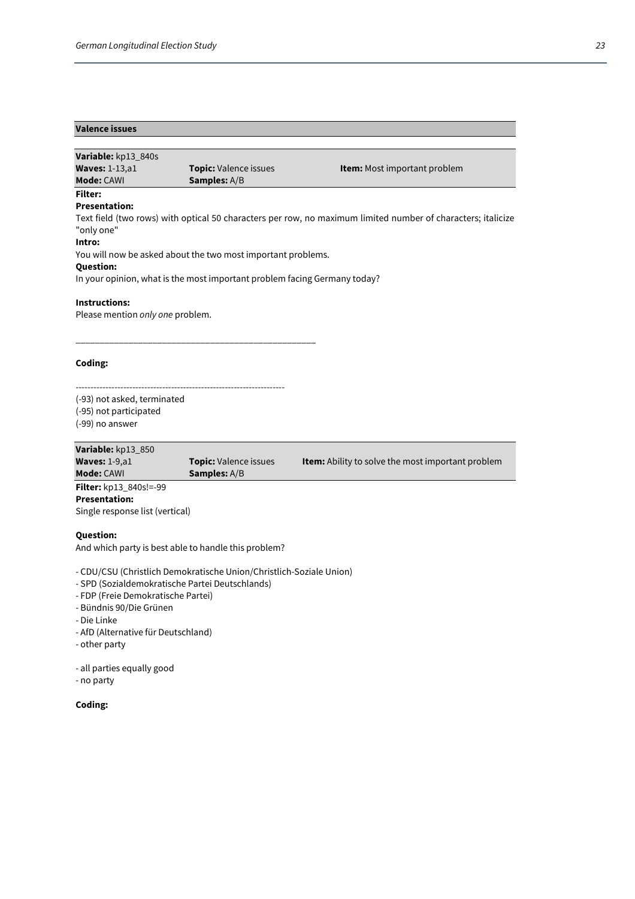## Valence issues

**Variable:** kp13_840s

| **Waves:** 1-13,a1 | **Topic:** Valence issues | **Item:** Most important problem |
|---|---|---|
| **Mode:** CAWI | **Samples:** A/B | |

**Filter:**

**Presentation:**

Text field (two rows) with optical 50 characters per row, no maximum limited number of characters; italicize "only one"

**Intro:**

You will now be asked about the two most important problems.

**Question:**

In your opinion, what is the most important problem facing Germany today?

**Instructions:**

Please mention *only one* problem.

\_\_\_\_\_\_\_\_\_\_\_\_\_\_\_\_\_\_\_\_\_\_\_\_\_\_\_\_\_\_\_\_\_\_\_\_\_\_\_\_\_\_\_\_\_\_\_\_\_\_\_\_

**Coding:**

---------------------------------------------------------------------

(-93) not asked, terminated
(-95) not participated
(-99) no answer

**Variable:** kp13_850

| **Waves:** 1-9,a1 | **Topic:** Valence issues | **Item:** Ability to solve the most important problem |
|---|---|---|
| **Mode:** CAWI | **Samples:** A/B | |

**Filter:** kp13_840s!=-99

**Presentation:**

Single response list (vertical)

**Question:**

And which party is best able to handle this problem?

- CDU/CSU (Christlich Demokratische Union/Christlich-Soziale Union)
- SPD (Sozialdemokratische Partei Deutschlands)
- FDP (Freie Demokratische Partei)
- Bündnis 90/Die Grünen
- Die Linke
- AfD (Alternative für Deutschland)
- other party

- all parties equally good
- no party

**Coding:**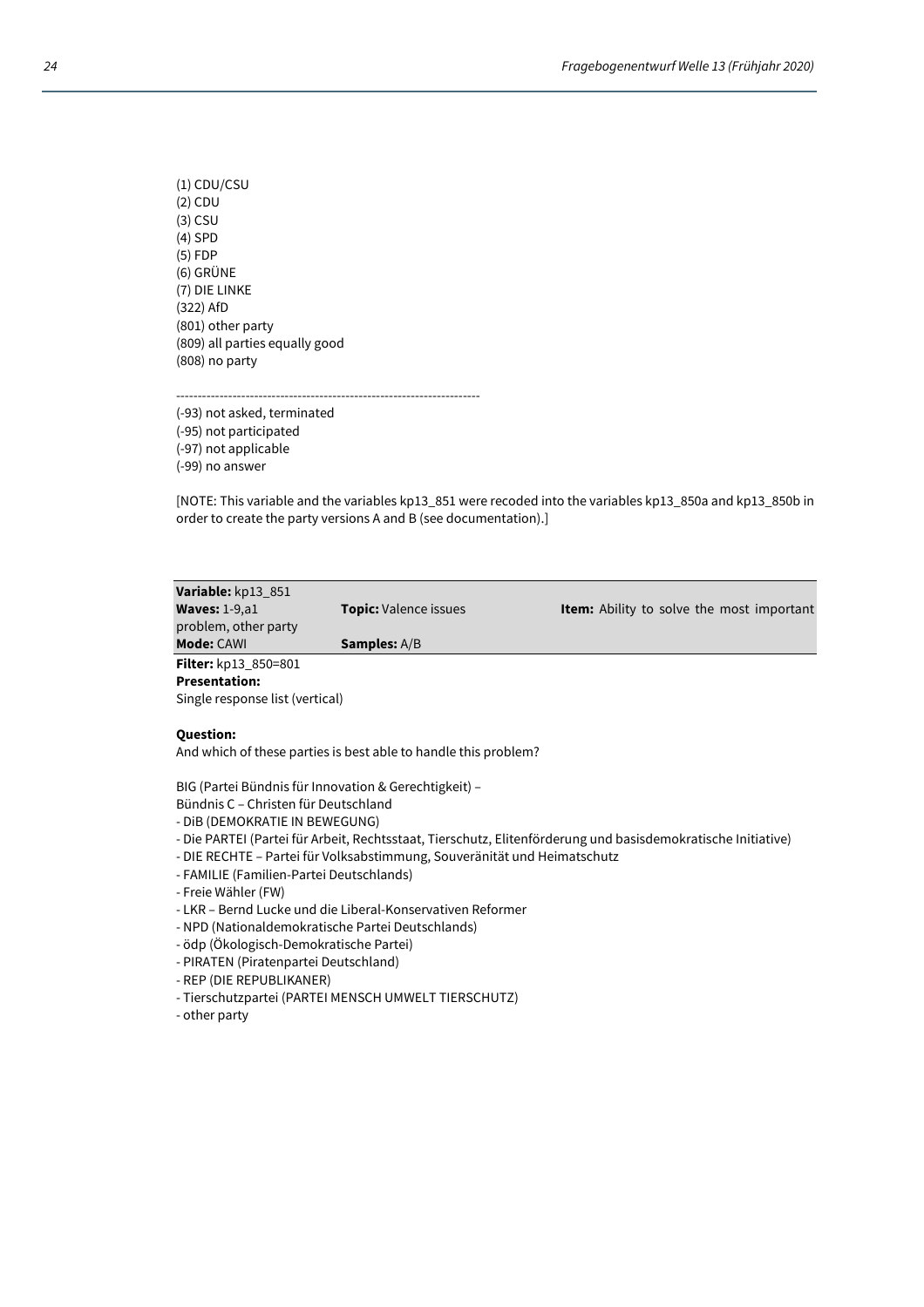(1) CDU/CSU
(2) CDU
(3) CSU
(4) SPD
(5) FDP
(6) GRÜNE
(7) DIE LINKE
(322) AfD
(801) other party
(809) all parties equally good
(808) no party

---------------------------------------------------------------------
(-93) not asked, terminated
(-95) not participated
(-97) not applicable
(-99) no answer

[NOTE: This variable and the variables kp13_851 were recoded into the variables kp13_850a and kp13_850b in order to create the party versions A and B (see documentation).]

| **Variable:** kp13_851 | | |
|---|---|---|
| **Waves:** 1-9,a1 | **Topic:** Valence issues | **Item:** Ability to solve the most important problem, other party |
| **Mode:** CAWI | **Samples:** A/B | |

**Filter:** kp13_850=801
**Presentation:**
Single response list (vertical)

**Question:**
And which of these parties is best able to handle this problem?

BIG (Partei Bündnis für Innovation & Gerechtigkeit) –
Bündnis C – Christen für Deutschland
- DiB (DEMOKRATIE IN BEWEGUNG)
- Die PARTEI (Partei für Arbeit, Rechtsstaat, Tierschutz, Elitenförderung und basisdemokratische Initiative)
- DIE RECHTE – Partei für Volksabstimmung, Souveränität und Heimatschutz
- FAMILIE (Familien-Partei Deutschlands)
- Freie Wähler (FW)
- LKR – Bernd Lucke und die Liberal-Konservativen Reformer
- NPD (Nationaldemokratische Partei Deutschlands)
- ödp (Ökologisch-Demokratische Partei)
- PIRATEN (Piratenpartei Deutschland)
- REP (DIE REPUBLIKANER)
- Tierschutzpartei (PARTEI MENSCH UMWELT TIERSCHUTZ)
- other party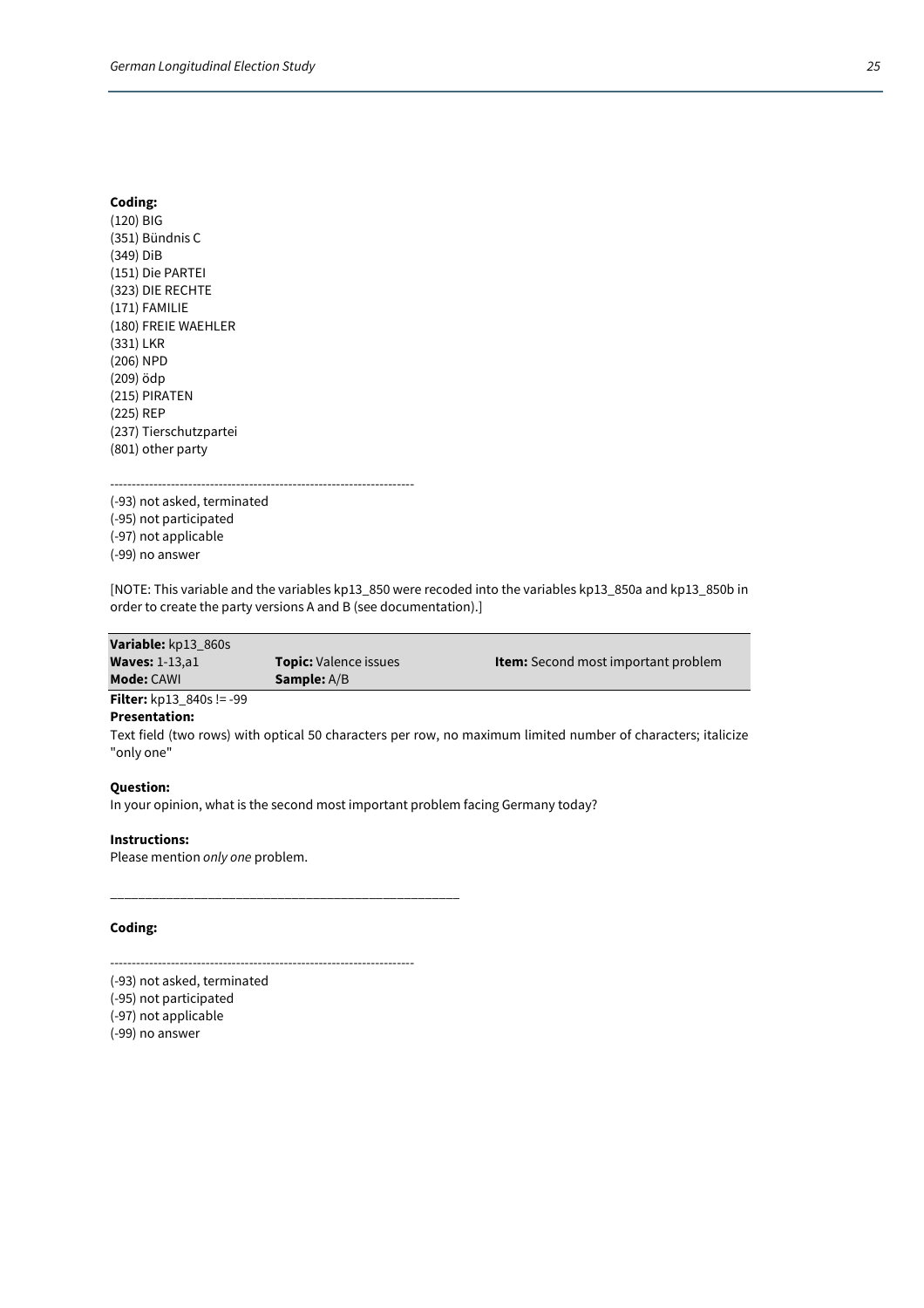**Coding:**
(120) BIG
(351) Bündnis C
(349) DiB
(151) Die PARTEI
(323) DIE RECHTE
(171) FAMILIE
(180) FREIE WAEHLER
(331) LKR
(206) NPD
(209) ödp
(215) PIRATEN
(225) REP
(237) Tierschutzpartei
(801) other party

---------------------------------------------------------------------

(-93) not asked, terminated
(-95) not participated
(-97) not applicable
(-99) no answer

[NOTE: This variable and the variables kp13_850 were recoded into the variables kp13_850a and kp13_850b in order to create the party versions A and B (see documentation).]

| **Variable:** kp13_860s | | |
|---|---|---|
| **Waves:** 1-13,a1 | **Topic:** Valence issues | **Item:** Second most important problem |
| **Mode:** CAWI | **Sample:** A/B | |

**Filter:** kp13_840s != -99

**Presentation:**
Text field (two rows) with optical 50 characters per row, no maximum limited number of characters; italicize "only one"

**Question:**
In your opinion, what is the second most important problem facing Germany today?

**Instructions:**
Please mention *only one* problem.

\_\_\_\_\_\_\_\_\_\_\_\_\_\_\_\_\_\_\_\_\_\_\_\_\_\_\_\_\_\_\_\_\_\_\_\_\_\_\_\_\_\_\_\_\_\_\_\_\_\_

**Coding:**

---------------------------------------------------------------------

(-93) not asked, terminated
(-95) not participated
(-97) not applicable
(-99) no answer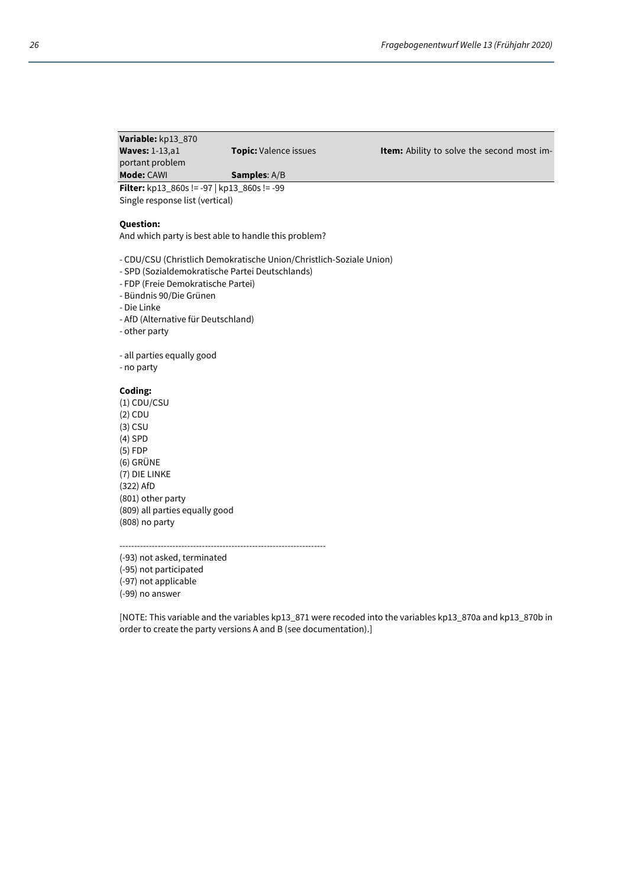**Variable:** kp13_870
**Waves:** 1-13,a1 **Topic:** Valence issues **Item:** Ability to solve the second most important problem
**Mode:** CAWI **Samples**: A/B

**Filter:** kp13_860s != -97 | kp13_860s != -99
Single response list (vertical)

**Question:**
And which party is best able to handle this problem?

- CDU/CSU (Christlich Demokratische Union/Christlich-Soziale Union)
- SPD (Sozialdemokratische Partei Deutschlands)
- FDP (Freie Demokratische Partei)
- Bündnis 90/Die Grünen
- Die Linke
- AfD (Alternative für Deutschland)
- other party

- all parties equally good
- no party

**Coding:**
(1) CDU/CSU
(2) CDU
(3) CSU
(4) SPD
(5) FDP
(6) GRÜNE
(7) DIE LINKE
(322) AfD
(801) other party
(809) all parties equally good
(808) no party

----------------------------------------------------------------------
(-93) not asked, terminated
(-95) not participated
(-97) not applicable
(-99) no answer

[NOTE: This variable and the variables kp13_871 were recoded into the variables kp13_870a and kp13_870b in order to create the party versions A and B (see documentation).]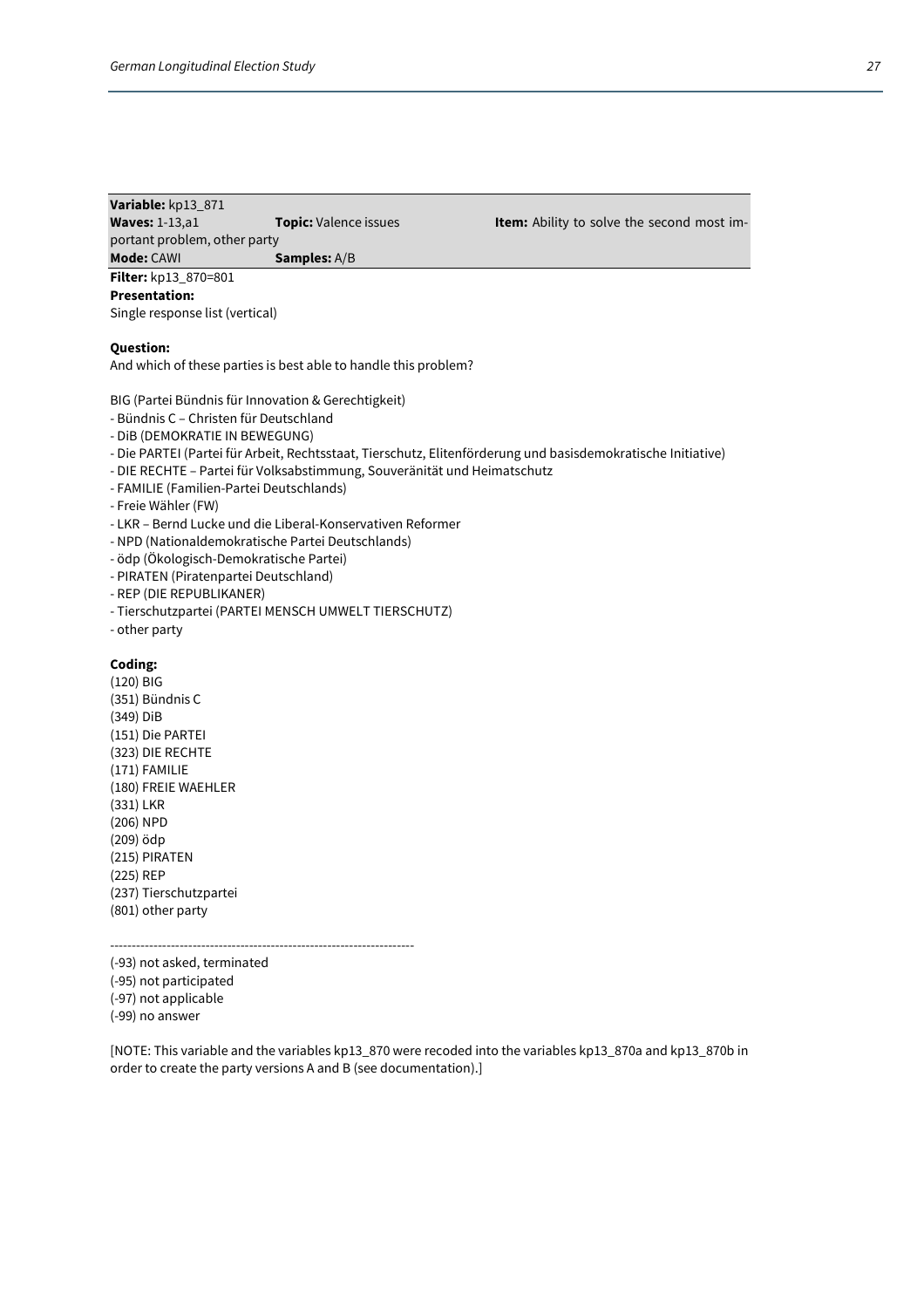**Variable:** kp13_871
**Waves:** 1-13,a1 **Topic:** Valence issues **Item:** Ability to solve the second most important problem, other party
**Mode:** CAWI **Samples:** A/B

**Filter:** kp13_870=801

**Presentation:**
Single response list (vertical)

**Question:**
And which of these parties is best able to handle this problem?

BIG (Partei Bündnis für Innovation & Gerechtigkeit)
- Bündnis C – Christen für Deutschland
- DiB (DEMOKRATIE IN BEWEGUNG)
- Die PARTEI (Partei für Arbeit, Rechtsstaat, Tierschutz, Elitenförderung und basisdemokratische Initiative)
- DIE RECHTE – Partei für Volksabstimmung, Souveränität und Heimatschutz
- FAMILIE (Familien-Partei Deutschlands)
- Freie Wähler (FW)
- LKR – Bernd Lucke und die Liberal-Konservativen Reformer
- NPD (Nationaldemokratische Partei Deutschlands)
- ödp (Ökologisch-Demokratische Partei)
- PIRATEN (Piratenpartei Deutschland)
- REP (DIE REPUBLIKANER)
- Tierschutzpartei (PARTEI MENSCH UMWELT TIERSCHUTZ)
- other party

**Coding:**
(120) BIG
(351) Bündnis C
(349) DiB
(151) Die PARTEI
(323) DIE RECHTE
(171) FAMILIE
(180) FREIE WAEHLER
(331) LKR
(206) NPD
(209) ödp
(215) PIRATEN
(225) REP
(237) Tierschutzpartei
(801) other party

---------------------------------------------------------------------
(-93) not asked, terminated
(-95) not participated
(-97) not applicable
(-99) no answer

[NOTE: This variable and the variables kp13_870 were recoded into the variables kp13_870a and kp13_870b in order to create the party versions A and B (see documentation).]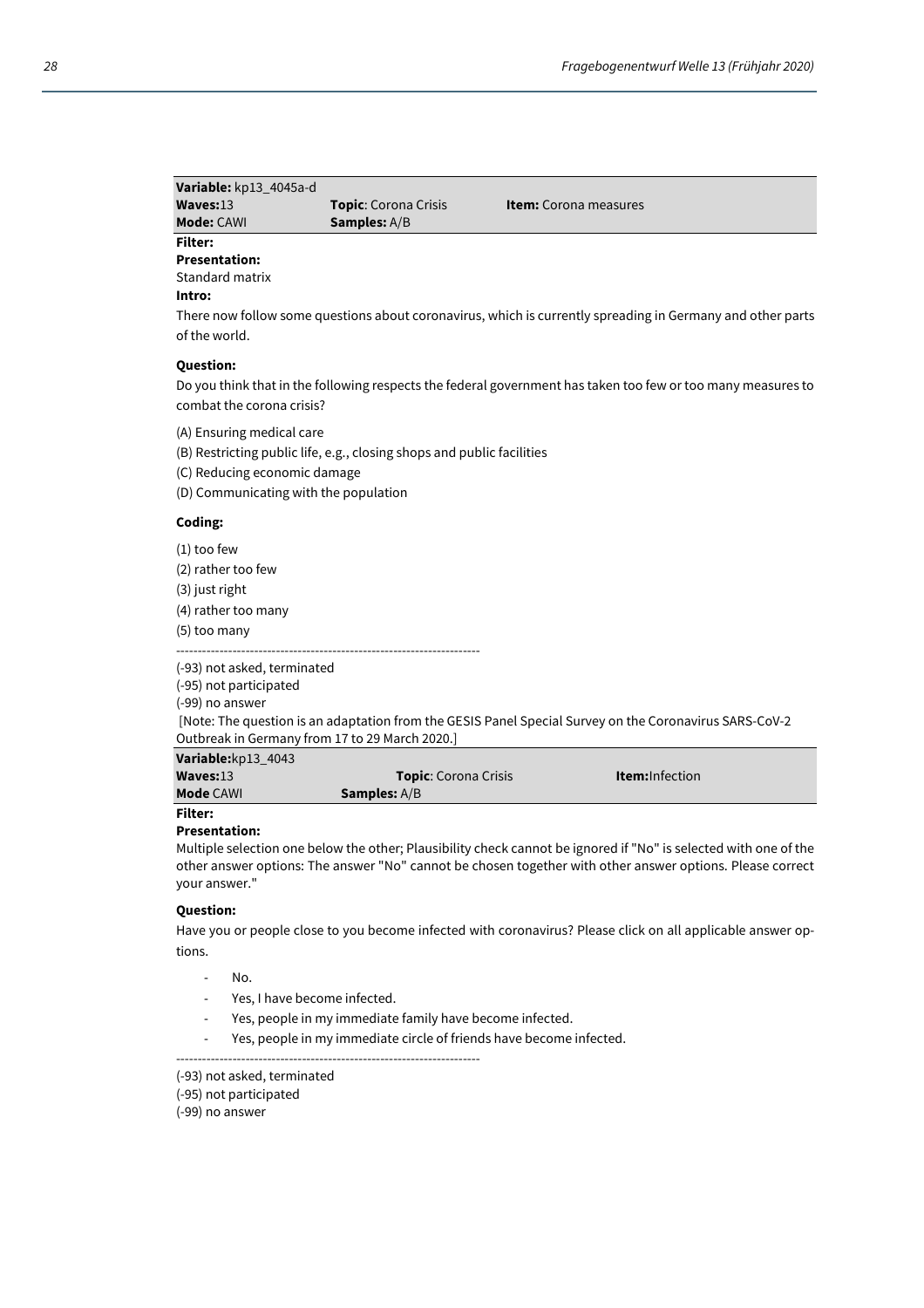**Variable:** kp13_4045a-d
**Waves:** 13 **Topic**: Corona Crisis **Item:** Corona measures
**Mode:** CAWI **Samples:** A/B

**Filter:**

**Presentation:**

Standard matrix

**Intro:**

There now follow some questions about coronavirus, which is currently spreading in Germany and other parts of the world.

**Question:**

Do you think that in the following respects the federal government has taken too few or too many measures to combat the corona crisis?

(A) Ensuring medical care

(B) Restricting public life, e.g., closing shops and public facilities

(C) Reducing economic damage

(D) Communicating with the population

**Coding:**

(1) too few

(2) rather too few

(3) just right

(4) rather too many

(5) too many

----------------------------------------------------------------------

(-93) not asked, terminated

(-95) not participated

(-99) no answer

[Note: The question is an adaptation from the GESIS Panel Special Survey on the Coronavirus SARS-CoV-2 Outbreak in Germany from 17 to 29 March 2020.]

**Variable:** kp13_4043
**Waves:** 13 **Topic**: Corona Crisis **Item:** Infection
**Mode** CAWI **Samples:** A/B

**Filter:**

**Presentation:**

Multiple selection one below the other; Plausibility check cannot be ignored if "No" is selected with one of the other answer options: The answer "No" cannot be chosen together with other answer options. Please correct your answer."

**Question:**

Have you or people close to you become infected with coronavirus? Please click on all applicable answer options.

- No.
- Yes, I have become infected.
- Yes, people in my immediate family have become infected.
- Yes, people in my immediate circle of friends have become infected.

----------------------------------------------------------------------

(-93) not asked, terminated

(-95) not participated

(-99) no answer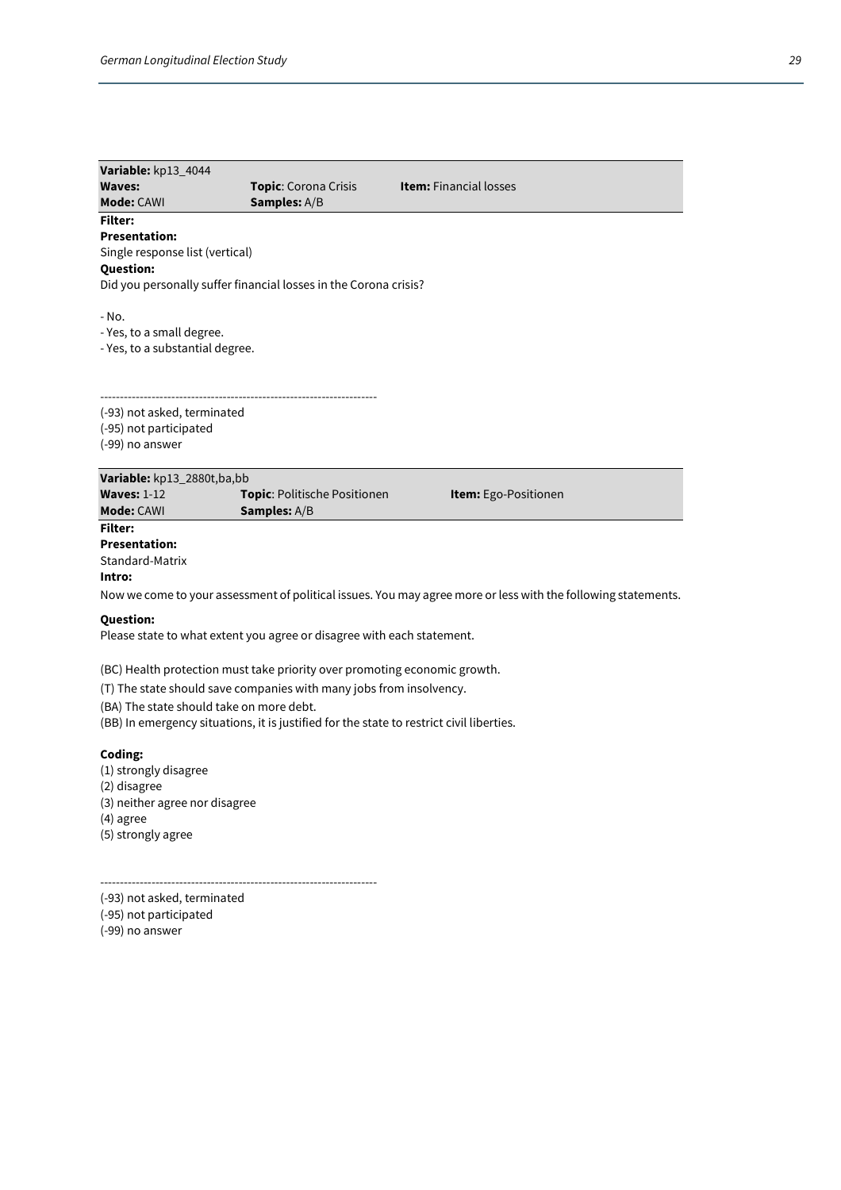**Variable:** kp13_4044
**Waves:** | **Topic**: Corona Crisis | **Item:** Financial losses
**Mode:** CAWI | **Samples:** A/B

**Filter:**

**Presentation:**
Single response list (vertical)

**Question:**
Did you personally suffer financial losses in the Corona crisis?

- No.
- Yes, to a small degree.
- Yes, to a substantial degree.

---------------------------------------------------------------------

(-93) not asked, terminated
(-95) not participated
(-99) no answer

**Variable:** kp13_2880t,ba,bb
**Waves:** 1-12 | **Topic**: Politische Positionen | **Item:** Ego-Positionen
**Mode:** CAWI | **Samples:** A/B

**Filter:**

**Presentation:**
Standard-Matrix

**Intro:**
Now we come to your assessment of political issues. You may agree more or less with the following statements.

**Question:**
Please state to what extent you agree or disagree with each statement.

(BC) Health protection must take priority over promoting economic growth.
(T) The state should save companies with many jobs from insolvency.
(BA) The state should take on more debt.
(BB) In emergency situations, it is justified for the state to restrict civil liberties.

**Coding:**
(1) strongly disagree
(2) disagree
(3) neither agree nor disagree
(4) agree
(5) strongly agree

---------------------------------------------------------------------

(-93) not asked, terminated
(-95) not participated
(-99) no answer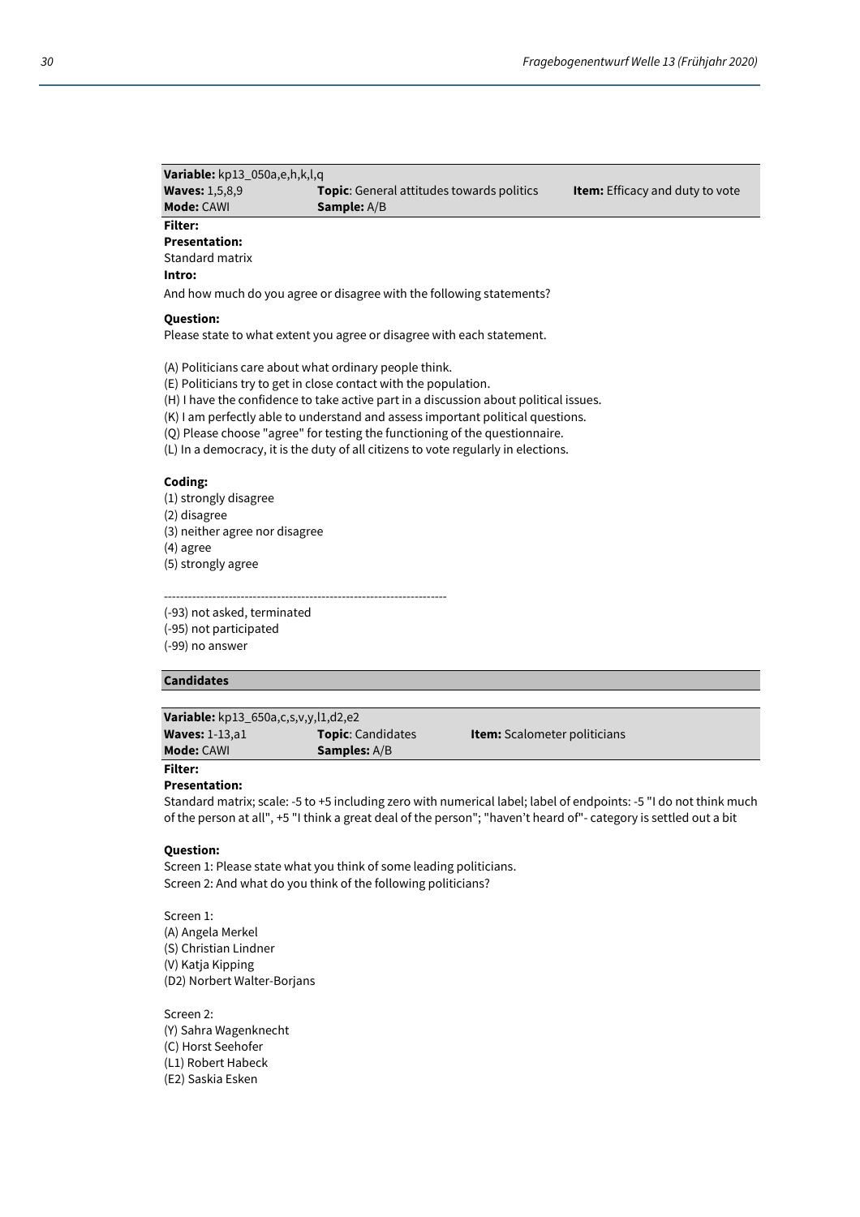**Variable:** kp13_050a,e,h,k,l,q
**Waves:** 1,5,8,9 | **Topic**: General attitudes towards politics | **Item:** Efficacy and duty to vote
**Mode:** CAWI | **Sample:** A/B

**Filter:**

**Presentation:**
Standard matrix

**Intro:**
And how much do you agree or disagree with the following statements?

**Question:**
Please state to what extent you agree or disagree with each statement.

(A) Politicians care about what ordinary people think.
(E) Politicians try to get in close contact with the population.
(H) I have the confidence to take active part in a discussion about political issues.
(K) I am perfectly able to understand and assess important political questions.
(Q) Please choose "agree" for testing the functioning of the questionnaire.
(L) In a democracy, it is the duty of all citizens to vote regularly in elections.

**Coding:**
(1) strongly disagree
(2) disagree
(3) neither agree nor disagree
(4) agree
(5) strongly agree

---------------------------------------------------------------------
(-93) not asked, terminated
(-95) not participated
(-99) no answer

## Candidates

**Variable:** kp13_650a,c,s,v,y,l1,d2,e2
**Waves:** 1-13,a1 | **Topic**: Candidates | **Item:** Scalometer politicians
**Mode:** CAWI | **Samples:** A/B

**Filter:**

**Presentation:**
Standard matrix; scale: -5 to +5 including zero with numerical label; label of endpoints: -5 "I do not think much of the person at all", +5 "I think a great deal of the person"; "haven't heard of"- category is settled out a bit

**Question:**
Screen 1: Please state what you think of some leading politicians.
Screen 2: And what do you think of the following politicians?

Screen 1:
(A) Angela Merkel
(S) Christian Lindner
(V) Katja Kipping
(D2) Norbert Walter-Borjans

Screen 2:
(Y) Sahra Wagenknecht
(C) Horst Seehofer
(L1) Robert Habeck
(E2) Saskia Esken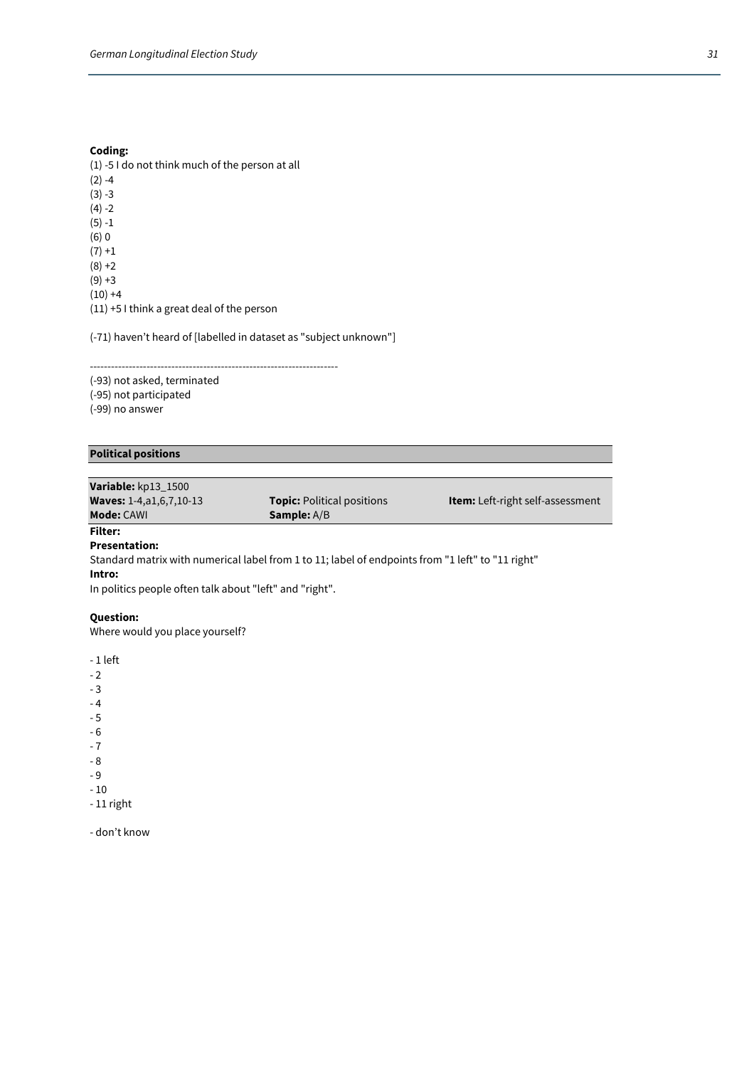**Coding:**
(1) -5 I do not think much of the person at all
(2) -4
(3) -3
(4) -2
(5) -1
(6) 0
(7) +1
(8) +2
(9) +3
(10) +4
(11) +5 I think a great deal of the person

(-71) haven't heard of [labelled in dataset as "subject unknown"]

----------------------------------------------------------------------
(-93) not asked, terminated
(-95) not participated
(-99) no answer

**Political positions**

| **Variable:** kp13_1500 | | |
|---|---|---|
| **Waves:** 1-4,a1,6,7,10-13 | **Topic:** Political positions | **Item:** Left-right self-assessment |
| **Mode:** CAWI | **Sample:** A/B | |

**Filter:**
**Presentation:**
Standard matrix with numerical label from 1 to 11; label of endpoints from "1 left" to "11 right"
**Intro:**
In politics people often talk about "left" and "right".

**Question:**
Where would you place yourself?

- 1 left
- 2
- 3
- 4
- 5
- 6
- 7
- 8
- 9
- 10
- 11 right

- don't know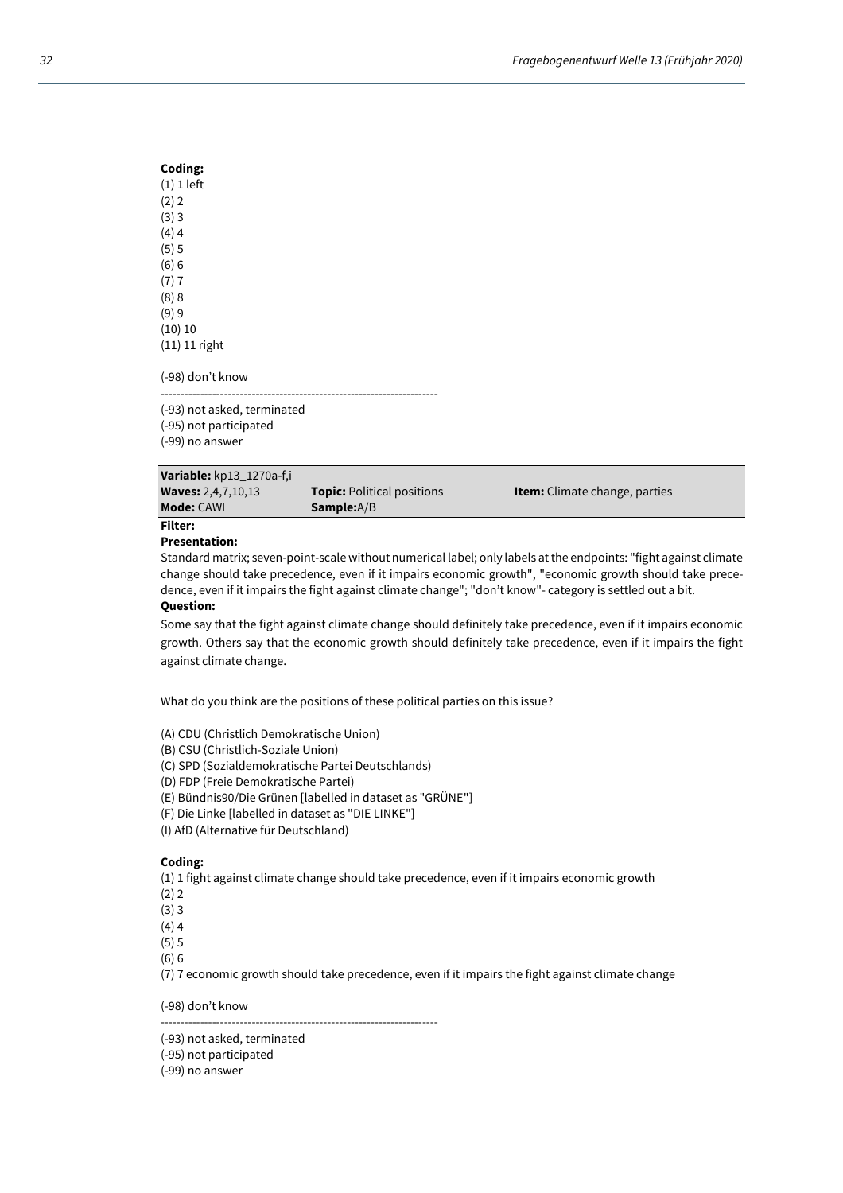**Coding:**
(1) 1 left
(2) 2
(3) 3
(4) 4
(5) 5
(6) 6
(7) 7
(8) 8
(9) 9
(10) 10
(11) 11 right

(-98) don't know

---

(-93) not asked, terminated
(-95) not participated
(-99) no answer

| **Variable:** kp13_1270a-f,i | | |
|---|---|---|
| **Waves:** 2,4,7,10,13 | **Topic:** Political positions | **Item:** Climate change, parties |
| **Mode:** CAWI | **Sample:** A/B | |

**Filter:**

**Presentation:**
Standard matrix; seven-point-scale without numerical label; only labels at the endpoints: "fight against climate change should take precedence, even if it impairs economic growth", "economic growth should take precedence, even if it impairs the fight against climate change"; "don't know"- category is settled out a bit.

**Question:**
Some say that the fight against climate change should definitely take precedence, even if it impairs economic growth. Others say that the economic growth should definitely take precedence, even if it impairs the fight against climate change.

What do you think are the positions of these political parties on this issue?

(A) CDU (Christlich Demokratische Union)
(B) CSU (Christlich-Soziale Union)
(C) SPD (Sozialdemokratische Partei Deutschlands)
(D) FDP (Freie Demokratische Partei)
(E) Bündnis90/Die Grünen [labelled in dataset as "GRÜNE"]
(F) Die Linke [labelled in dataset as "DIE LINKE"]
(I) AfD (Alternative für Deutschland)

**Coding:**
(1) 1 fight against climate change should take precedence, even if it impairs economic growth
(2) 2
(3) 3
(4) 4
(5) 5
(6) 6
(7) 7 economic growth should take precedence, even if it impairs the fight against climate change

(-98) don't know

---

(-93) not asked, terminated
(-95) not participated
(-99) no answer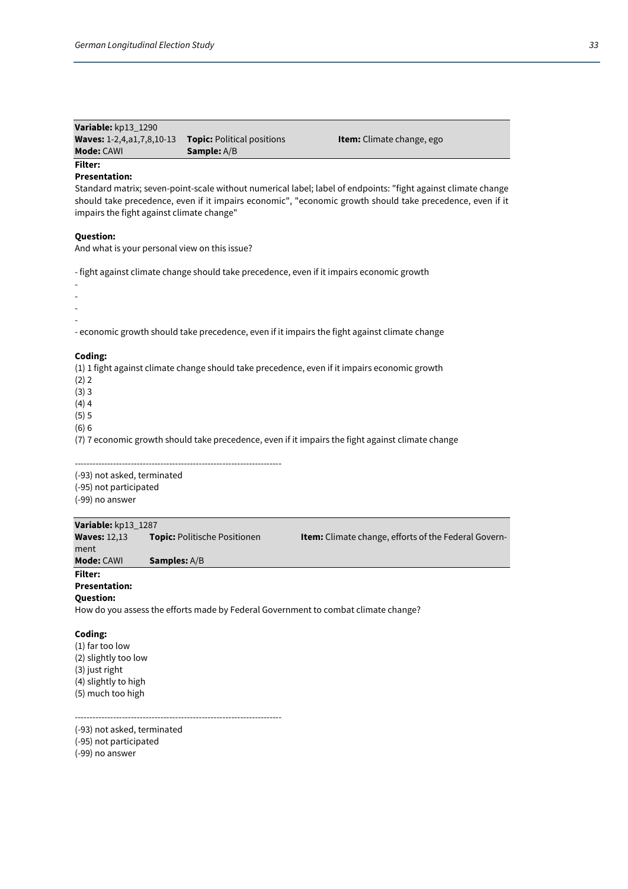**Variable:** kp13_1290
**Waves:** 1-2,4,a1,7,8,10-13 **Topic:** Political positions **Item:** Climate change, ego
**Mode:** CAWI **Sample:** A/B

**Filter:**

**Presentation:**

Standard matrix; seven-point-scale without numerical label; label of endpoints: "fight against climate change should take precedence, even if it impairs economic", "economic growth should take precedence, even if it impairs the fight against climate change"

**Question:**

And what is your personal view on this issue?

- fight against climate change should take precedence, even if it impairs economic growth
-
-
-
-
- economic growth should take precedence, even if it impairs the fight against climate change

**Coding:**

(1) 1 fight against climate change should take precedence, even if it impairs economic growth
(2) 2
(3) 3
(4) 4
(5) 5
(6) 6
(7) 7 economic growth should take precedence, even if it impairs the fight against climate change

----------------------------------------------------------------------

(-93) not asked, terminated
(-95) not participated
(-99) no answer

**Variable:** kp13_1287
**Waves:** 12,13 **Topic:** Politische Positionen **Item:** Climate change, efforts of the Federal Government
**Mode:** CAWI **Samples:** A/B

**Filter:**

**Presentation:**

**Question:**

How do you assess the efforts made by Federal Government to combat climate change?

**Coding:**

(1) far too low
(2) slightly too low
(3) just right
(4) slightly to high
(5) much too high

----------------------------------------------------------------------

(-93) not asked, terminated
(-95) not participated
(-99) no answer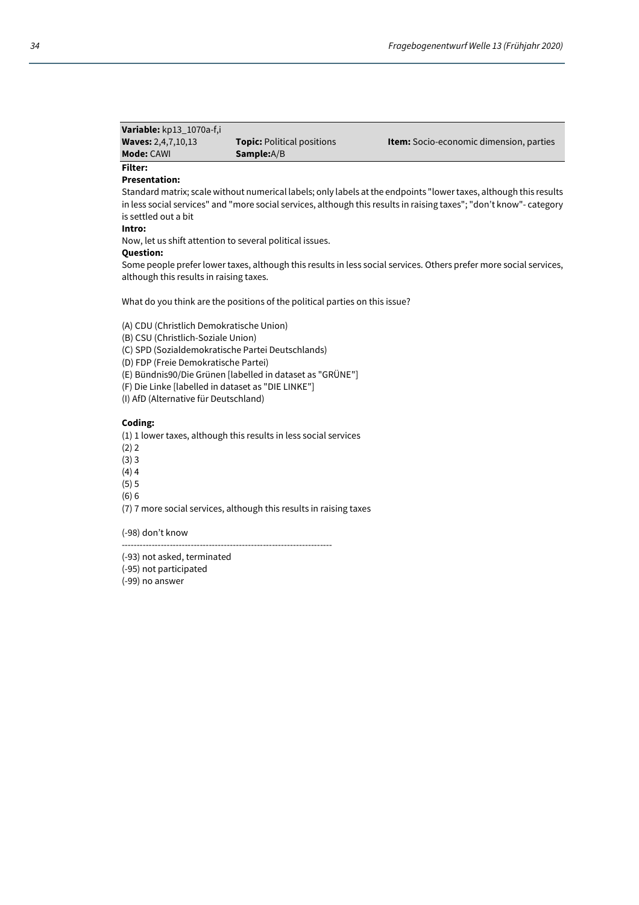| **Variable:** kp13_1070a-f,i | | |
|---|---|---|
| **Waves:** 2,4,7,10,13 | **Topic:** Political positions | **Item:** Socio-economic dimension, parties |
| **Mode:** CAWI | **Sample:**A/B | |

**Filter:**

**Presentation:**

Standard matrix; scale without numerical labels; only labels at the endpoints "lower taxes, although this results in less social services" and "more social services, although this results in raising taxes"; "don't know"- category is settled out a bit

**Intro:**

Now, let us shift attention to several political issues.

**Question:**

Some people prefer lower taxes, although this results in less social services. Others prefer more social services, although this results in raising taxes.

What do you think are the positions of the political parties on this issue?

(A) CDU (Christlich Demokratische Union)
(B) CSU (Christlich-Soziale Union)
(C) SPD (Sozialdemokratische Partei Deutschlands)
(D) FDP (Freie Demokratische Partei)
(E) Bündnis90/Die Grünen [labelled in dataset as "GRÜNE"]
(F) Die Linke [labelled in dataset as "DIE LINKE"]
(I) AfD (Alternative für Deutschland)

**Coding:**

(1) 1 lower taxes, although this results in less social services
(2) 2
(3) 3
(4) 4
(5) 5
(6) 6
(7) 7 more social services, although this results in raising taxes

(-98) don't know

---

(-93) not asked, terminated
(-95) not participated
(-99) no answer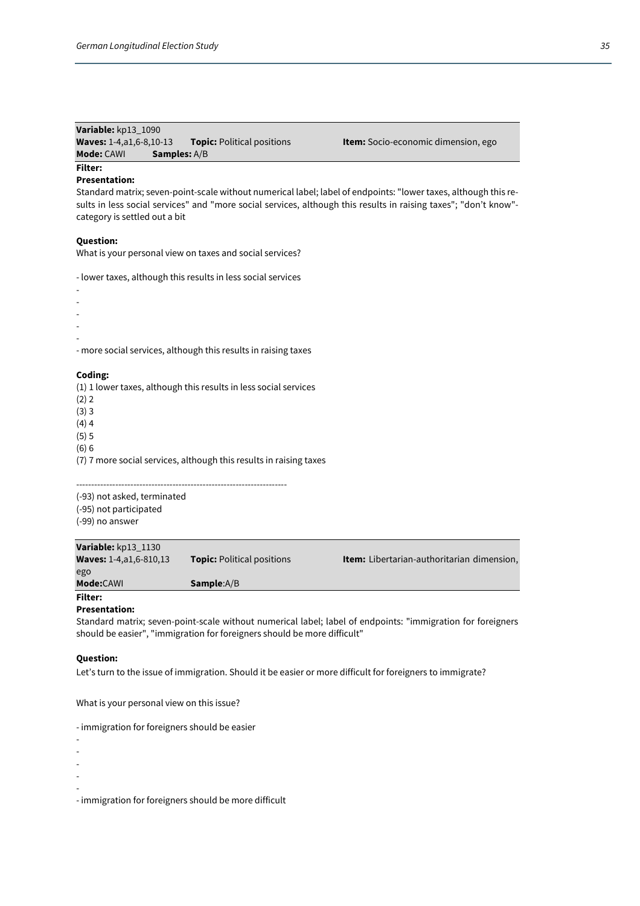**Variable:** kp13_1090
**Waves:** 1-4,a1,6-8,10-13 **Topic:** Political positions **Item:** Socio-economic dimension, ego
**Mode:** CAWI **Samples:** A/B

**Filter:**

**Presentation:**

Standard matrix; seven-point-scale without numerical label; label of endpoints: "lower taxes, although this results in less social services" and "more social services, although this results in raising taxes"; "don't know"-category is settled out a bit

**Question:**

What is your personal view on taxes and social services?

- lower taxes, although this results in less social services
-
-
-
-
-
- more social services, although this results in raising taxes

**Coding:**

(1) 1 lower taxes, although this results in less social services
(2) 2
(3) 3
(4) 4
(5) 5
(6) 6
(7) 7 more social services, although this results in raising taxes

----------------------------------------------------------------------

(-93) not asked, terminated
(-95) not participated
(-99) no answer

**Variable:** kp13_1130
**Waves:** 1-4,a1,6-810,13 **Topic:** Political positions **Item:** Libertarian-authoritarian dimension, ego
**Mode:**CAWI **Sample**:A/B

**Filter:**

**Presentation:**

Standard matrix; seven-point-scale without numerical label; label of endpoints: "immigration for foreigners should be easier", "immigration for foreigners should be more difficult"

**Question:**

Let's turn to the issue of immigration. Should it be easier or more difficult for foreigners to immigrate?

What is your personal view on this issue?

- immigration for foreigners should be easier
-
-
-
-
-
- immigration for foreigners should be more difficult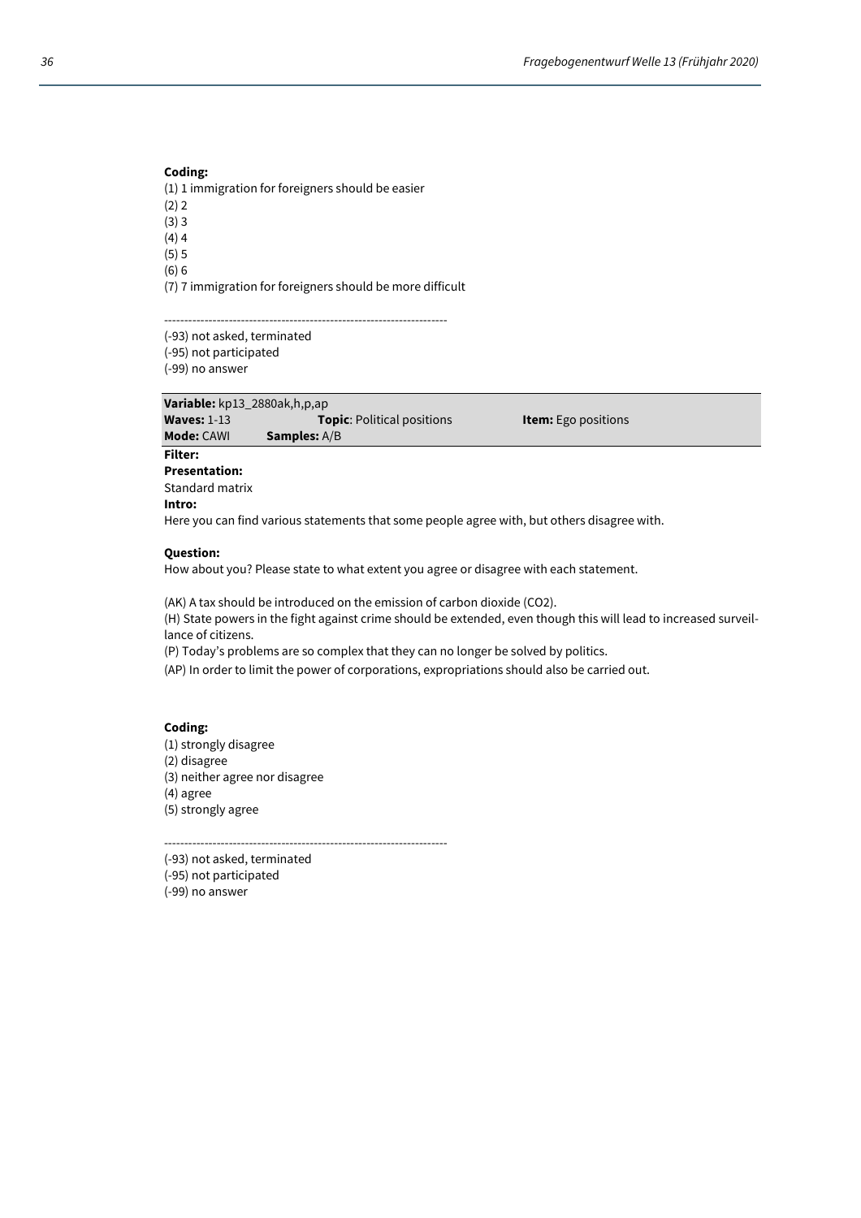**Coding:**

(1) 1 immigration for foreigners should be easier
(2) 2
(3) 3
(4) 4
(5) 5
(6) 6
(7) 7 immigration for foreigners should be more difficult

---------------------------------------------------------------------

(-93) not asked, terminated
(-95) not participated
(-99) no answer

| **Variable:** kp13_2880ak,h,p,ap | | |
|---|---|---|
| **Waves:** 1-13 | **Topic**: Political positions | **Item:** Ego positions |
| **Mode:** CAWI | **Samples:** A/B | |

**Filter:**

**Presentation:**

Standard matrix

**Intro:**

Here you can find various statements that some people agree with, but others disagree with.

**Question:**

How about you? Please state to what extent you agree or disagree with each statement.

(AK) A tax should be introduced on the emission of carbon dioxide ($CO_2$).
(H) State powers in the fight against crime should be extended, even though this will lead to increased surveillance of citizens.
(P) Today's problems are so complex that they can no longer be solved by politics.
(AP) In order to limit the power of corporations, expropriations should also be carried out.

**Coding:**

(1) strongly disagree
(2) disagree
(3) neither agree nor disagree
(4) agree
(5) strongly agree

---------------------------------------------------------------------

(-93) not asked, terminated
(-95) not participated
(-99) no answer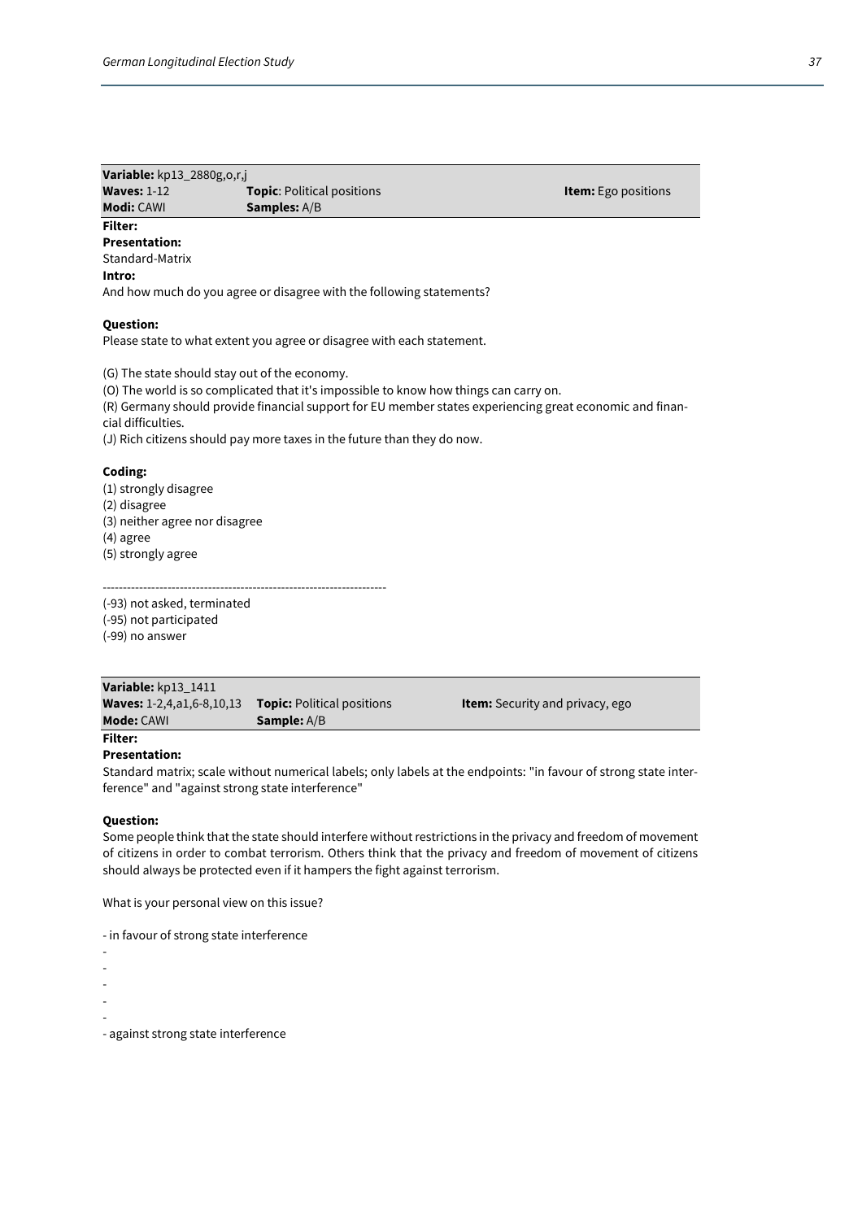| **Variable:** kp13_2880g,o,r,j | | |
|---|---|---|
| **Waves:** 1-12 | **Topic**: Political positions | **Item:** Ego positions |
| **Modi:** CAWI | **Samples:** A/B | |

**Filter:**

**Presentation:**

Standard-Matrix

**Intro:**

And how much do you agree or disagree with the following statements?

**Question:**

Please state to what extent you agree or disagree with each statement.

(G) The state should stay out of the economy.
(O) The world is so complicated that it's impossible to know how things can carry on.
(R) Germany should provide financial support for EU member states experiencing great economic and financial difficulties.
(J) Rich citizens should pay more taxes in the future than they do now.

**Coding:**

(1) strongly disagree
(2) disagree
(3) neither agree nor disagree
(4) agree
(5) strongly agree

---------------------------------------------------------------------

(-93) not asked, terminated
(-95) not participated
(-99) no answer

| **Variable:** kp13_1411 | | |
|---|---|---|
| **Waves:** 1-2,4,a1,6-8,10,13 | **Topic:** Political positions | **Item:** Security and privacy, ego |
| **Mode:** CAWI | **Sample:** A/B | |

**Filter:**

**Presentation:**

Standard matrix; scale without numerical labels; only labels at the endpoints: "in favour of strong state interference" and "against strong state interference"

**Question:**

Some people think that the state should interfere without restrictions in the privacy and freedom of movement of citizens in order to combat terrorism. Others think that the privacy and freedom of movement of citizens should always be protected even if it hampers the fight against terrorism.

What is your personal view on this issue?

- in favour of strong state interference
-
-
-
-
-
- against strong state interference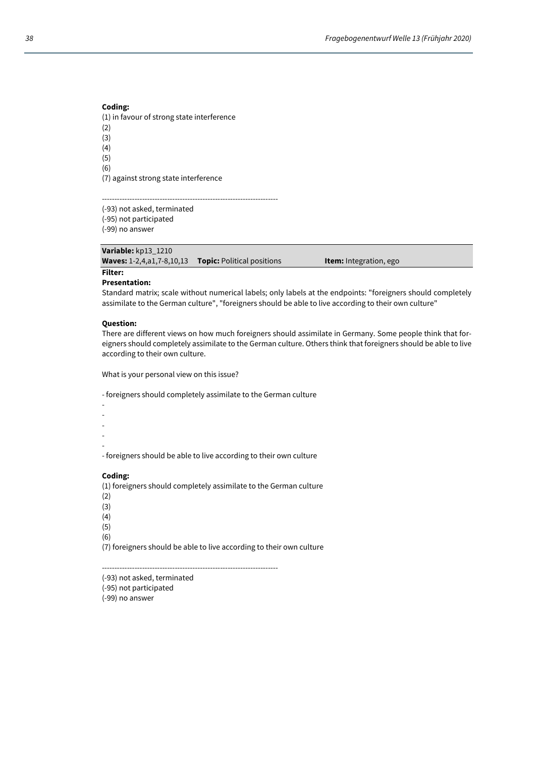**Coding:**
(1) in favour of strong state interference
(2)
(3)
(4)
(5)
(6)
(7) against strong state interference

---------------------------------------------------------------------
(-93) not asked, terminated
(-95) not participated
(-99) no answer

| **Variable:** kp13_1210 | | |
|---|---|---|
| **Waves:** 1-2,4,a1,7-8,10,13 | **Topic:** Political positions | **Item:** Integration, ego |

**Filter:**

**Presentation:**
Standard matrix; scale without numerical labels; only labels at the endpoints: "foreigners should completely assimilate to the German culture", "foreigners should be able to live according to their own culture"

**Question:**
There are different views on how much foreigners should assimilate in Germany. Some people think that foreigners should completely assimilate to the German culture. Others think that foreigners should be able to live according to their own culture.

What is your personal view on this issue?

- foreigners should completely assimilate to the German culture
-
-
-
-
-
- foreigners should be able to live according to their own culture

**Coding:**
(1) foreigners should completely assimilate to the German culture
(2)
(3)
(4)
(5)
(6)
(7) foreigners should be able to live according to their own culture

---------------------------------------------------------------------
(-93) not asked, terminated
(-95) not participated
(-99) no answer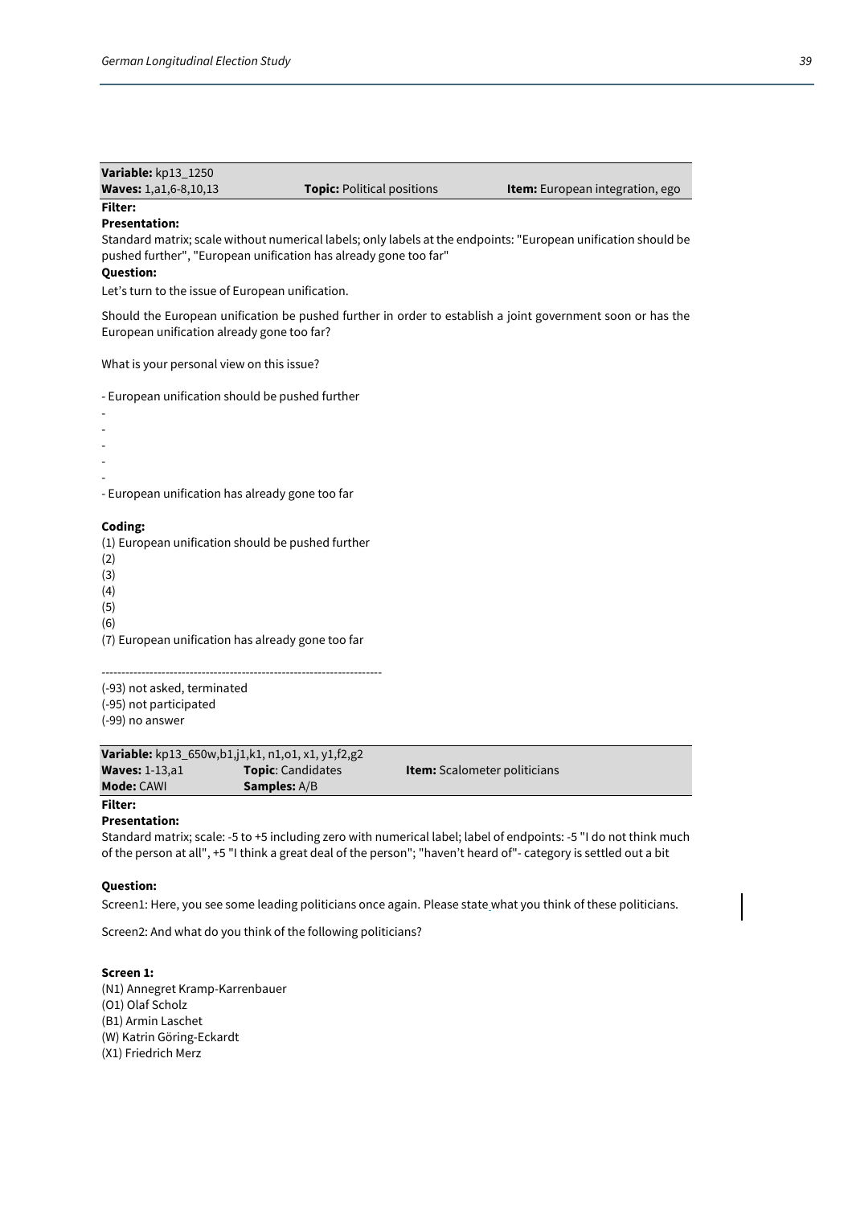| **Variable:** kp13_1250 | | |
|---|---|---|
| **Waves:** 1,a1,6-8,10,13 | **Topic:** Political positions | **Item:** European integration, ego |

**Filter:**

**Presentation:**

Standard matrix; scale without numerical labels; only labels at the endpoints: "European unification should be pushed further", "European unification has already gone too far"

**Question:**

Let's turn to the issue of European unification.

Should the European unification be pushed further in order to establish a joint government soon or has the European unification already gone too far?

What is your personal view on this issue?

- European unification should be pushed further
-
-
-
-
-
- European unification has already gone too far

**Coding:**

(1) European unification should be pushed further
(2)
(3)
(4)
(5)
(6)
(7) European unification has already gone too far

---

(-93) not asked, terminated
(-95) not participated
(-99) no answer

| **Variable:** kp13_650w,b1,j1,k1, n1,o1, x1, y1,f2,g2 | | |
|---|---|---|
| **Waves:** 1-13,a1 | **Topic**: Candidates | **Item:** Scalometer politicians |
| **Mode:** CAWI | **Samples:** A/B | |

**Filter:**

**Presentation:**

Standard matrix; scale: -5 to +5 including zero with numerical label; label of endpoints: -5 "I do not think much of the person at all", +5 "I think a great deal of the person"; "haven't heard of"- category is settled out a bit

**Question:**

Screen1: Here, you see some leading politicians once again. Please state what you think of these politicians.

Screen2: And what do you think of the following politicians?

**Screen 1:**

(N1) Annegret Kramp-Karrenbauer
(O1) Olaf Scholz
(B1) Armin Laschet
(W) Katrin Göring-Eckardt
(X1) Friedrich Merz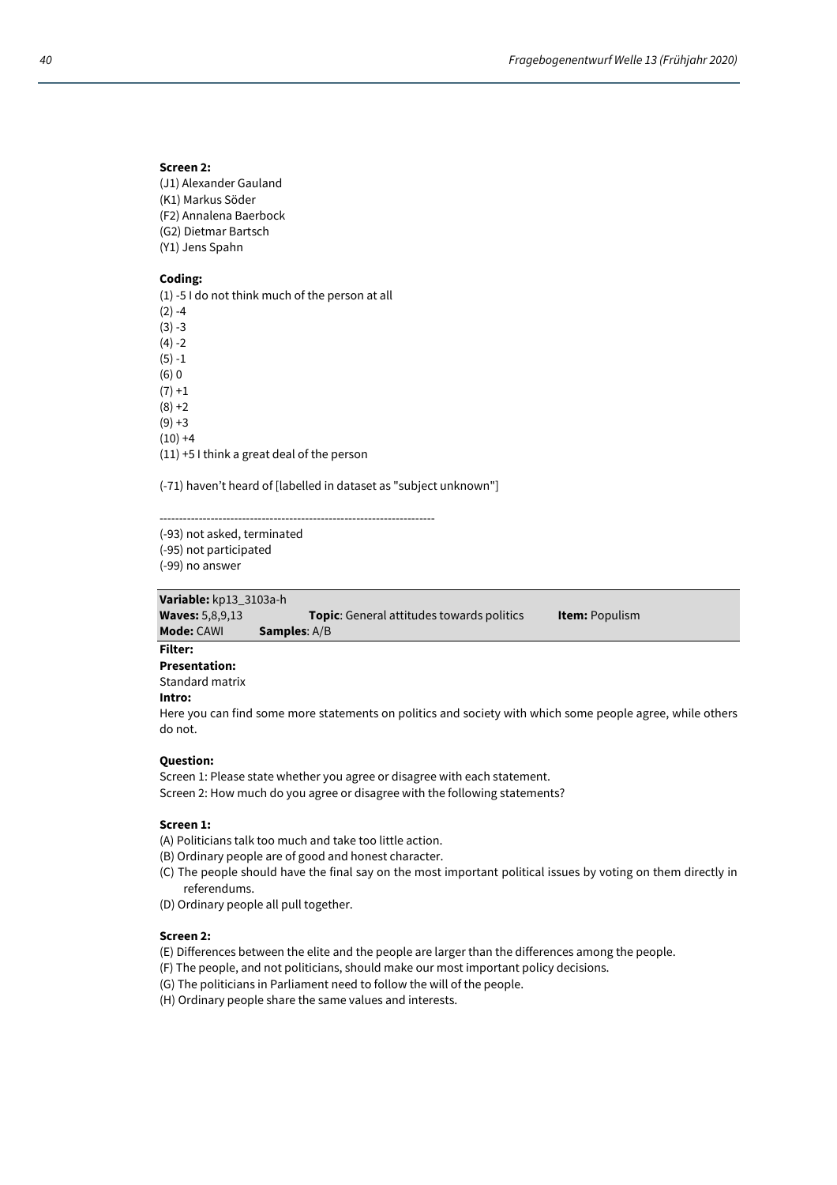**Screen 2:**
(J1) Alexander Gauland
(K1) Markus Söder
(F2) Annalena Baerbock
(G2) Dietmar Bartsch
(Y1) Jens Spahn

**Coding:**
(1) -5 I do not think much of the person at all
(2) -4
(3) -3
(4) -2
(5) -1
(6) 0
(7) +1
(8) +2
(9) +3
(10) +4
(11) +5 I think a great deal of the person

(-71) haven't heard of [labelled in dataset as "subject unknown"]

------------------------------------------------------------------------
(-93) not asked, terminated
(-95) not participated
(-99) no answer

| **Variable:** kp13_3103a-h | | |
|---|---|---|
| **Waves:** 5,8,9,13 | **Topic**: General attitudes towards politics | **Item:** Populism |
| **Mode:** CAWI | **Samples**: A/B | |

**Filter:**

**Presentation:**
Standard matrix

**Intro:**
Here you can find some more statements on politics and society with which some people agree, while others do not.

**Question:**
Screen 1: Please state whether you agree or disagree with each statement.
Screen 2: How much do you agree or disagree with the following statements?

**Screen 1:**
(A) Politicians talk too much and take too little action.
(B) Ordinary people are of good and honest character.
(C) The people should have the final say on the most important political issues by voting on them directly in referendums.
(D) Ordinary people all pull together.

**Screen 2:**
(E) Differences between the elite and the people are larger than the differences among the people.
(F) The people, and not politicians, should make our most important policy decisions.
(G) The politicians in Parliament need to follow the will of the people.
(H) Ordinary people share the same values and interests.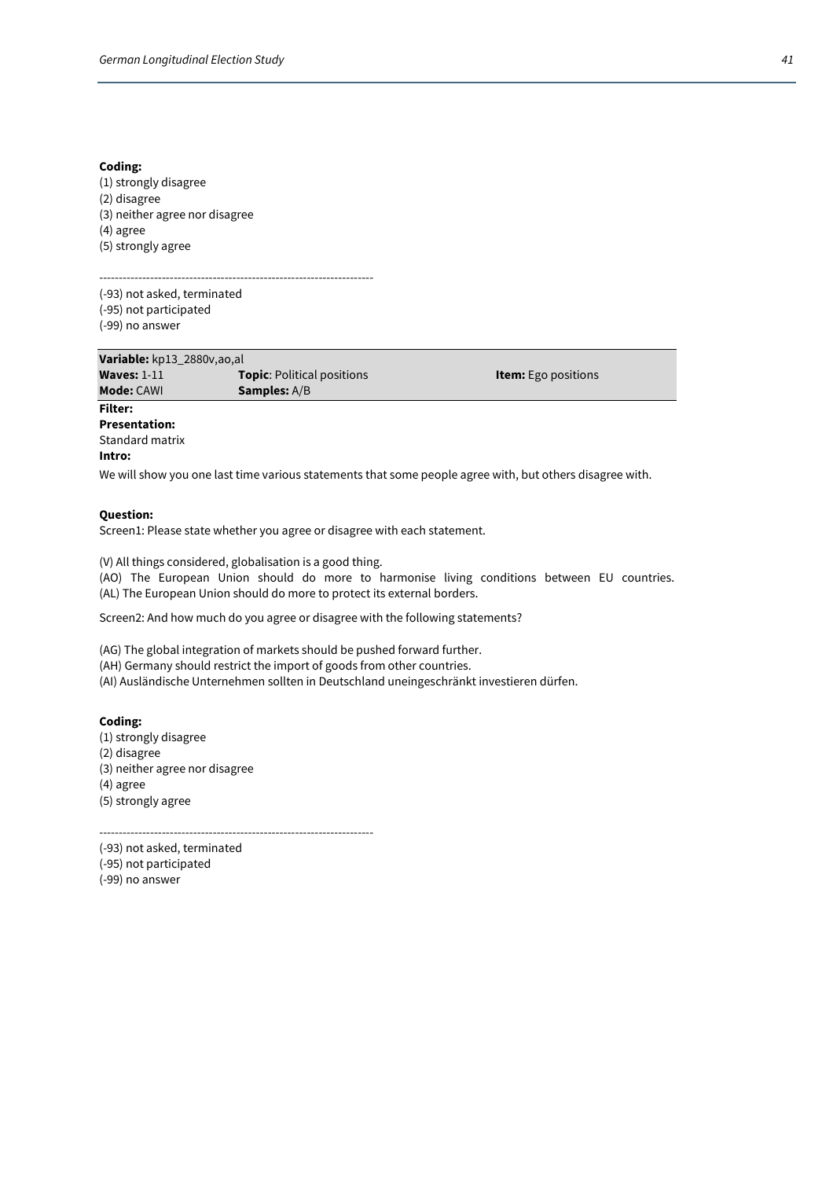**Coding:**
(1) strongly disagree
(2) disagree
(3) neither agree nor disagree
(4) agree
(5) strongly agree

---------------------------------------------------------------------
(-93) not asked, terminated
(-95) not participated
(-99) no answer

| **Variable:** kp13_2880v,ao,al | | |
|---|---|---|
| **Waves:** 1-11 | **Topic**: Political positions | **Item:** Ego positions |
| **Mode:** CAWI | **Samples:** A/B | |

**Filter:**
**Presentation:**
Standard matrix
**Intro:**
We will show you one last time various statements that some people agree with, but others disagree with.

**Question:**
Screen1: Please state whether you agree or disagree with each statement.

(V) All things considered, globalisation is a good thing.
(AO) The European Union should do more to harmonise living conditions between EU countries.
(AL) The European Union should do more to protect its external borders.

Screen2: And how much do you agree or disagree with the following statements?

(AG) The global integration of markets should be pushed forward further.
(AH) Germany should restrict the import of goods from other countries.
(AI) Ausländische Unternehmen sollten in Deutschland uneingeschränkt investieren dürfen.

**Coding:**
(1) strongly disagree
(2) disagree
(3) neither agree nor disagree
(4) agree
(5) strongly agree

---------------------------------------------------------------------
(-93) not asked, terminated
(-95) not participated
(-99) no answer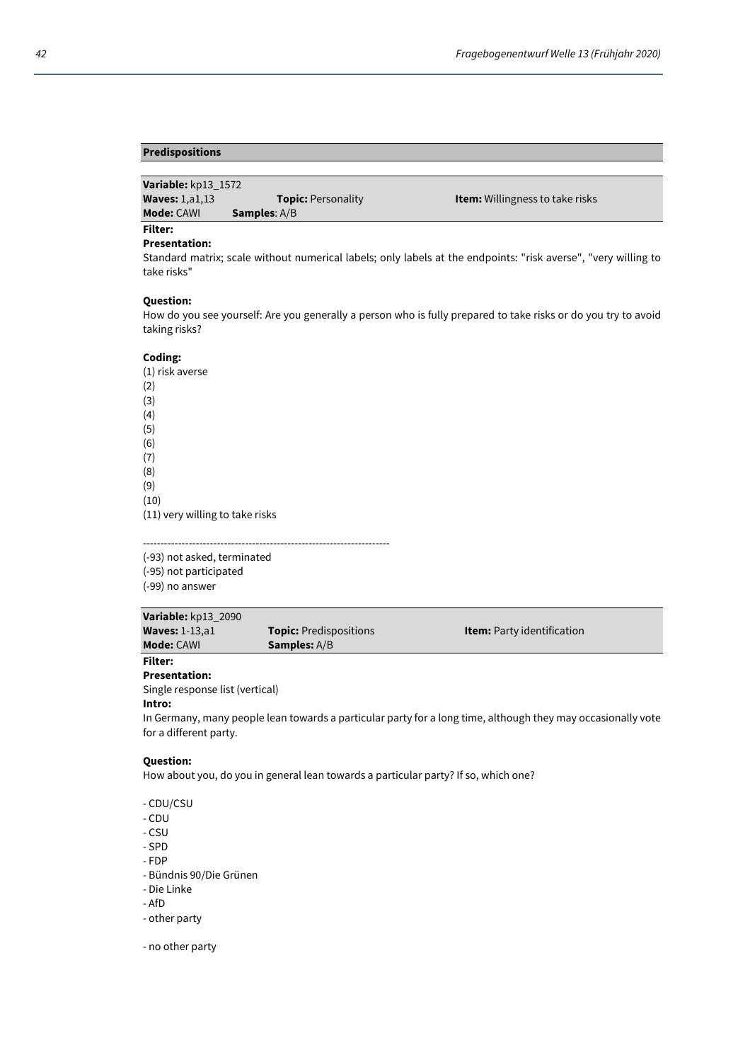## Predispositions

**Variable:** kp13_1572
**Waves:** 1,a1,13 **Topic:** Personality **Item:** Willingness to take risks
**Mode:** CAWI **Samples**: A/B

**Filter:**

**Presentation:**
Standard matrix; scale without numerical labels; only labels at the endpoints: "risk averse", "very willing to take risks"

**Question:**
How do you see yourself: Are you generally a person who is fully prepared to take risks or do you try to avoid taking risks?

**Coding:**
(1) risk averse
(2)
(3)
(4)
(5)
(6)
(7)
(8)
(9)
(10)
(11) very willing to take risks

-----------------------------------------------------------------------
(-93) not asked, terminated
(-95) not participated
(-99) no answer

**Variable:** kp13_2090
**Waves:** 1-13,a1 **Topic:** Predispositions **Item:** Party identification
**Mode:** CAWI **Samples:** A/B

**Filter:**

**Presentation:**
Single response list (vertical)

**Intro:**
In Germany, many people lean towards a particular party for a long time, although they may occasionally vote for a different party.

**Question:**
How about you, do you in general lean towards a particular party? If so, which one?

- CDU/CSU
- CDU
- CSU
- SPD
- FDP
- Bündnis 90/Die Grünen
- Die Linke
- AfD
- other party

- no other party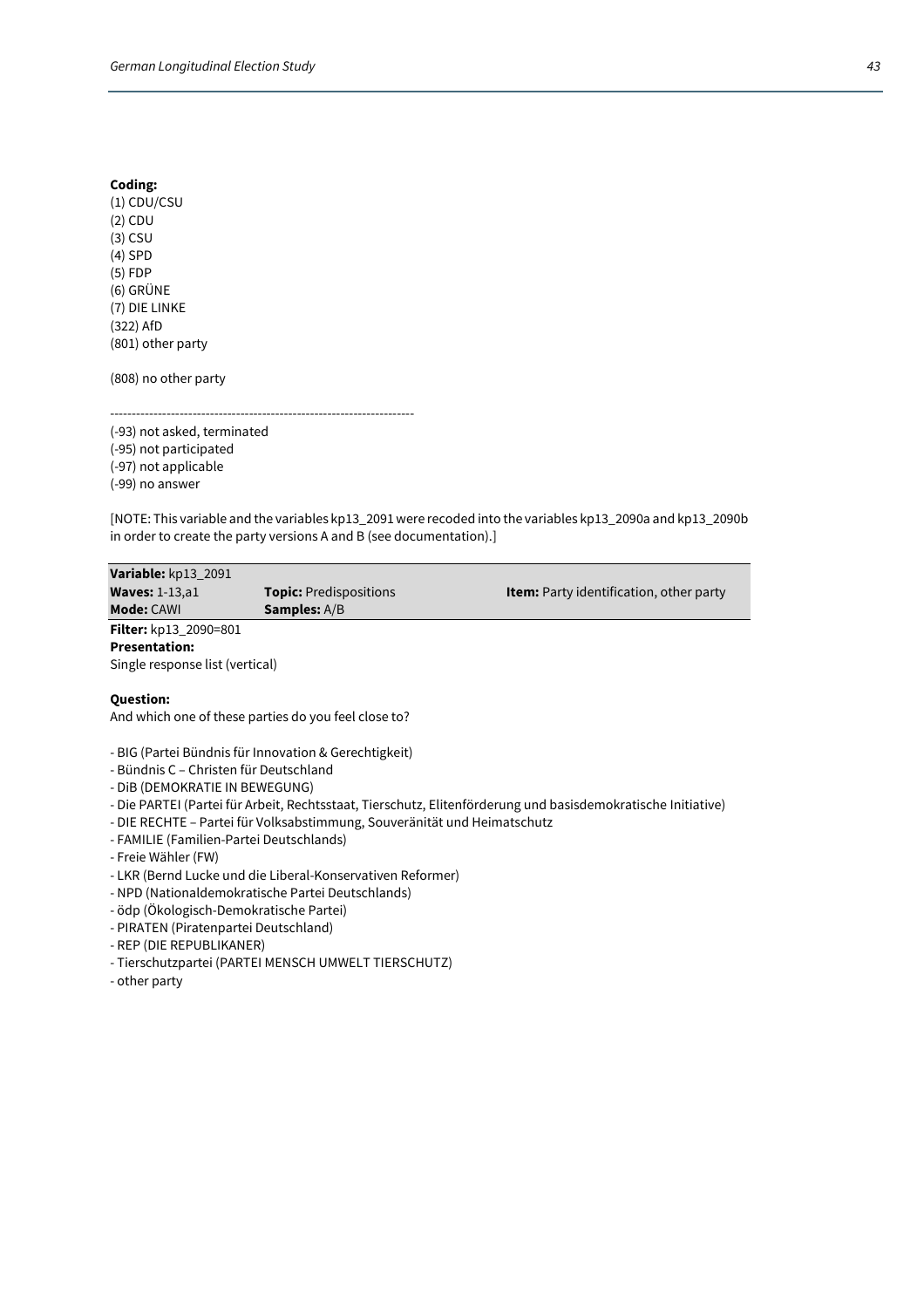**Coding:**
(1) CDU/CSU
(2) CDU
(3) CSU
(4) SPD
(5) FDP
(6) GRÜNE
(7) DIE LINKE
(322) AfD
(801) other party

(808) no other party

--------------------------------------------------------------------

(-93) not asked, terminated
(-95) not participated
(-97) not applicable
(-99) no answer

[NOTE: This variable and the variables kp13_2091 were recoded into the variables kp13_2090a and kp13_2090b in order to create the party versions A and B (see documentation).]

| **Variable:** kp13_2091 | | |
|---|---|---|
| **Waves:** 1-13,a1 | **Topic:** Predispositions | **Item:** Party identification, other party |
| **Mode:** CAWI | **Samples:** A/B | |

**Filter:** kp13_2090=801
**Presentation:**
Single response list (vertical)

**Question:**
And which one of these parties do you feel close to?

- BIG (Partei Bündnis für Innovation & Gerechtigkeit)
- Bündnis C – Christen für Deutschland
- DiB (DEMOKRATIE IN BEWEGUNG)
- Die PARTEI (Partei für Arbeit, Rechtsstaat, Tierschutz, Elitenförderung und basisdemokratische Initiative)
- DIE RECHTE – Partei für Volksabstimmung, Souveränität und Heimatschutz
- FAMILIE (Familien-Partei Deutschlands)
- Freie Wähler (FW)
- LKR (Bernd Lucke und die Liberal-Konservativen Reformer)
- NPD (Nationaldemokratische Partei Deutschlands)
- ödp (Ökologisch-Demokratische Partei)
- PIRATEN (Piratenpartei Deutschland)
- REP (DIE REPUBLIKANER)
- Tierschutzpartei (PARTEI MENSCH UMWELT TIERSCHUTZ)
- other party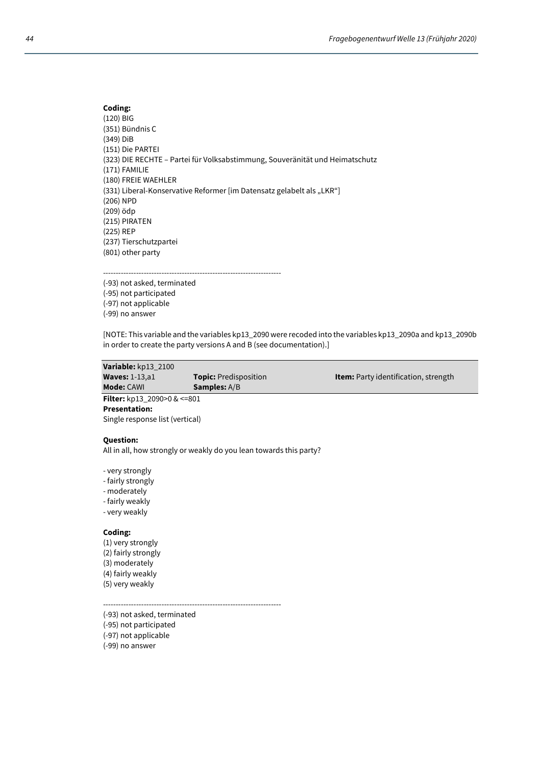**Coding:**
(120) BIG
(351) Bündnis C
(349) DiB
(151) Die PARTEI
(323) DIE RECHTE – Partei für Volksabstimmung, Souveränität und Heimatschutz
(171) FAMILIE
(180) FREIE WAEHLER
(331) Liberal-Konservative Reformer [im Datensatz gelabelt als „LKR“]
(206) NPD
(209) ödp
(215) PIRATEN
(225) REP
(237) Tierschutzpartei
(801) other party

----------------------------------------------------------------------
(-93) not asked, terminated
(-95) not participated
(-97) not applicable
(-99) no answer

[NOTE: This variable and the variables kp13_2090 were recoded into the variables kp13_2090a and kp13_2090b in order to create the party versions A and B (see documentation).]

| **Variable:** kp13_2100 | | |
|---|---|---|
| **Waves:** 1-13,a1 | **Topic:** Predisposition | **Item:** Party identification, strength |
| **Mode:** CAWI | **Samples:** A/B | |

**Filter:** kp13_2090>0 & <=801
**Presentation:**
Single response list (vertical)

**Question:**
All in all, how strongly or weakly do you lean towards this party?

- very strongly
- fairly strongly
- moderately
- fairly weakly
- very weakly

**Coding:**
(1) very strongly
(2) fairly strongly
(3) moderately
(4) fairly weakly
(5) very weakly

----------------------------------------------------------------------
(-93) not asked, terminated
(-95) not participated
(-97) not applicable
(-99) no answer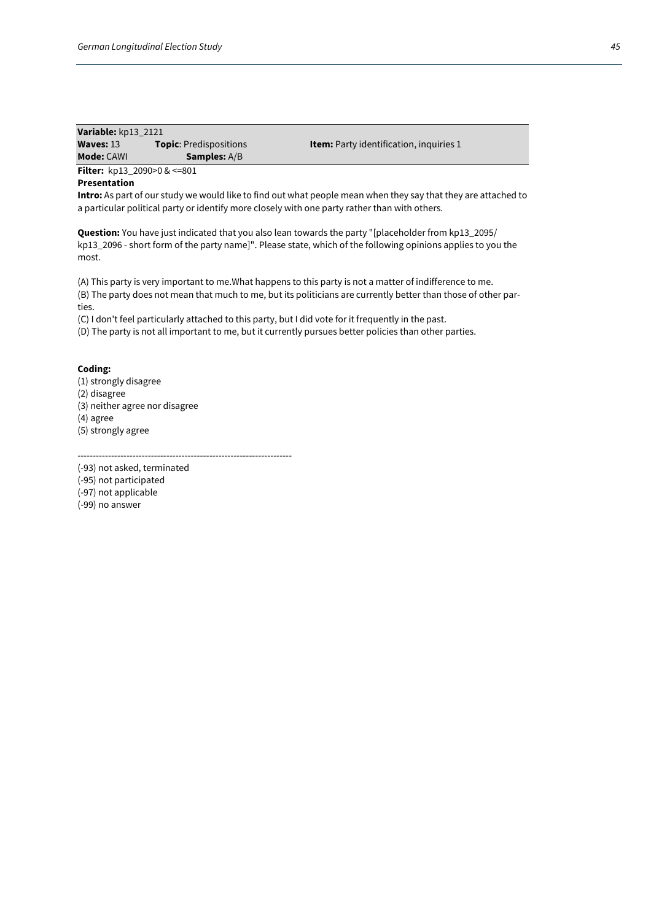| **Variable:** kp13_2121 | | |
|---|---|---|
| **Waves:** 13 | **Topic**: Predispositions | **Item:** Party identification, inquiries 1 |
| **Mode:** CAWI | **Samples:** A/B | |

**Filter:** kp13_2090>0 & <=801

**Presentation**

**Intro:** As part of our study we would like to find out what people mean when they say that they are attached to a particular political party or identify more closely with one party rather than with others.

**Question:** You have just indicated that you also lean towards the party "[placeholder from kp13_2095/ kp13_2096 - short form of the party name]". Please state, which of the following opinions applies to you the most.

(A) This party is very important to me.What happens to this party is not a matter of indifference to me.
(B) The party does not mean that much to me, but its politicians are currently better than those of other parties.
(C) I don't feel particularly attached to this party, but I did vote for it frequently in the past.
(D) The party is not all important to me, but it currently pursues better policies than other parties.

**Coding:**

(1) strongly disagree
(2) disagree
(3) neither agree nor disagree
(4) agree
(5) strongly agree

----------------------------------------------------------------------

(-93) not asked, terminated
(-95) not participated
(-97) not applicable
(-99) no answer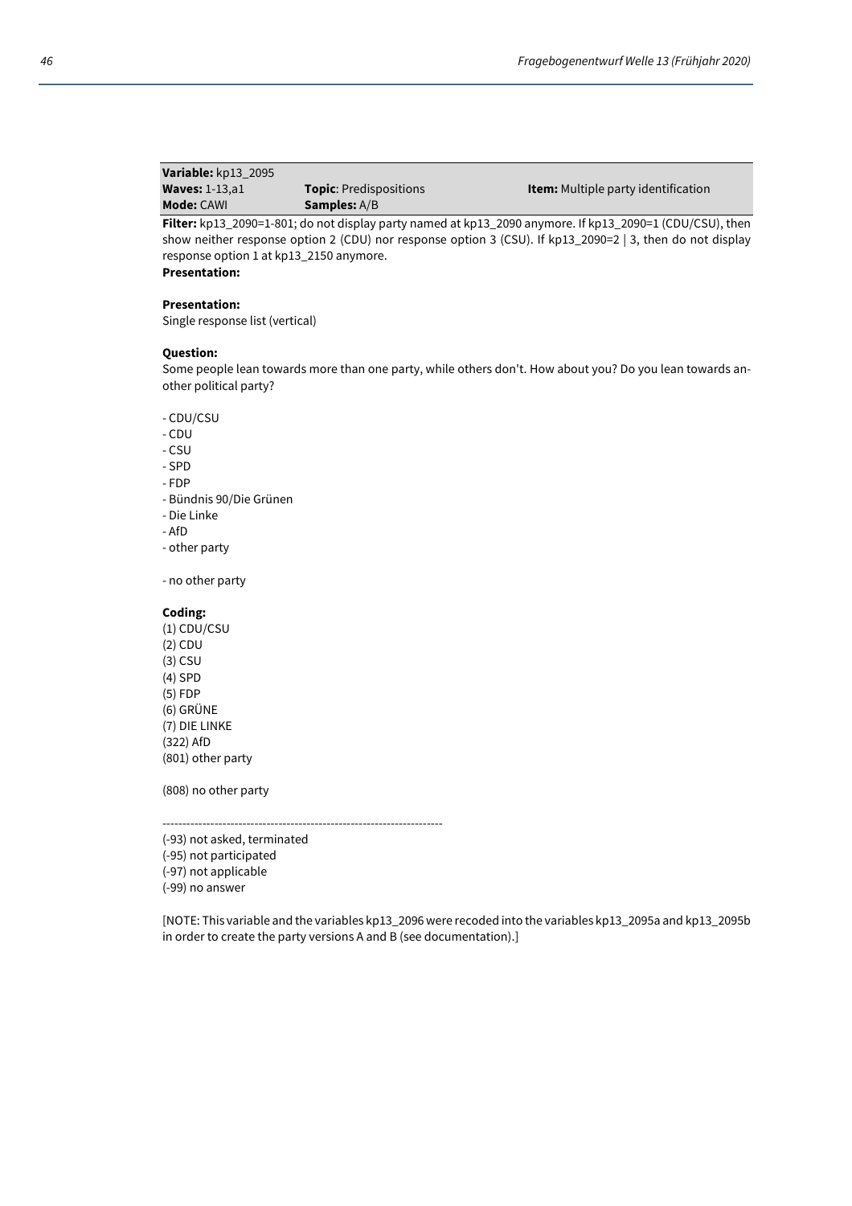| **Variable:** kp13_2095 | | |
|---|---|---|
| **Waves:** 1-13,a1 | **Topic**: Predispositions | **Item:** Multiple party identification |
| **Mode:** CAWI | **Samples:** A/B | |

**Filter:** kp13_2090=1-801; do not display party named at kp13_2090 anymore. If kp13_2090=1 (CDU/CSU), then show neither response option 2 (CDU) nor response option 3 (CSU). If kp13_2090=2 | 3, then do not display response option 1 at kp13_2150 anymore.

**Presentation:**

**Presentation:**

Single response list (vertical)

**Question:**

Some people lean towards more than one party, while others don't. How about you? Do you lean towards another political party?

- CDU/CSU
- CDU
- CSU
- SPD
- FDP
- Bündnis 90/Die Grünen
- Die Linke
- AfD
- other party

- no other party

**Coding:**

(1) CDU/CSU
(2) CDU
(3) CSU
(4) SPD
(5) FDP
(6) GRÜNE
(7) DIE LINKE
(322) AfD
(801) other party

(808) no other party

----------------------------------------------------------------------

(-93) not asked, terminated
(-95) not participated
(-97) not applicable
(-99) no answer

[NOTE: This variable and the variables kp13_2096 were recoded into the variables kp13_2095a and kp13_2095b in order to create the party versions A and B (see documentation).]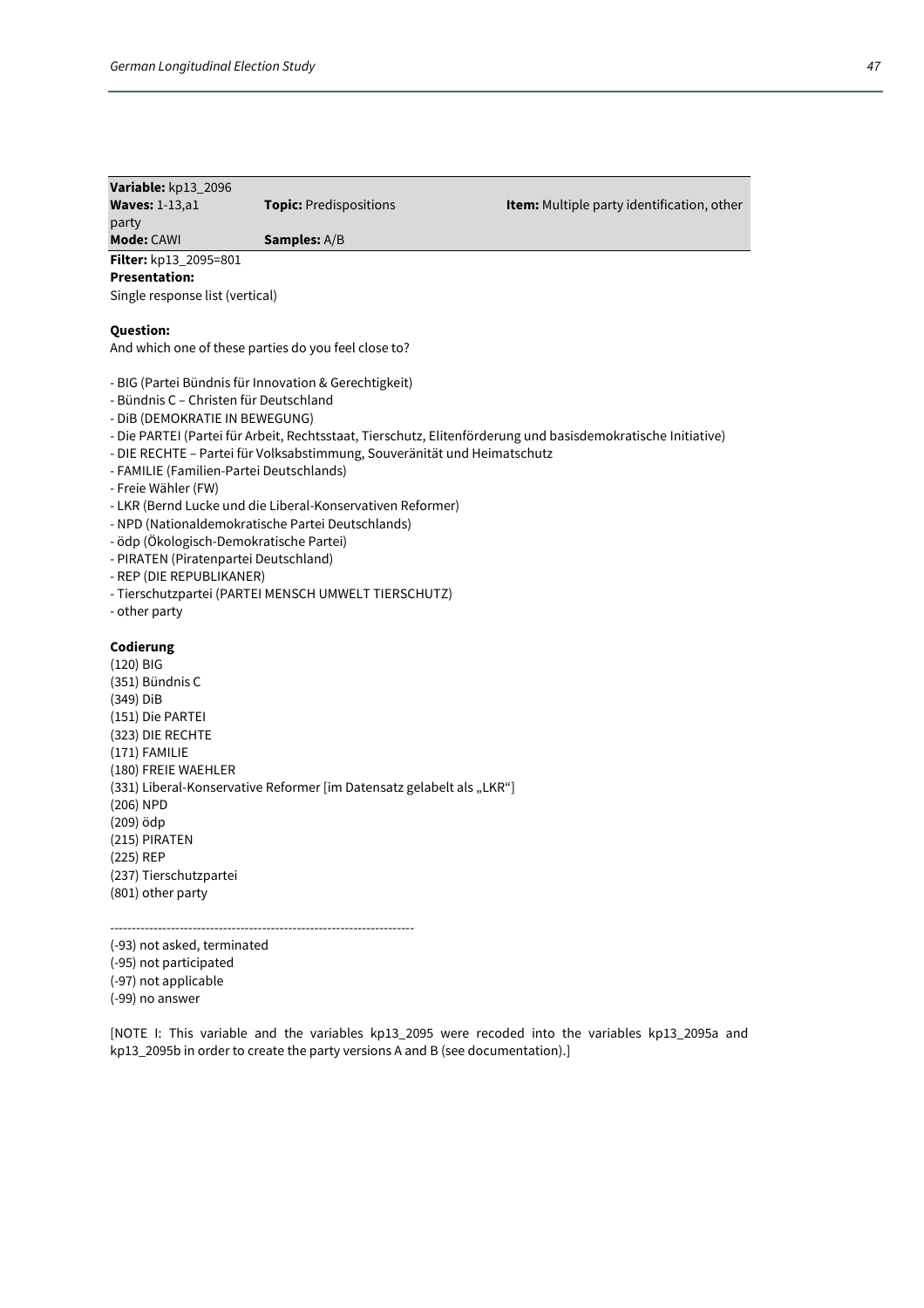**Variable:** kp13_2096
**Waves:** 1-13,a1 **Topic:** Predispositions **Item:** Multiple party identification, other party
**Mode:** CAWI **Samples:** A/B

**Filter:** kp13_2095=801
**Presentation:**
Single response list (vertical)

**Question:**
And which one of these parties do you feel close to?

- BIG (Partei Bündnis für Innovation & Gerechtigkeit)
- Bündnis C – Christen für Deutschland
- DiB (DEMOKRATIE IN BEWEGUNG)
- Die PARTEI (Partei für Arbeit, Rechtsstaat, Tierschutz, Elitenförderung und basisdemokratische Initiative)
- DIE RECHTE – Partei für Volksabstimmung, Souveränität und Heimatschutz
- FAMILIE (Familien-Partei Deutschlands)
- Freie Wähler (FW)
- LKR (Bernd Lucke und die Liberal-Konservativen Reformer)
- NPD (Nationaldemokratische Partei Deutschlands)
- ödp (Ökologisch-Demokratische Partei)
- PIRATEN (Piratenpartei Deutschland)
- REP (DIE REPUBLIKANER)
- Tierschutzpartei (PARTEI MENSCH UMWELT TIERSCHUTZ)
- other party

**Codierung**
(120) BIG
(351) Bündnis C
(349) DiB
(151) Die PARTEI
(323) DIE RECHTE
(171) FAMILIE
(180) FREIE WAEHLER
(331) Liberal-Konservative Reformer [im Datensatz gelabelt als „LKR“]
(206) NPD
(209) ödp
(215) PIRATEN
(225) REP
(237) Tierschutzpartei
(801) other party

----------------------------------------------------------------------
(-93) not asked, terminated
(-95) not participated
(-97) not applicable
(-99) no answer

[NOTE I: This variable and the variables kp13_2095 were recoded into the variables kp13_2095a and kp13_2095b in order to create the party versions A and B (see documentation).]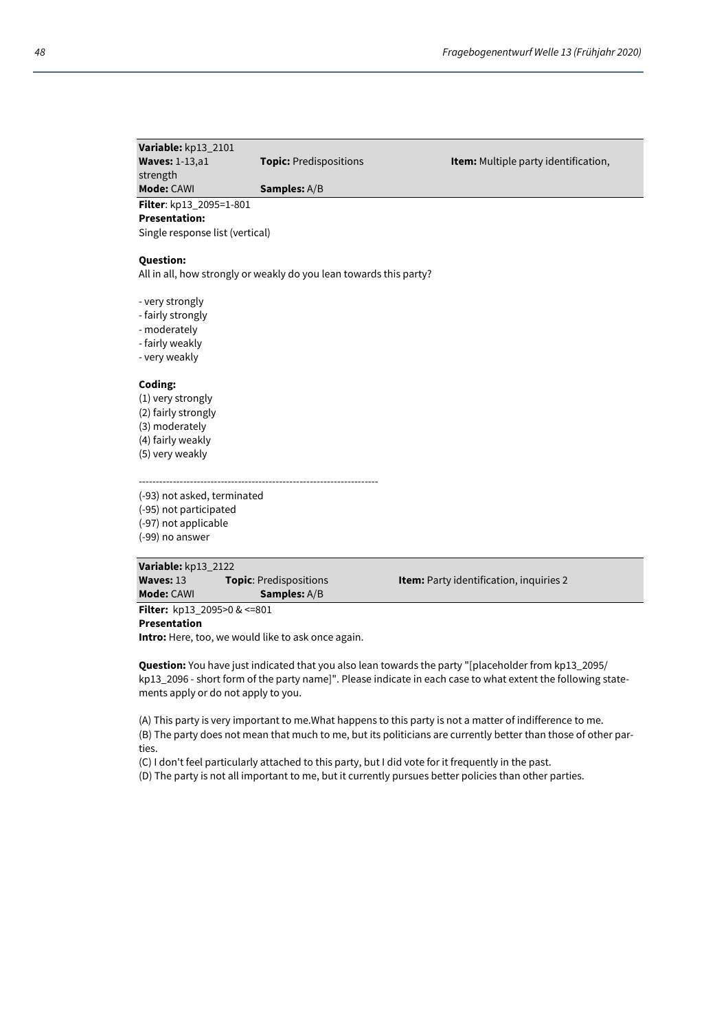**Variable:** kp13_2101
**Waves:** 1-13,a1 **Topic:** Predispositions **Item:** Multiple party identification, strength
**Mode:** CAWI **Samples:** A/B

**Filter**: kp13_2095=1-801
**Presentation:**
Single response list (vertical)

**Question:**
All in all, how strongly or weakly do you lean towards this party?

- very strongly
- fairly strongly
- moderately
- fairly weakly
- very weakly

**Coding:**
(1) very strongly
(2) fairly strongly
(3) moderately
(4) fairly weakly
(5) very weakly

----------------------------------------------------------------------

(-93) not asked, terminated
(-95) not participated
(-97) not applicable
(-99) no answer

**Variable:** kp13_2122
**Waves:** 13 **Topic**: Predispositions **Item:** Party identification, inquiries 2
**Mode:** CAWI **Samples:** A/B

**Filter:** kp13_2095>0 & <=801
**Presentation**
**Intro:** Here, too, we would like to ask once again.

**Question:** You have just indicated that you also lean towards the party "[placeholder from kp13_2095/ kp13_2096 - short form of the party name]". Please indicate in each case to what extent the following statements apply or do not apply to you.

(A) This party is very important to me.What happens to this party is not a matter of indifference to me.
(B) The party does not mean that much to me, but its politicians are currently better than those of other parties.
(C) I don't feel particularly attached to this party, but I did vote for it frequently in the past.
(D) The party is not all important to me, but it currently pursues better policies than other parties.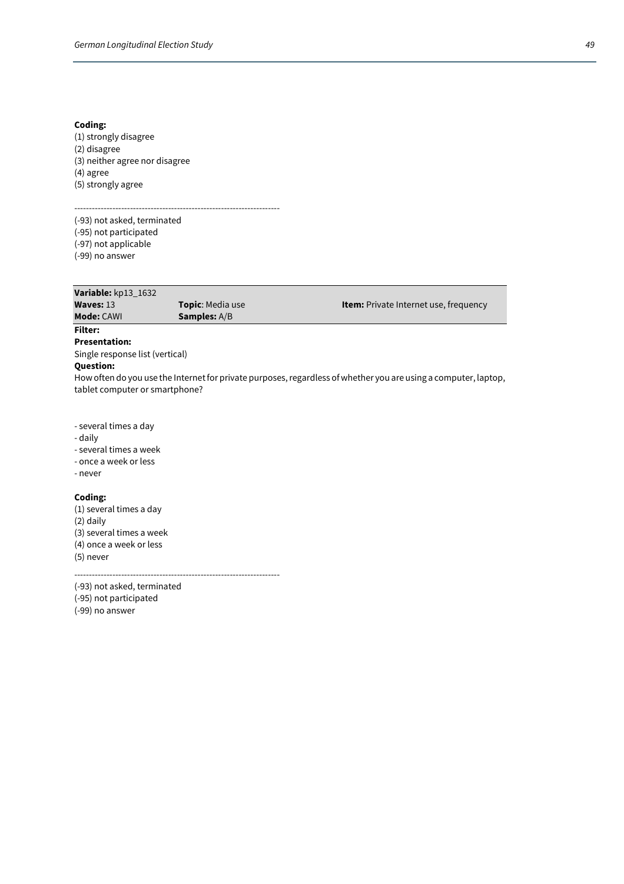**Coding:**
(1) strongly disagree
(2) disagree
(3) neither agree nor disagree
(4) agree
(5) strongly agree

--------------------------------------------------------------------

(-93) not asked, terminated
(-95) not participated
(-97) not applicable
(-99) no answer

| **Variable:** kp13_1632 | | |
|---|---|---|
| **Waves:** 13 | **Topic**: Media use | **Item:** Private Internet use, frequency |
| **Mode:** CAWI | **Samples:** A/B | |

**Filter:**

**Presentation:**

Single response list (vertical)

**Question:**

How often do you use the Internet for private purposes, regardless of whether you are using a computer, laptop, tablet computer or smartphone?

- several times a day
- daily
- several times a week
- once a week or less
- never

**Coding:**
(1) several times a day
(2) daily
(3) several times a week
(4) once a week or less
(5) never

--------------------------------------------------------------------

(-93) not asked, terminated
(-95) not participated
(-99) no answer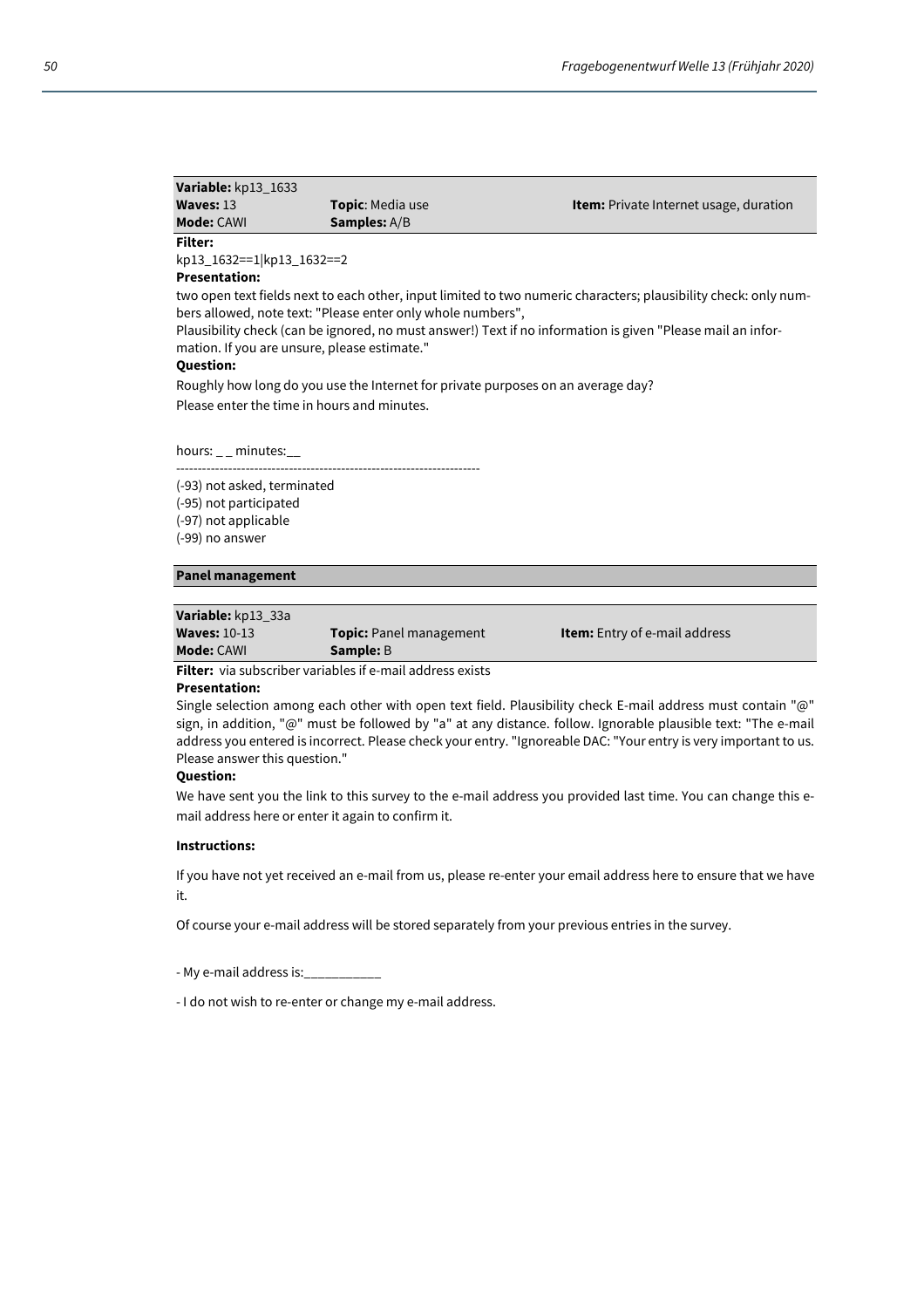| **Variable:** kp13_1633 | | |
|---|---|---|
| **Waves:** 13 | **Topic**: Media use | **Item:** Private Internet usage, duration |
| **Mode:** CAWI | **Samples:** A/B | |

**Filter:**

kp13_1632==1|kp13_1632==2

**Presentation:**

two open text fields next to each other, input limited to two numeric characters; plausibility check: only numbers allowed, note text: "Please enter only whole numbers",
Plausibility check (can be ignored, no must answer!) Text if no information is given "Please mail an information. If you are unsure, please estimate."

**Question:**

Roughly how long do you use the Internet for private purposes on an average day?

Please enter the time in hours and minutes.

hours: _ _ minutes:__

---------------------------------------------------------------------

(-93) not asked, terminated
(-95) not participated
(-97) not applicable
(-99) no answer

**Panel management**

| **Variable:** kp13_33a | | |
|---|---|---|
| **Waves:** 10-13 | **Topic:** Panel management | **Item:** Entry of e-mail address |
| **Mode:** CAWI | **Sample:** B | |

**Filter:** via subscriber variables if e-mail address exists

**Presentation:**

Single selection among each other with open text field. Plausibility check E-mail address must contain "@" sign, in addition, "@" must be followed by "a" at any distance. follow. Ignorable plausible text: "The e-mail address you entered is incorrect. Please check your entry. "Ignoreable DAC: "Your entry is very important to us. Please answer this question."

**Question:**

We have sent you the link to this survey to the e-mail address you provided last time. You can change this e-mail address here or enter it again to confirm it.

**Instructions:**

If you have not yet received an e-mail from us, please re-enter your email address here to ensure that we have it.

Of course your e-mail address will be stored separately from your previous entries in the survey.

- My e-mail address is:___________

- I do not wish to re-enter or change my e-mail address.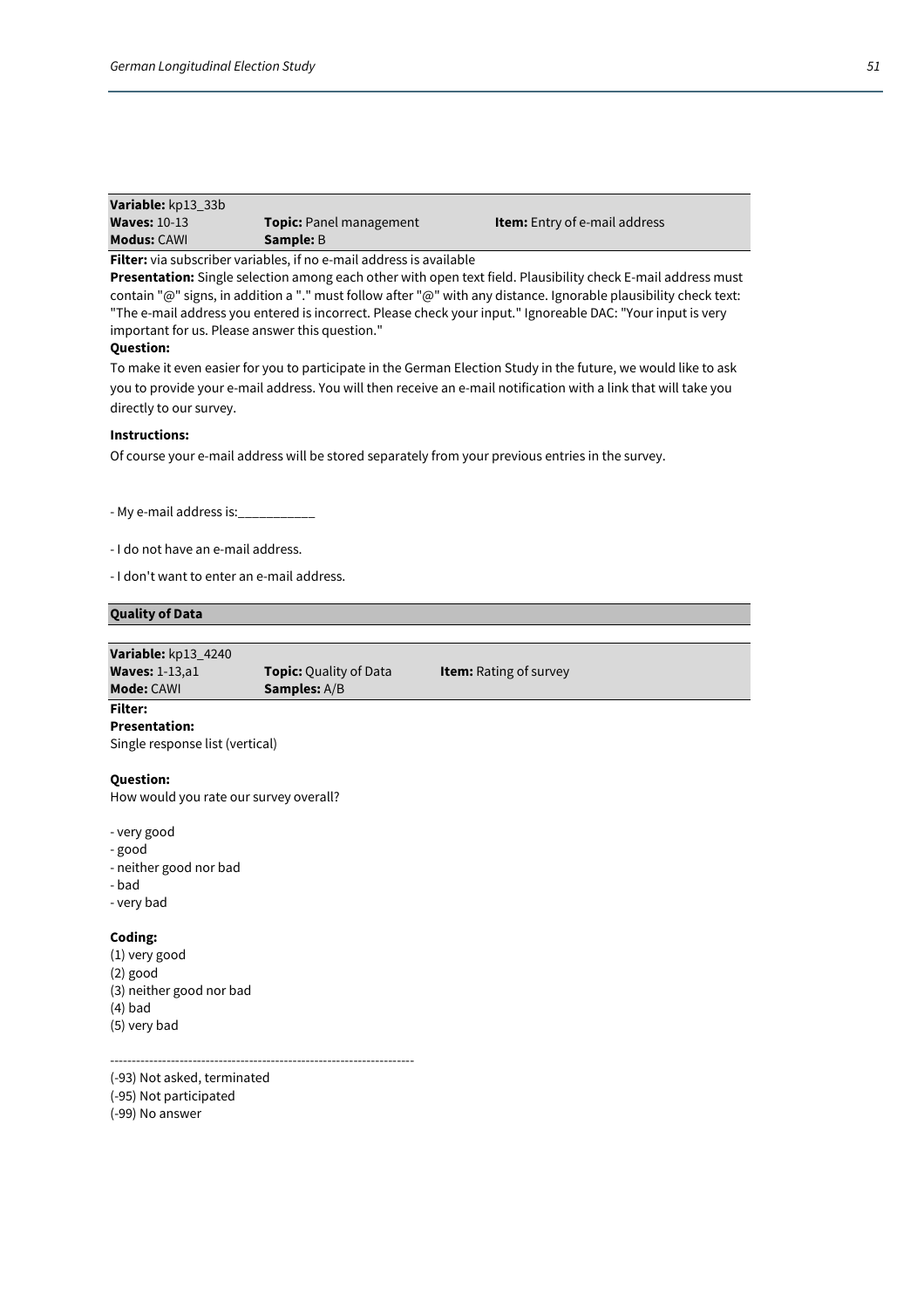| **Variable:** kp13_33b | | |
|---|---|---|
| **Waves:** 10-13 | **Topic:** Panel management | **Item:** Entry of e-mail address |
| **Modus:** CAWI | **Sample:** B | |

**Filter:** via subscriber variables, if no e-mail address is available

**Presentation:** Single selection among each other with open text field. Plausibility check E-mail address must contain "@" signs, in addition a "." must follow after "@" with any distance. Ignorable plausibility check text: "The e-mail address you entered is incorrect. Please check your input." Ignoreable DAC: "Your input is very important for us. Please answer this question."

**Question:**

To make it even easier for you to participate in the German Election Study in the future, we would like to ask you to provide your e-mail address. You will then receive an e-mail notification with a link that will take you directly to our survey.

**Instructions:**

Of course your e-mail address will be stored separately from your previous entries in the survey.

- My e-mail address is:___________

- I do not have an e-mail address.

- I don't want to enter an e-mail address.

## Quality of Data

| **Variable:** kp13_4240 | | |
|---|---|---|
| **Waves:** 1-13,a1 | **Topic:** Quality of Data | **Item:** Rating of survey |
| **Mode:** CAWI | **Samples:** A/B | |

**Filter:**

**Presentation:**

Single response list (vertical)

**Question:**

How would you rate our survey overall?

- very good
- good
- neither good nor bad
- bad
- very bad

**Coding:**

(1) very good
(2) good
(3) neither good nor bad
(4) bad
(5) very bad

----------------------------------------------------------------------

(-93) Not asked, terminated
(-95) Not participated
(-99) No answer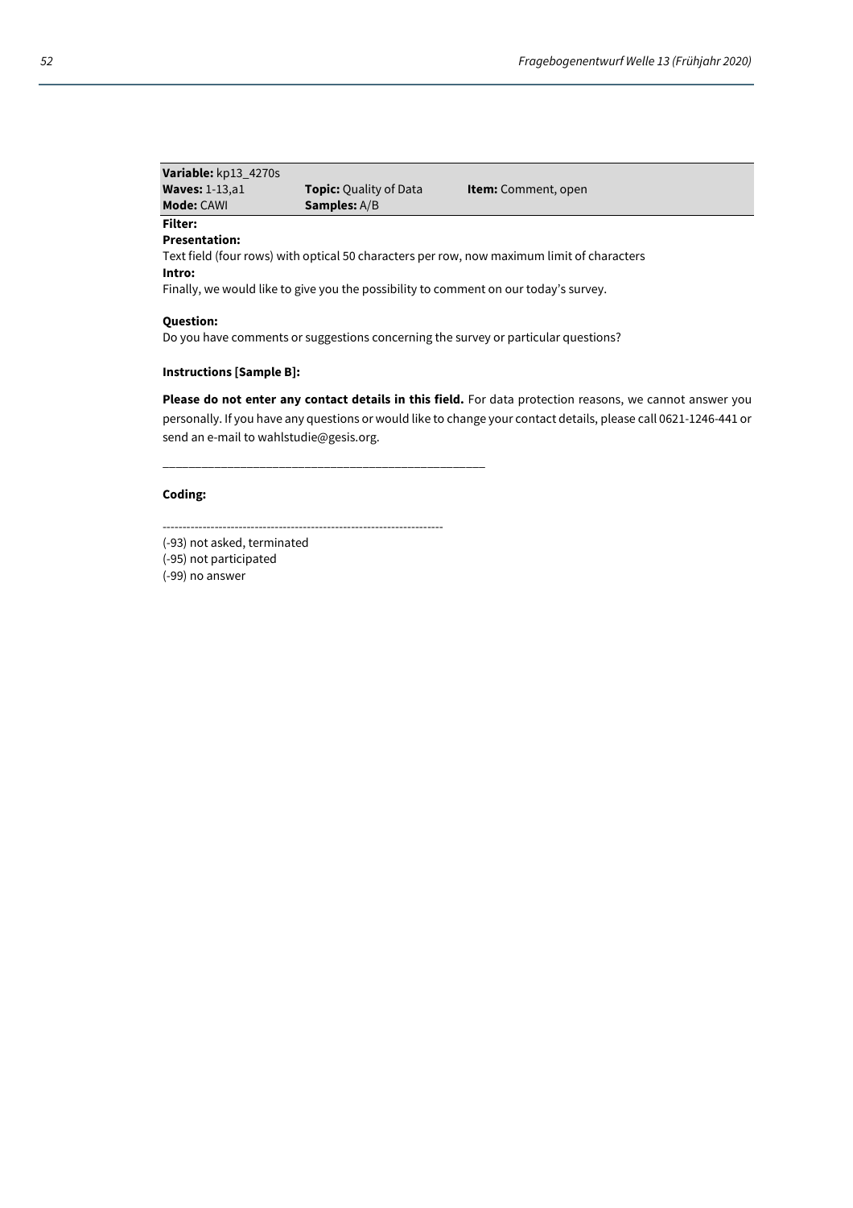| | | |
|---|---|---|
| **Variable:** kp13_4270s | | |
| **Waves:** 1-13,a1 | **Topic:** Quality of Data | **Item:** Comment, open |
| **Mode:** CAWI | **Samples:** A/B | |

**Filter:**

**Presentation:**

Text field (four rows) with optical 50 characters per row, now maximum limit of characters

**Intro:**

Finally, we would like to give you the possibility to comment on our today's survey.

**Question:**

Do you have comments or suggestions concerning the survey or particular questions?

**Instructions [Sample B]:**

**Please do not enter any contact details in this field.** For data protection reasons, we cannot answer you personally. If you have any questions or would like to change your contact details, please call 0621-1246-441 or send an e-mail to wahlstudie@gesis.org.

___________________________________________________

**Coding:**

----------------------------------------------------------------------

(-93) not asked, terminated

(-95) not participated

(-99) no answer